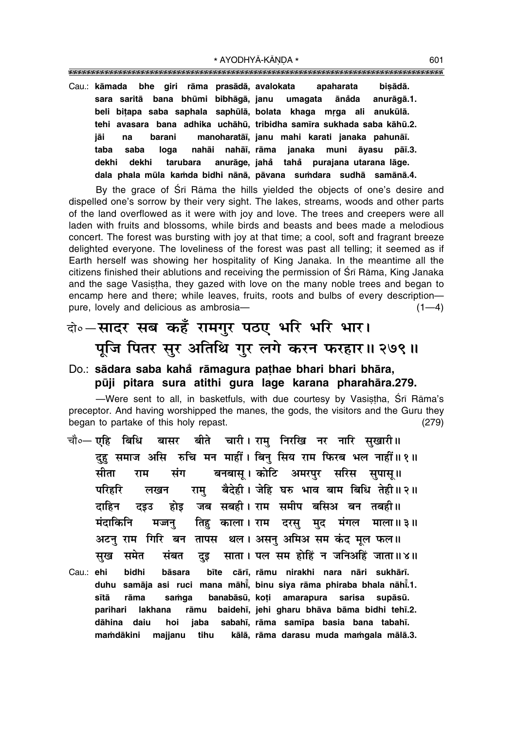Cau.: **kāmada bhe giri rāma prasādā, avalokata apaharata biṣādā.**
**sara saritā bana bhūmi bibhāgā, janu umagata ānåda anurāgā.1.**
**beli biṭapa saba saphala saphūlā, bolata khaga mṛga ali anukūlā.**
**tehi avasara bana adhika uchāhū, tribidha samīra sukhada saba kāhū.2.**
**jāi na barani manoharatāī, janu mahi karati janaka pahunāī.**
**taba saba loga nahāi nahāī, rāma janaka muni āyasu pāī.3.**
**dekhi dekhi tarubara anurāge, jahå tahå purajana utarana lāge.**
**dala phala mūla kaṁda bidhi nānā, pāvana suṁdara sudhā samānā.4.**

By the grace of Śrī Rāma the hills yielded the objects of one's desire and dispelled one's sorrow by their very sight. The lakes, streams, woods and other parts of the land overflowed as it were with joy and love. The trees and creepers were all laden with fruits and blossoms, while birds and beasts and bees made a melodious concert. The forest was bursting with joy at that time; a cool, soft and fragrant breeze delighted everyone. The loveliness of the forest was past all telling; it seemed as if Earth herself was showing her hospitality of King Janaka. In the meantime all the citizens finished their ablutions and receiving the permission of Śrī Rāma, King Janaka and the sage Vasiṣṭha, they gazed with love on the many noble trees and began to encamp here and there; while leaves, fruits, roots and bulbs of every description—pure, lovely and delicious as ambrosia— (1—4)

## दो०—सादर सब कहँ रामगुर पठए भरि भरि भार।
## पूजि पितर सुर अतिथि गुर लगे करन फरहार॥ २७९॥

Do.: **sādara saba kahå rāmagura paṭhae bhari bhari bhāra,**
**pūji pitara sura atithi gura lage karana pharahāra.279.**

—Were sent to all, in basketfuls, with due courtesy by Vasiṣṭha, Śrī Rāma's preceptor. And having worshipped the manes, the gods, the visitors and the Guru they began to partake of this holy repast. (279)

चौ०— एहि बिधि बासर बीते चारी। रामु निरखि नर नारि सुखारी॥
दुहु समाज असि रुचि मन माहीं। बिनु सिय राम फिरब भल नाहीं॥ १॥
सीता राम संग बनबासू। कोटि अमरपुर सरिस सुपासू॥
परिहरि लखन रामु बैदेही। जेहि घरु भाव बाम बिधि तेही॥ २॥
दाहिन दइउ होइ जब सबही। राम समीप बसिअ बन तबही॥
मंदाकिनि मज्जनु तिहु काला। राम दरसु मुद मंगल माला॥ ३॥
अटनु राम गिरि बन तापस थल। असनु अमिअ सम कंद मूल फल॥
सुख समेत संबत दुइ साता। पल सम होहिं न जनिअहिं जाता॥ ४॥

Cau.: **ehi bidhi bāsara bīte cārī, rāmu nirakhi nara nāri sukhārī.**
**duhu samāja asi ruci mana māhī̐, binu siya rāma phiraba bhala nāhī̐.1.**
**sītā rāma saṁga banabāsū, koṭi amarapura sarisa supāsū.**
**parihari lakhana rāmu baidehī, jehi gharu bhāva bāma bidhi tehī.2.**
**dāhina daiu hoi jaba sabahī, rāma samīpa basia bana tabahī.**
**maṁdākini majjanu tihu kālā, rāma darasu muda maṁgala mālā.3.**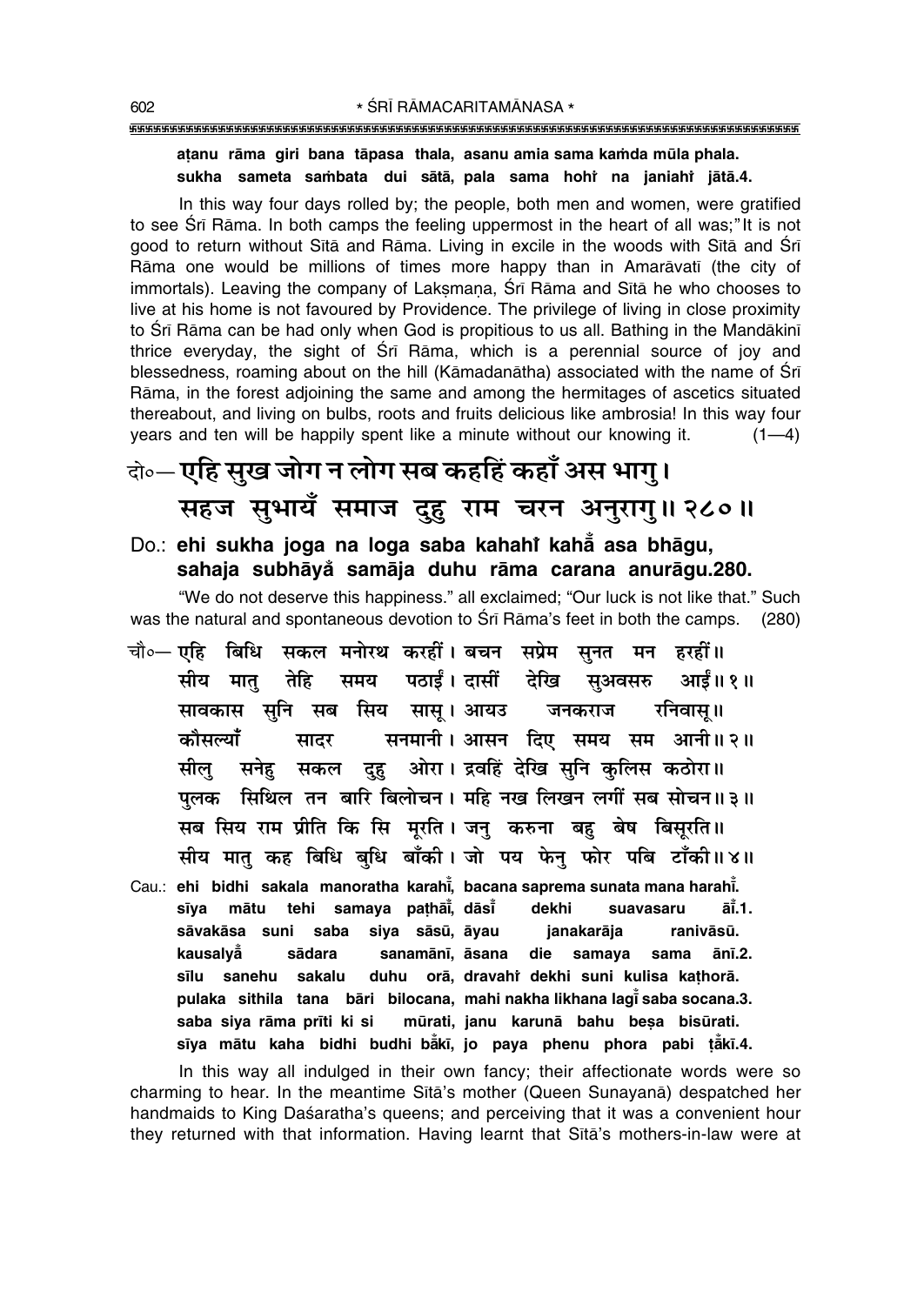**aṭanu rāma giri bana tāpasa thala, asanu amia sama kaṁda mūla phala.**
**sukha sameta saṁbata dui sātā, pala sama hohiṁ na janiahiṁ jātā.4.**

In this way four days rolled by; the people, both men and women, were gratified to see Śrī Rāma. In both camps the feeling uppermost in the heart of all was;"It is not good to return without Sītā and Rāma. Living in excile in the woods with Sītā and Śrī Rāma one would be millions of times more happy than in Amarāvatī (the city of immortals). Leaving the company of Lakṣmaṇa, Śrī Rāma and Sītā he who chooses to live at his home is not favoured by Providence. The privilege of living in close proximity to Śrī Rāma can be had only when God is propitious to us all. Bathing in the Mandākinī thrice everyday, the sight of Śrī Rāma, which is a perennial source of joy and blessedness, roaming about on the hill (Kāmadanātha) associated with the name of Śrī Rāma, in the forest adjoining the same and among the hermitages of ascetics situated thereabout, and living on bulbs, roots and fruits delicious like ambrosia! In this way four years and ten will be happily spent like a minute without our knowing it. (1—4)

## दो०— एहि सुख जोग न लोग सब कहहिं कहाँ अस भागु। सहज सुभायँ समाज दुहु राम चरन अनुरागु॥ २८०॥

**Do.: ehi sukha joga na loga saba kahahiṁ kahaଁ asa bhāgu, sahaja subhāyaଁ samāja duhu rāma carana anurāgu.280.**

"We do not deserve this happiness." all exclaimed; "Our luck is not like that." Such was the natural and spontaneous devotion to Śrī Rāma's feet in both the camps. (280)

चौ०— एहि बिधि सकल मनोरथ करहीं। बचन सप्रेम सुनत मन हरहीं॥
सीय मातु तेहि समय पठाईं। दासीं देखि सुअवसरु आईं॥ १॥
सावकास सुनि सब सिय सासू। आयउ जनकराज रनिवासू॥
कौसल्याँ सादर सनमानी। आसन दिए समय सम आनी॥ २॥
सीलु सनेहु सकल दुहु ओरा। द्रवहिं देखि सुनि कुलिस कठोरा॥
पुलक सिथिल तन बारि बिलोचन। महि नख लिखन लगीं सब सोचन॥ ३॥
सब सिय राम प्रीति कि सि मूरति। जनु करुना बहु बेष बिसूरति॥
सीय मातु कह बिधि बुधि बाँकी। जो पय फेनु फोर पबि टाँकी॥ ४॥

**Cau.: ehi bidhi sakala manoratha karahīṁ, bacana saprema sunata mana harahīṁ.**
**sīya mātu tehi samaya paṭhāīṁ, dāsīṁ dekhi suavasaru āīṁ.1.**
**sāvakāsa suni saba siya sāsū, āyau janakarāja ranivāsū.**
**kausalyāଁ sādara sanamānī, āsana die samaya sama ānī.2.**
**sīlu sanehu sakalu duhu orā, dravahiṁ dekhi suni kulisa kaṭhorā.**
**pulaka sithila tana bāri bilocana, mahi nakha likhana lagīṁ saba socana.3.**
**saba siya rāma prīti ki si mūrati, janu karunā bahu beṣa bisūrati.**
**sīya mātu kaha bidhi budhi bāଁkī, jo paya phenu phora pabi ṭāଁkī.4.**

In this way all indulged in their own fancy; their affectionate words were so charming to hear. In the meantime Sītā's mother (Queen Sunayanā) despatched her handmaids to King Daśaratha's queens; and perceiving that it was a convenient hour they returned with that information. Having learnt that Sītā's mothers-in-law were at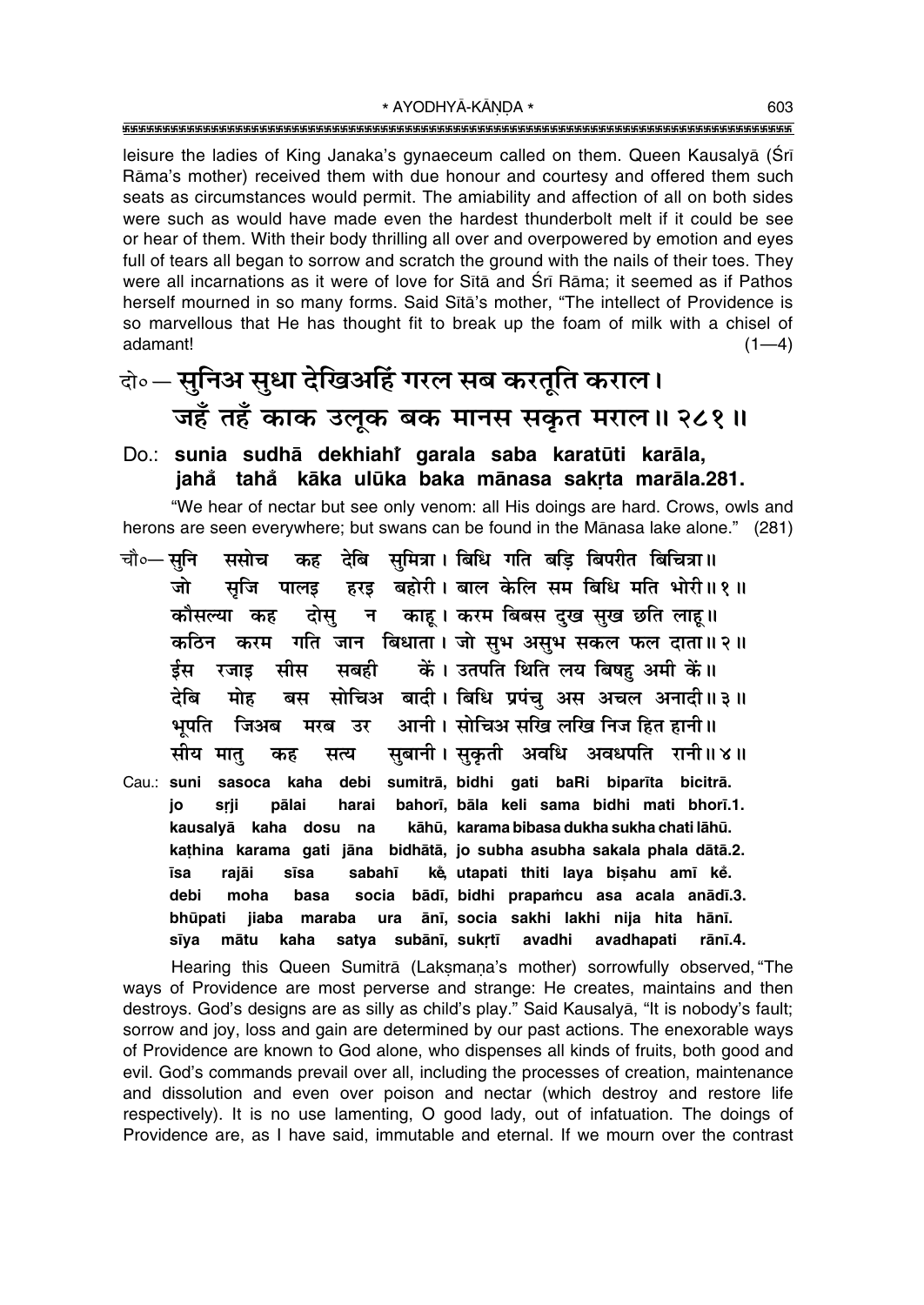leisure the ladies of King Janaka's gynaeceum called on them. Queen Kausalyā (Śrī Rāma's mother) received them with due honour and courtesy and offered them such seats as circumstances would permit. The amiability and affection of all on both sides were such as would have made even the hardest thunderbolt melt if it could be see or hear of them. With their body thrilling all over and overpowered by emotion and eyes full of tears all began to sorrow and scratch the ground with the nails of their toes. They were all incarnations as it were of love for Sītā and Śrī Rāma; it seemed as if Pathos herself mourned in so many forms. Said Sītā's mother, "The intellect of Providence is so marvellous that He has thought fit to break up the foam of milk with a chisel of adamant! (1—4)

## दो०— सुनिअ सुधा देखिअहिं गरल सब करतूति कराल।
## जहँ तहँ काक उलूक बक मानस सकृत मराल॥ २८१॥

**Do.: sunia sudhā dekhiahiँ garala saba karatūti karāla,**
**jahaँ tahaँ kāka ulūka baka mānasa sakṛta marāla.281.**

"We hear of nectar but see only venom: all His doings are hard. Crows, owls and herons are seen everywhere; but swans can be found in the Mānasa lake alone." (281)

चौ०— सुनि ससोच कह देबि सुमित्रा। बिधि गति बड़ि बिपरीत बिचित्रा॥
जो सृजि पालइ हरइ बहोरी। बाल केलि सम बिधि मति भोरी॥ १॥
कौसल्या कह दोसु न काहू। करम बिबस दुख सुख छति लाहू॥
कठिन करम गति जान बिधाता। जो सुभ असुभ सकल फल दाता॥ २॥
ईस रजाइ सीस सबही कें। उतपति थिति लय बिषहु अमी कें॥
देबि मोह बस सोचिअ बादी। बिधि प्रपंचु अस अचल अनादी॥ ३॥
भूपति जिअब मरब उर आनी। सोचिअ सखि लखि निज हित हानी॥
सीय मातु कह सत्य सुबानी। सुकृती अवधि अवधपति रानी॥ ४॥

**Cau.: suni sasoca kaha debi sumitrā, bidhi gati baRi biparīta bicitrā.**
**jo sṛji pālai harai bahorī, bāla keli sama bidhi mati bhorī.1.**
**kausalyā kaha dosu na kāhū, karama bibasa dukha sukha chati lāhū.**
**kaṭhina karama gati jāna bidhātā, jo subha asubha sakala phala dātā.2.**
**īsa rajāi sīsa sabahī keँ, utapati thiti laya biṣahu amī keँ.**
**debi moha basa socia bādī, bidhi prapaṁcu asa acala anādī.3.**
**bhūpati jiaba maraba ura ānī, socia sakhi lakhi nija hita hānī.**
**sīya mātu kaha satya subānī, sukṛtī avadhi avadhapati rānī.4.**

Hearing this Queen Sumitrā (Lakṣmaṇa's mother) sorrowfully observed, "The ways of Providence are most perverse and strange: He creates, maintains and then destroys. God's designs are as silly as child's play." Said Kausalyā, "It is nobody's fault; sorrow and joy, loss and gain are determined by our past actions. The enexorable ways of Providence are known to God alone, who dispenses all kinds of fruits, both good and evil. God's commands prevail over all, including the processes of creation, maintenance and dissolution and even over poison and nectar (which destroy and restore life respectively). It is no use lamenting, O good lady, out of infatuation. The doings of Providence are, as I have said, immutable and eternal. If we mourn over the contrast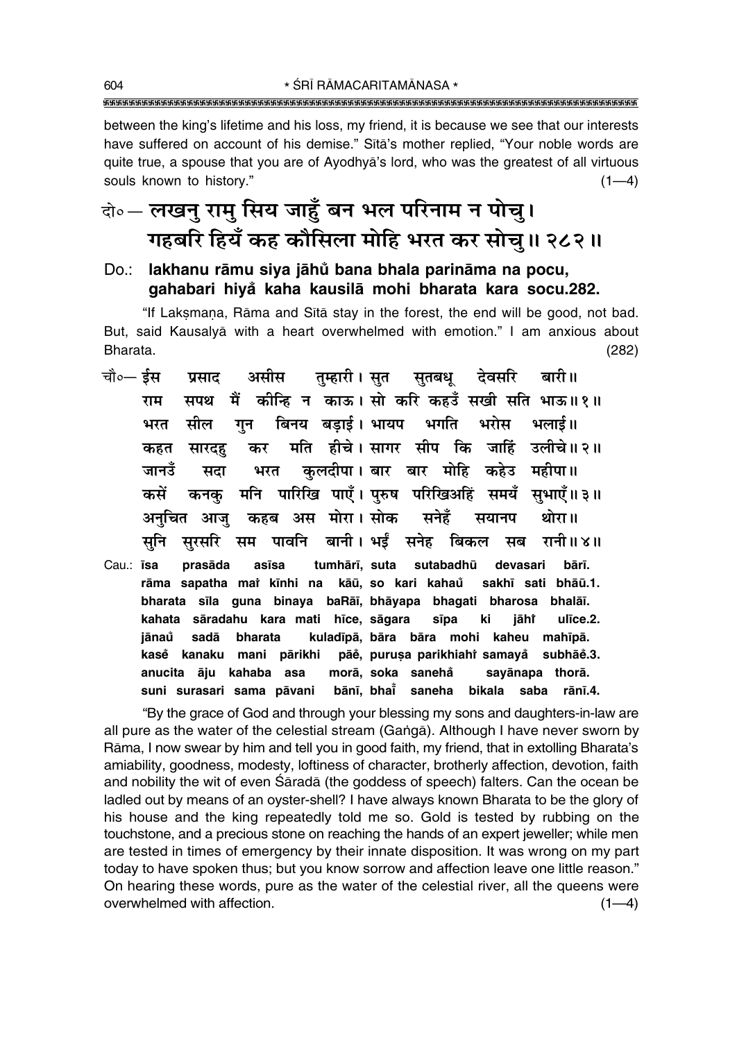between the king's lifetime and his loss, my friend, it is because we see that our interests have suffered on account of his demise." Sītā's mother replied, "Your noble words are quite true, a spouse that you are of Ayodhyā's lord, who was the greatest of all virtuous souls known to history." (1—4)

दो०— लखनु रामु सिय जाहुँ बन भल परिनाम न पोचु।
गहबरि हियँ कह कौसिला मोहि भरत कर सोचु॥ २८२॥

Do.: **lakhanu rāmu siya jāhů bana bhala parināma na pocu,**
**gahabari hiyå kaha kausilā mohi bharata kara socu.282.**

"If Lakṣmaṇa, Rāma and Sītā stay in the forest, the end will be good, not bad. But, said Kausalyā with a heart overwhelmed with emotion." I am anxious about Bharata. (282)

चौ०— ईस प्रसाद असीस तुम्हारी। सुत सुतबधू देवसरि बारी॥
राम सपथ मैं कीन्हि न काऊ। सो करि कहउँ सखी सति भाऊ॥ १॥
भरत सील गुन बिनय बड़ाई। भायप भगति भरोस भलाई॥
कहत सारदहु कर मति हीचे। सागर सीप कि जाहिं उलीचे॥ २॥
जानउँ सदा भरत कुलदीपा। बार बार मोहि कहेउ महीपा॥
कसें कनकु मनि पारिखि पाएँ। पुरुष परिखिअहिं समयँ सुभाएँ॥ ३॥
अनुचित आजु कहब अस मोरा। सोक सनेहँ सयानप थोरा॥
सुनि सुरसरि सम पावनि बानी। भईं सनेह बिकल सब रानी॥ ४॥

Cau.: **īsa prasāda asīsa tumhārī, suta sutabadhū devasari bārī.**
**rāma sapatha maĩ kīnhi na kāū, so kari kahaů sakhī sati bhāū.1.**
**bharata sīla guna binaya baRāī, bhāyapa bhagati bharosa bhalāī.**
**kahata sāradahu kara mati hīce, sāgara sīpa ki jāhĩ ulīce.2.**
**jānaů sadā bharata kuladīpā, bāra bāra mohi kaheu mahīpā.**
**kasẽ kanaku mani pārikhi pāẽ, puruṣa parikhiahĩ samayå subhāẽ.3.**
**anucita āju kahaba asa morā, soka sanehå sayānapa thorā.**
**suni surasari sama pāvani bānī, bhaī̃ saneha bikala saba rānī.4.**

"By the grace of God and through your blessing my sons and daughters-in-law are all pure as the water of the celestial stream (Gaṅgā). Although I have never sworn by Rāma, I now swear by him and tell you in good faith, my friend, that in extolling Bharata's amiability, goodness, modesty, loftiness of character, brotherly affection, devotion, faith and nobility the wit of even Śāradā (the goddess of speech) falters. Can the ocean be ladled out by means of an oyster-shell? I have always known Bharata to be the glory of his house and the king repeatedly told me so. Gold is tested by rubbing on the touchstone, and a precious stone on reaching the hands of an expert jeweller; while men are tested in times of emergency by their innate disposition. It was wrong on my part today to have spoken thus; but you know sorrow and affection leave one little reason." On hearing these words, pure as the water of the celestial river, all the queens were overwhelmed with affection. (1—4)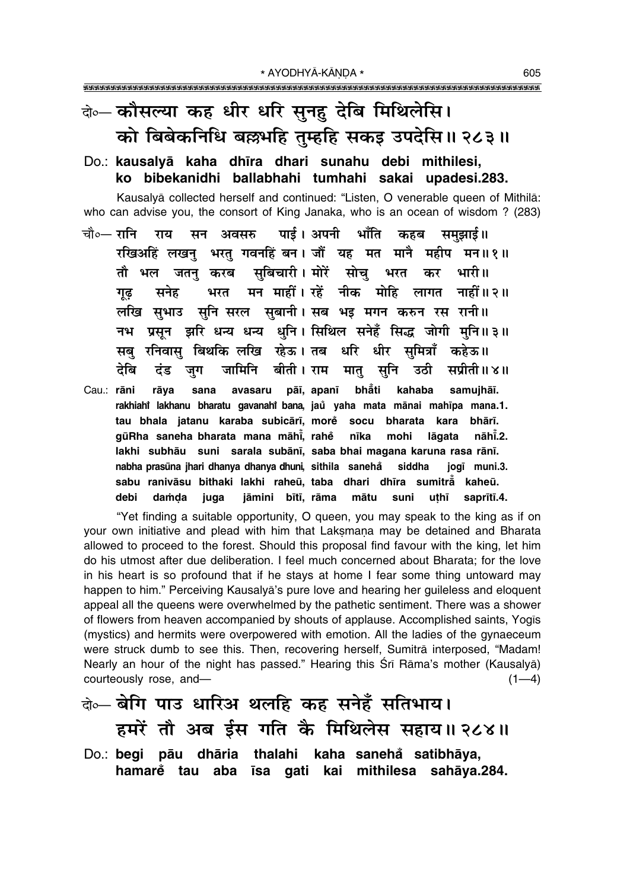दो०— कौसल्या कह धीर धरि सुनहु देबि मिथिलेसि।
को बिबेकनिधि बल्लभहि तुम्हहि सकइ उपदेसि॥ २८३॥

Do.: **kausalyā kaha dhīra dhari sunahu debi mithilesi,**
**ko bibekanidhi ballabhahi tumhahi sakai upadesi.283.**

Kausalyā collected herself and continued: "Listen, O venerable queen of Mithilā: who can advise you, the consort of King Janaka, who is an ocean of wisdom ? (283)

चौ०— रानि राय सन अवसरु पाई। अपनी भाँति कहब समुझाई॥
रखिअहिं लखनु भरतु गवनहिं बन। जौं यह मत मानै महीप मन॥ १॥
तौ भल जतनु करब सुबिचारी। मोरें सोचु भरत कर भारी॥
गूढ़ सनेह भरत मन माहीं। रहें नीक मोहि लागत नाहीं॥ २॥
लखि सुभाउ सुनि सरल सुबानी। सब भइ मगन करुन रस रानी॥
नभ प्रसून झरि धन्य धन्य धुनि। सिथिल सनेहँ सिद्ध जोगी मुनि॥ ३॥
सबु रनिवासु बिथकि लखि रहेऊ। तब धरि धीर सुमित्राँ कहेऊ॥
देबि दंड जुग जामिनि बीती। राम मातु सुनि उठी सप्रीती॥ ४॥

Cau.: **rāni rāya sana avasaru pāī, apanī bhā̐ti kahaba samujhāī.**
**rakhiahi lakhanu bharatu gavanahi bana, jau̐ yaha mata mānai mahīpa mana.1.**
**tau bhala jatanu karaba subicārī, more socu bharata kara bhārī.**
**gūRha saneha bharata mana māhī̐, rahe̐ nīka mohi lāgata nāhī̐.2.**
**lakhi subhāu suni sarala subānī, saba bhai magana karuna rasa rānī.**
**nabha prasūna jhari dhanya dhanya dhuni, sithila saneha̐ siddha jogī muni.3.**
**sabu ranivāsu bithaki lakhi raheū, taba dhari dhīra sumitrā̐ kaheū.**
**debi daṁḍa juga jāmini bītī, rāma mātu suni uṭhī saprītī.4.**

"Yet finding a suitable opportunity, O queen, you may speak to the king as if on your own initiative and plead with him that Lakṣmaṇa may be detained and Bharata allowed to proceed to the forest. Should this proposal find favour with the king, let him do his utmost after due deliberation. I feel much concerned about Bharata; for the love in his heart is so profound that if he stays at home I fear some thing untoward may happen to him." Perceiving Kausalyā's pure love and hearing her guileless and eloquent appeal all the queens were overwhelmed by the pathetic sentiment. There was a shower of flowers from heaven accompanied by shouts of applause. Accomplished saints, Yogīs (mystics) and hermits were overpowered with emotion. All the ladies of the gynaeceum were struck dumb to see this. Then, recovering herself, Sumitrā interposed, "Madam! Nearly an hour of the night has passed." Hearing this Śrī Rāma's mother (Kausalyā) courteously rose, and— (1—4)

दो०— बेगि पाउ धारिअ थलहि कह सनेहँ सतिभाय।
हमरें तौ अब ईस गति कै मिथिलेस सहाय॥ २८४॥

Do.: **begi pāu dhāria thalahi kaha saneha̐ satibhāya,**
**hamare̐ tau aba īsa gati kai mithilesa sahāya.284.**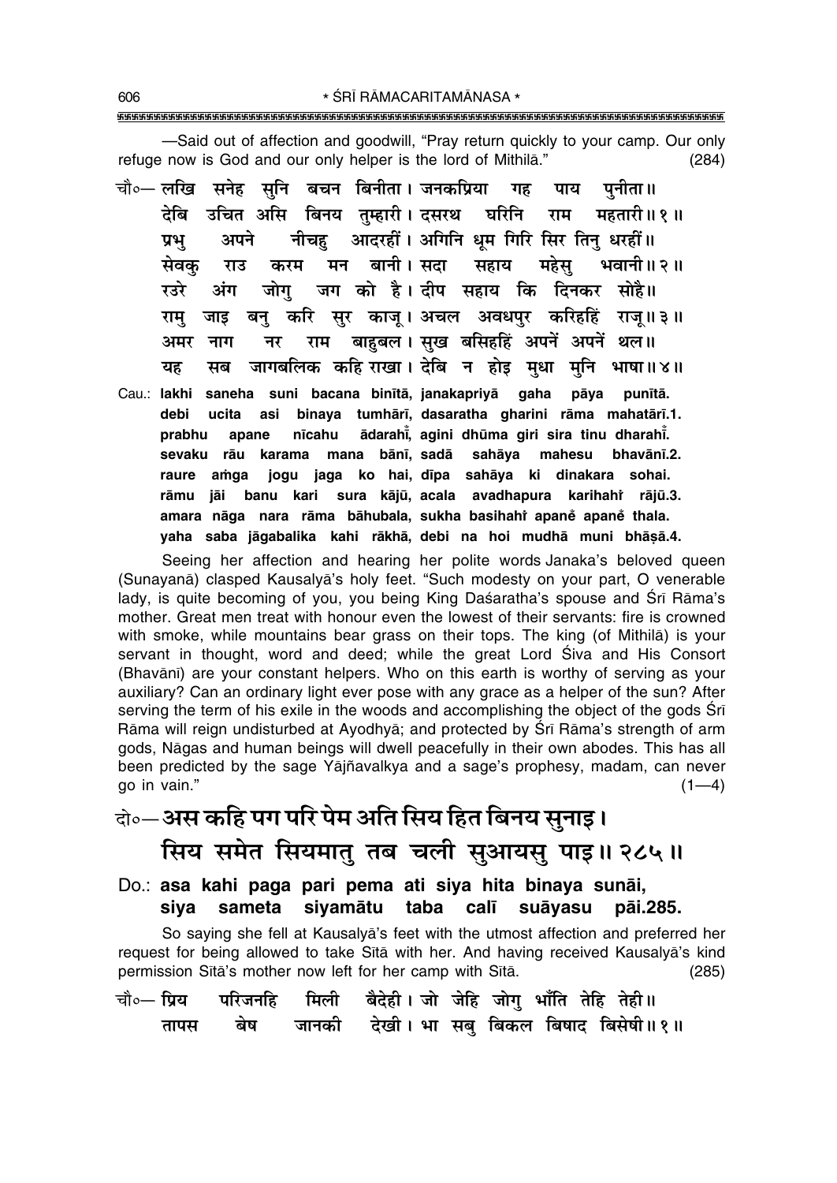—Said out of affection and goodwill, "Pray return quickly to your camp. Our only refuge now is God and our only helper is the lord of Mithilā." (284)

चौ०— लखि सनेह सुनि बचन बिनीता। जनकप्रिया गह पाय पुनीता॥
देबि उचित असि बिनय तुम्हारी। दसरथ घरिनि राम महतारी॥ १॥
प्रभु अपने नीचहु आदरहीं। अगिनि धूम गिरि सिर तिनु धरहीं॥
सेवकु राउ करम मन बानी। सदा सहाय महेसु भवानी॥ २॥
रउरे अंग जोगु जग को है। दीप सहाय कि दिनकर सोहै॥
रामु जाइ बनु करि सुर काजू। अचल अवधपुर करिहहिं राजू॥ ३॥
अमर नाग नर राम बाहुबल। सुख बसिहहिं अपनें अपनें थल॥
यह सब जागबलिक कहि राखा। देबि न होइ मुधा मुनि भाषा॥ ४॥

Cau.: **lakhi saneha suni bacana binītā, janakapriyā gaha pāya punītā.**
**debi ucita asi binaya tumhārī, dasaratha gharini rāma mahatārī.1.**
**prabhu apane nīcahu ādarahı̐, agini dhūma giri sira tinu dharahı̐.**
**sevaku rāu karama mana bānī, sadā sahāya mahesu bhavānī.2.**
**raure aṁga jogu jaga ko hai, dīpa sahāya ki dinakara sohai.**
**rāmu jāi banu kari sura kājū, acala avadhapura karihahı̐ rājū.3.**
**amara nāga nara rāma bāhubala, sukha basihahı̐ apanẽ apanẽ thala.**
**yaha saba jāgabalika kahi rākhā, debi na hoi mudhā muni bhāṣā.4.**

Seeing her affection and hearing her polite words Janaka's beloved queen (Sunayanā) clasped Kausalyā's holy feet. "Such modesty on your part, O venerable lady, is quite becoming of you, you being King Daśaratha's spouse and Śrī Rāma's mother. Great men treat with honour even the lowest of their servants: fire is crowned with smoke, while mountains bear grass on their tops. The king (of Mithilā) is your servant in thought, word and deed; while the great Lord Śiva and His Consort (Bhavānī) are your constant helpers. Who on this earth is worthy of serving as your auxiliary? Can an ordinary light ever pose with any grace as a helper of the sun? After serving the term of his exile in the woods and accomplishing the object of the gods Śrī Rāma will reign undisturbed at Ayodhyā; and protected by Śrī Rāma's strength of arm gods, Nāgas and human beings will dwell peacefully in their own abodes. This has all been predicted by the sage Yājñavalkya and a sage's prophesy, madam, can never go in vain." (1—4)

## दो०— अस कहि पग परि पेम अति सिय हित बिनय सुनाइ। सिय समेत सियमातु तब चली सुआयसु पाइ॥ २८५॥

Do.: **asa kahi paga pari pema ati siya hita binaya sunāi, siya sameta siyamātu taba calī suāyasu pāi.285.**

So saying she fell at Kausalyā's feet with the utmost affection and preferred her request for being allowed to take Sītā with her. And having received Kausalyā's kind permission Sītā's mother now left for her camp with Sītā. (285)

चौ०— प्रिय परिजनहि मिली बैदेही। जो जेहि जोगु भाँति तेहि तेही॥
तापस बेष जानकी देखी। भा सबु बिकल बिषाद बिसेषी॥ १॥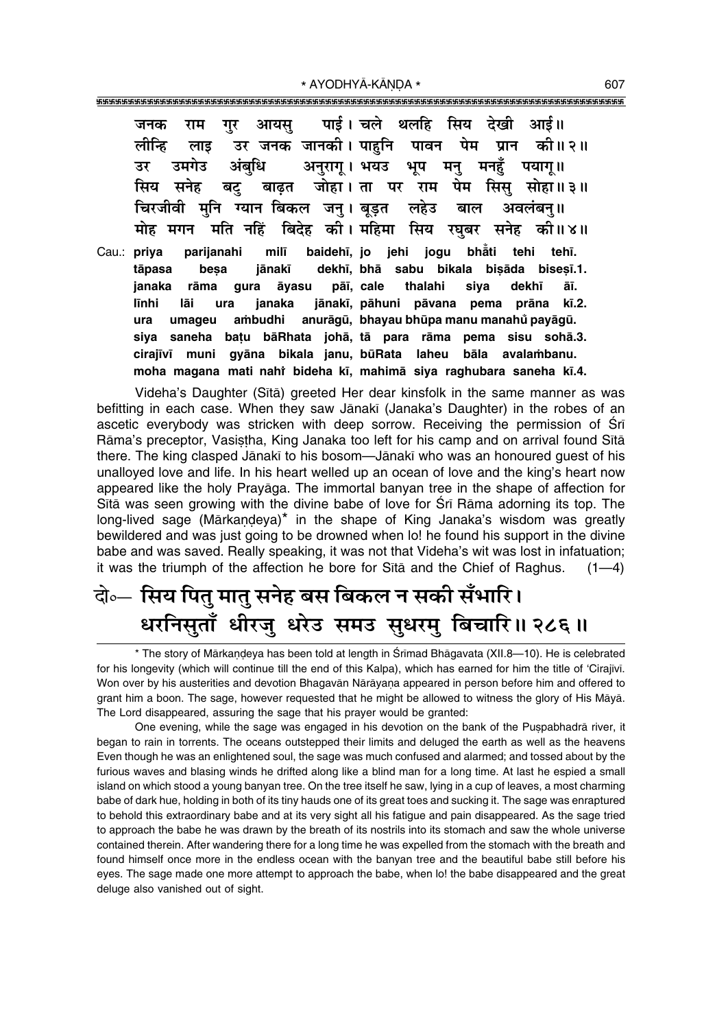जनक राम गुर आयसु पाई। चले थलहि सिय देखी आई॥
लीन्हि लाइ उर जनक जानकी। पाहुनि पावन पेम प्रान की॥२॥
उर उमगेउ अंबुधि अनुरागू। भयउ भूप मनु मनहुँ पयागू॥
सिय सनेह बटु बाढ़त जोहा। ता पर राम पेम सिसु सोहा॥३॥
चिरजीवी मुनि ग्यान बिकल जनु। बूड़त लहेउ बाल अवलंबनु॥
मोह मगन मति नहिं बिदेह की। महिमा सिय रघुबर सनेह की॥४॥

Cau.: **priya parijanahi milī baidehī, jo jehi jogu bhā̃ti tehi tehī.**
**tāpasa beṣa jānakī dekhī, bhā sabu bikala biṣāda biseṣī.1.**
**janaka rāma gura āyasu pāī, cale thalahi siya dekhī āī.**
**līnhi lāi ura janaka jānakī, pāhuni pāvana pema prāna kī.2.**
**ura umageu aṁbudhi anurāgū, bhayau bhūpa manu manahũ payāgū.**
**siya saneha baṭu bāRhata johā, tā para rāma pema sisu sohā.3.**
**cirajīvī muni gyāna bikala janu, būRata laheu bāla avalaṁbanu.**
**moha magana mati nahiṁ bideha kī, mahimā siya raghubara saneha kī.4.**

Videha's Daughter (Sītā) greeted Her dear kinsfolk in the same manner as was befitting in each case. When they saw Jānakī (Janaka's Daughter) in the robes of an ascetic everybody was stricken with deep sorrow. Receiving the permission of Śrī Rāma's preceptor, Vasiṣṭha, King Janaka too left for his camp and on arrival found Sītā there. The king clasped Jānakī to his bosom—Jānakī who was an honoured guest of his unalloyed love and life. In his heart welled up an ocean of love and the king's heart now appeared like the holy Prayāga. The immortal banyan tree in the shape of affection for Sītā was seen growing with the divine babe of love for Śrī Rāma adorning its top. The long-lived sage (Mārkaṇḍeya)* in the shape of King Janaka's wisdom was greatly bewildered and was just going to be drowned when lo! he found his support in the divine babe and was saved. Really speaking, it was not that Videha's wit was lost in infatuation; it was the triumph of the affection he bore for Sītā and the Chief of Raghus. (1—4)

दो०— सिय पितु मातु सनेह बस बिकल न सकी सँभारि।
धरनिसुताँ धीरजु धरेउ समउ सुधरमु बिचारि॥ २८६॥

---

\* The story of Mārkaṇḍeya has been told at length in Śrīmad Bhāgavata (XII.8—10). He is celebrated for his longevity (which will continue till the end of this Kalpa), which has earned for him the title of 'Cirajīvī. Won over by his austerities and devotion Bhagavān Nārāyaṇa appeared in person before him and offered to grant him a boon. The sage, however requested that he might be allowed to witness the glory of His Māyā. The Lord disappeared, assuring the sage that his prayer would be granted:

One evening, while the sage was engaged in his devotion on the bank of the Puṣpabhadrā river, it began to rain in torrents. The oceans outstepped their limits and deluged the earth as well as the heavens Even though he was an enlightened soul, the sage was much confused and alarmed; and tossed about by the furious waves and blasing winds he drifted along like a blind man for a long time. At last he espied a small island on which stood a young banyan tree. On the tree itself he saw, lying in a cup of leaves, a most charming babe of dark hue, holding in both of its tiny hauds one of its great toes and sucking it. The sage was enraptured to behold this extraordinary babe and at its very sight all his fatigue and pain disappeared. As the sage tried to approach the babe he was drawn by the breath of its nostrils into its stomach and saw the whole universe contained therein. After wandering there for a long time he was expelled from the stomach with the breath and found himself once more in the endless ocean with the banyan tree and the beautiful babe still before his eyes. The sage made one more attempt to approach the babe, when lo! the babe disappeared and the great deluge also vanished out of sight.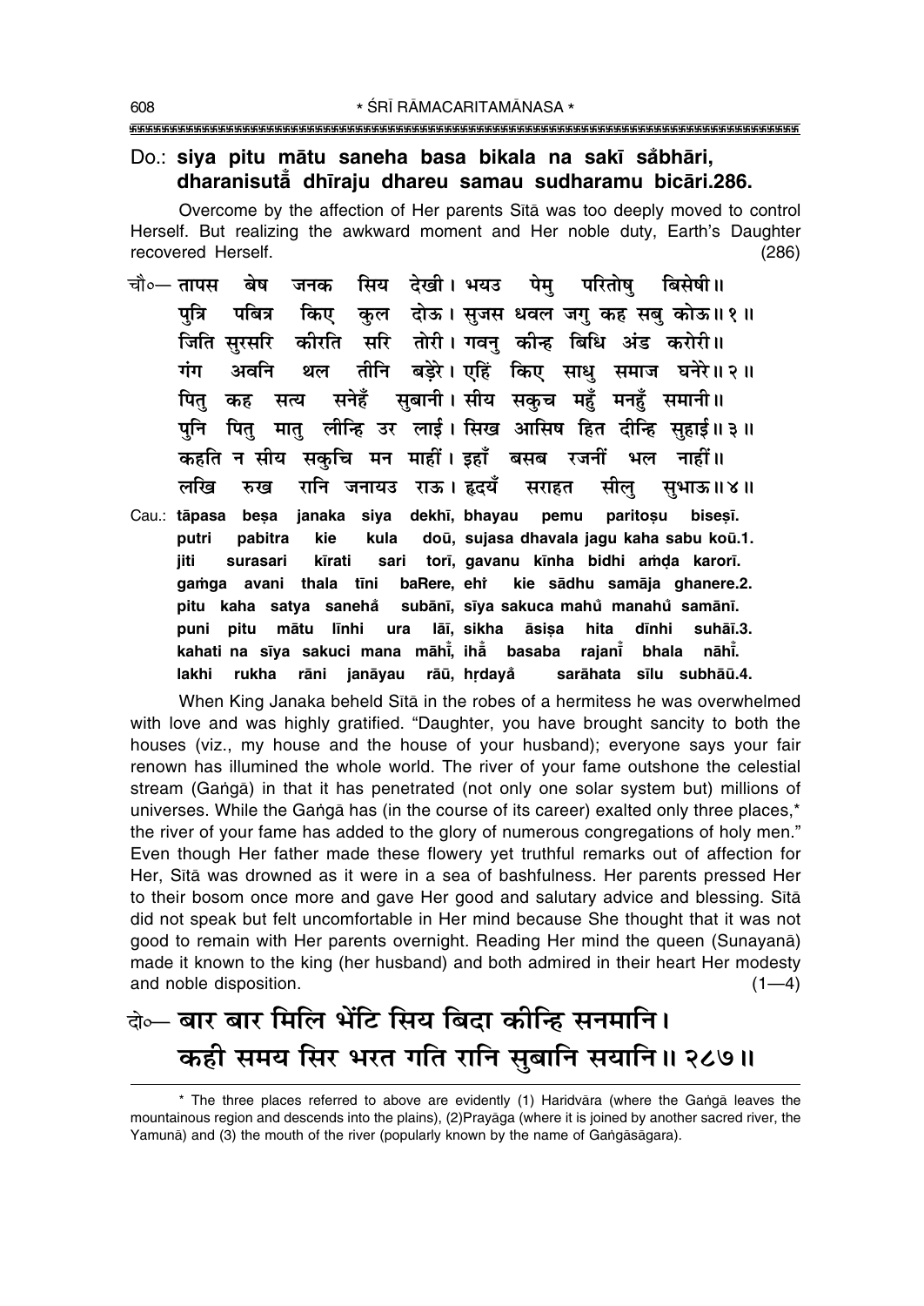Do.: **siya pitu mātu saneha basa bikala na sakī så̃bhāri, dharanisutå̃ dhīraju dhareu samau sudharamu bicāri.286.**

Overcome by the affection of Her parents Sītā was too deeply moved to control Herself. But realizing the awkward moment and Her noble duty, Earth's Daughter recovered Herself. (286)

चौ०— तापस बेष जनक सिय देखी। भयउ पेमु परितोषु बिसेषी॥
पुत्रि पबित्र किए कुल दोऊ। सुजस धवल जगु कह सबु कोऊ॥१॥
जिति सुरसरि कीरति सरि तोरी। गवनु कीन्ह बिधि अंड करोरी॥
गंग अवनि थल तीनि बड़ेरे। एहिं किए साधु समाज घनेरे॥२॥
पितु कह सत्य सनेहँ सुबानी। सीय सकुच महुँ मनहुँ समानी॥
पुनि पितु मातु लीन्हि उर लाई। सिख आसिष हित दीन्हि सुहाई॥३॥
कहति न सीय सकुचि मन माहीं। इहाँ बसब रजनीं भल नाहीं॥
लखि रुख रानि जनायउ राऊ। हृदयँ सराहत सीलु सुभाऊ॥४॥

Cau.: **tāpasa beṣa janaka siya dekhī, bhayau pemu paritoṣu biseṣī.
putri pabitra kie kula doū, sujasa dhavala jagu kaha sabu koū.1.
jiti surasari kīrati sari torī, gavanu kīnha bidhi aṁḍa karorī.
gaṁga avani thala tīni baRere, ehiṁ kie sādhu samāja ghanere.2.
pitu kaha satya sanehå̃ subānī, sīya sakuca mahů manahů samānī.
puni pitu mātu līnhi ura lāī, sikha āsiṣa hita dīnhi suhāī.3.
kahati na sīya sakuci mana māhī̃, ihå̃ basaba rajanī̃ bhala nāhī̃.
lakhi rukha rāni janāyau rāū, hṛdayå̃ sarāhata sīlu subhāū.4.**

When King Janaka beheld Sītā in the robes of a hermitess he was overwhelmed with love and was highly gratified. "Daughter, you have brought sancity to both the houses (viz., my house and the house of your husband); everyone says your fair renown has illumined the whole world. The river of your fame outshone the celestial stream (Gaṅgā) in that it has penetrated (not only one solar system but) millions of universes. While the Gaṅgā has (in the course of its career) exalted only three places,* the river of your fame has added to the glory of numerous congregations of holy men." Even though Her father made these flowery yet truthful remarks out of affection for Her, Sītā was drowned as it were in a sea of bashfulness. Her parents pressed Her to their bosom once more and gave Her good and salutary advice and blessing. Sītā did not speak but felt uncomfortable in Her mind because She thought that it was not good to remain with Her parents overnight. Reading Her mind the queen (Sunayanā) made it known to the king (her husband) and both admired in their heart Her modesty and noble disposition. (1—4)

दो०— बार बार मिलि भेंटि सिय बिदा कीन्हि सनमानि।
कही समय सिर भरत गति रानि सुबानि सयानि॥२८७॥

* The three places referred to above are evidently (1) Haridvāra (where the Gaṅgā leaves the mountainous region and descends into the plains), (2)Prayāga (where it is joined by another sacred river, the Yamunā) and (3) the mouth of the river (popularly known by the name of Gaṅgāsāgara).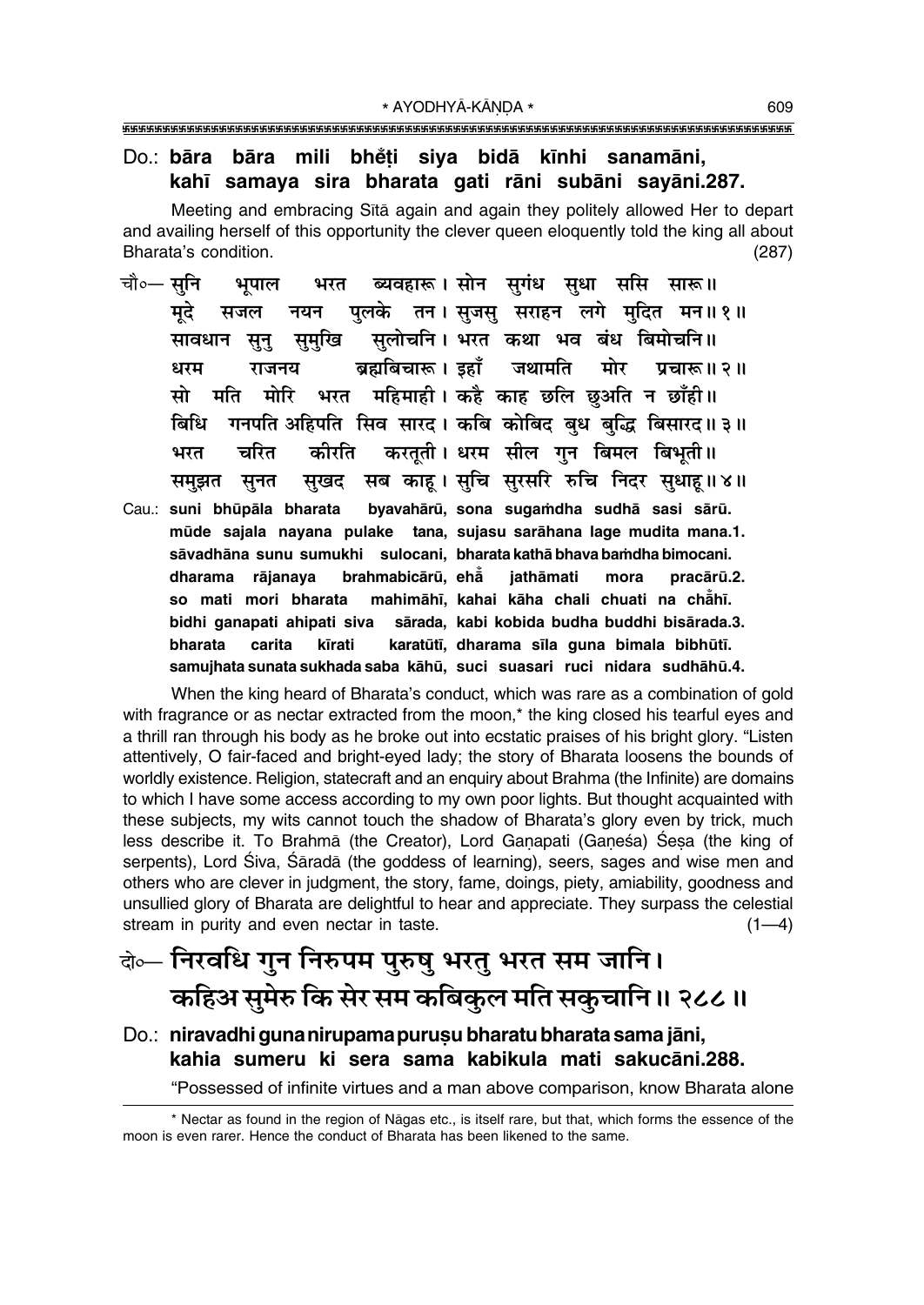Do.: **bāra bāra mili bhĕṭi siya bidā kīnhi sanamāni, kahī samaya sira bharata gati rāni subāni sayāni.287.**

Meeting and embracing Sītā again and again they politely allowed Her to depart and availing herself of this opportunity the clever queen eloquently told the king all about Bharata's condition. (287)

चौ०— सुनि भूपाल भरत ब्यवहारू। सोन सुगंध सुधा ससि सारू॥
मूदे सजल नयन पुलके तन। सुजसु सराहन लगे मुदित मन॥ १॥
सावधान सुनु सुमुखि सुलोचनि। भरत कथा भव बंध बिमोचनि॥
धरम राजनय ब्रह्मबिचारू। इहाँ जथामति मोर प्रचारू॥ २॥
सो मति मोरि भरत महिमाही। कहै काह छलि छुअति न छाँही॥
बिधि गनपति अहिपति सिव सारद। कबि कोबिद बुध बुद्धि बिसारद॥ ३॥
भरत चरित कीरति करतूती। धरम सील गुन बिमल बिभूती॥
समुझत सुनत सुखद सब काहू। सुचि सुरसरि रुचि निदर सुधाहू॥ ४॥

Cau.: **suni bhūpāla bharata byavahārū, sona sugaṁdha sudhā sasi sārū.
mūde sajala nayana pulake tana, sujasu sarāhana lage mudita mana.1.
sāvadhāna sunu sumukhi sulocani, bharata kathā bhava baṁdha bimocani.
dharama rājanaya brahmabicārū, ehā̃ jathāmati mora pracārū.2.
so mati mori bharata mahimāhī, kahai kāha chali chuati na chā̃hī.
bidhi ganapati ahipati siva sārada, kabi kobida budha buddhi bisārada.3.
bharata carita kīrati karatūtī, dharama sīla guna bimala bibhūtī.
samujhata sunata sukhada saba kāhū, suci suasari ruci nidara sudhāhū.4.**

When the king heard of Bharata's conduct, which was rare as a combination of gold with fragrance or as nectar extracted from the moon,* the king closed his tearful eyes and a thrill ran through his body as he broke out into ecstatic praises of his bright glory. "Listen attentively, O fair-faced and bright-eyed lady; the story of Bharata loosens the bounds of worldly existence. Religion, statecraft and an enquiry about Brahma (the Infinite) are domains to which I have some access according to my own poor lights. But thought acquainted with these subjects, my wits cannot touch the shadow of Bharata's glory even by trick, much less describe it. To Brahmā (the Creator), Lord Gaṇapati (Gaṇeśa) Śeṣa (the king of serpents), Lord Śiva, Śāradā (the goddess of learning), seers, sages and wise men and others who are clever in judgment, the story, fame, doings, piety, amiability, goodness and unsullied glory of Bharata are delightful to hear and appreciate. They surpass the celestial stream in purity and even nectar in taste. (1—4)

दो०— निरवधि गुन निरुपम पुरुषु भरतु भरत सम जानि।
कहिअ सुमेरु कि सेर सम कबिकुल मति सकुचानि॥ २८८॥

Do.: **niravadhi guna nirupama puruṣu bharatu bharata sama jāni, kahia sumeru ki sera sama kabikula mati sakucāni.288.**

"Possessed of infinite virtues and a man above comparison, know Bharata alone

---

* Nectar as found in the region of Nāgas etc., is itself rare, but that, which forms the essence of the moon is even rarer. Hence the conduct of Bharata has been likened to the same.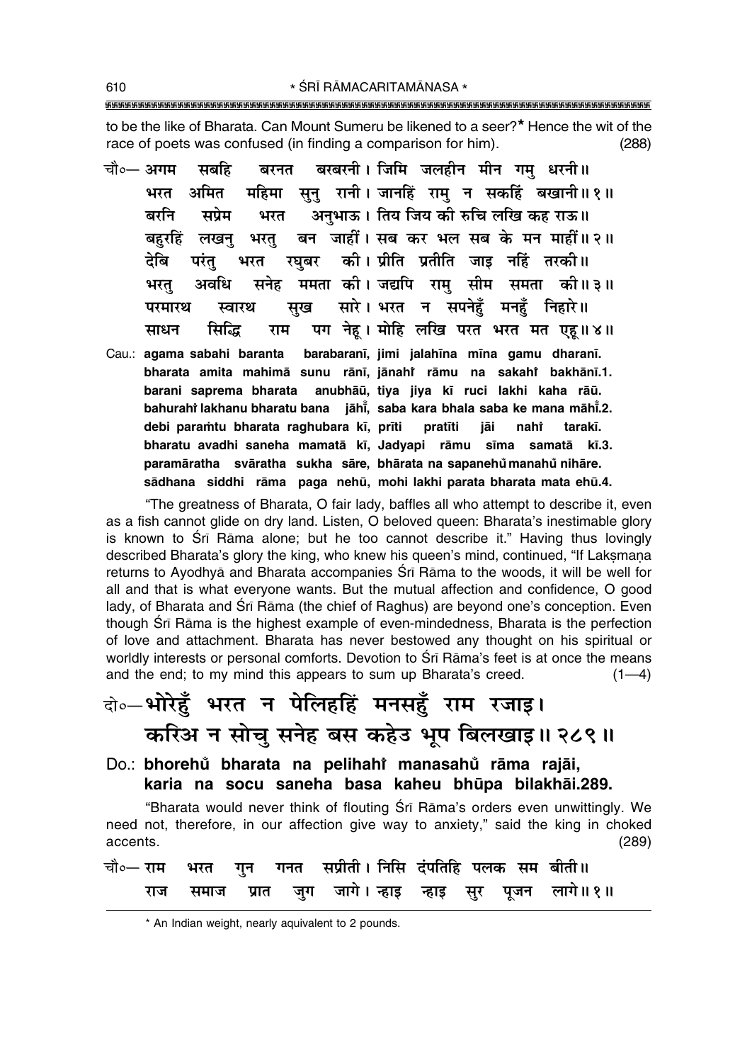to be the like of Bharata. Can Mount Sumeru be likened to a seer?* Hence the wit of the race of poets was confused (in finding a comparison for him). (288)

चौ०— अगम सबहि बरनत बरबरनी। जिमि जलहीन मीन गमु धरनी॥
भरत अमित महिमा सुनु रानी। जानहिं रामु न सकहिं बखानी॥१॥
बरनि सप्रेम भरत अनुभाऊ। तिय जिय की रुचि लखि कह राऊ॥
बहुरहिं लखनु भरतु बन जाहीं। सब कर भल सब के मन माहीं॥२॥
देबि परंतु भरत रघुबर की। प्रीति प्रतीति जाइ नहिं तरकी॥
भरतु अवधि सनेह ममता की। जद्यपि रामु सीम समता की॥३॥
परमारथ स्वारथ सुख सारे। भरत न सपनेहुँ मनहुँ निहारे॥
साधन सिद्धि राम पग नेहू। मोहि लखि परत भरत मत एहू॥४॥

Cau.: **agama sabahi baranta barabaranī, jimi jalahīna mīna gamu dharanī.**
**bharata amita mahimā sunu rānī, jānahiṁ rāmu na sakahiṁ bakhānī.1.**
**barani saprema bharata anubhāū, tiya jiya kī ruci lakhi kaha rāū.**
**bahurahiṁ lakhanu bharatu bana jāhīṁ, saba kara bhala saba ke mana māhīṁ.2.**
**debi paraṁtu bharata raghubara kī, prīti pratīti jāi nahiṁ tarakī.**
**bharatu avadhi saneha mamatā kī, Jadyapi rāmu sīma samatā kī.3.**
**paramāratha svāratha sukha sāre, bhārata na sapanehuṁ manahuṁ nihāre.**
**sādhana siddhi rāma paga nehū, mohi lakhi parata bharata mata ehū.4.**

"The greatness of Bharata, O fair lady, baffles all who attempt to describe it, even as a fish cannot glide on dry land. Listen, O beloved queen: Bharata's inestimable glory is known to Śrī Rāma alone; but he too cannot describe it." Having thus lovingly described Bharata's glory the king, who knew his queen's mind, continued, "If Lakṣmaṇa returns to Ayodhyā and Bharata accompanies Śrī Rāma to the woods, it will be well for all and that is what everyone wants. But the mutual affection and confidence, O good lady, of Bharata and Śrī Rāma (the chief of Raghus) are beyond one's conception. Even though Śrī Rāma is the highest example of even-mindedness, Bharata is the perfection of love and attachment. Bharata has never bestowed any thought on his spiritual or worldly interests or personal comforts. Devotion to Śrī Rāma's feet is at once the means and the end; to my mind this appears to sum up Bharata's creed. (1—4)

दो०—भोरेहुँ भरत न पेलिहहिं मनसहुँ राम रजाइ।
करिअ न सोचु सनेह बस कहेउ भूप बिलखाइ॥२८९॥

Do.: **bhorehuṁ bharata na pelihahiṁ manasahuṁ rāma rajāi,**
**karia na socu saneha basa kaheu bhūpa bilakhāi.289.**

"Bharata would never think of flouting Śrī Rāma's orders even unwittingly. We need not, therefore, in our affection give way to anxiety," said the king in choked accents. (289)

चौ०— राम भरत गुन गनत सप्रीती। निसि दंपतिहि पलक सम बीती॥
राज समाज प्रात जुग जागे। न्हाइ न्हाइ सुर पूजन लागे॥१॥

* An Indian weight, nearly aquivalent to 2 pounds.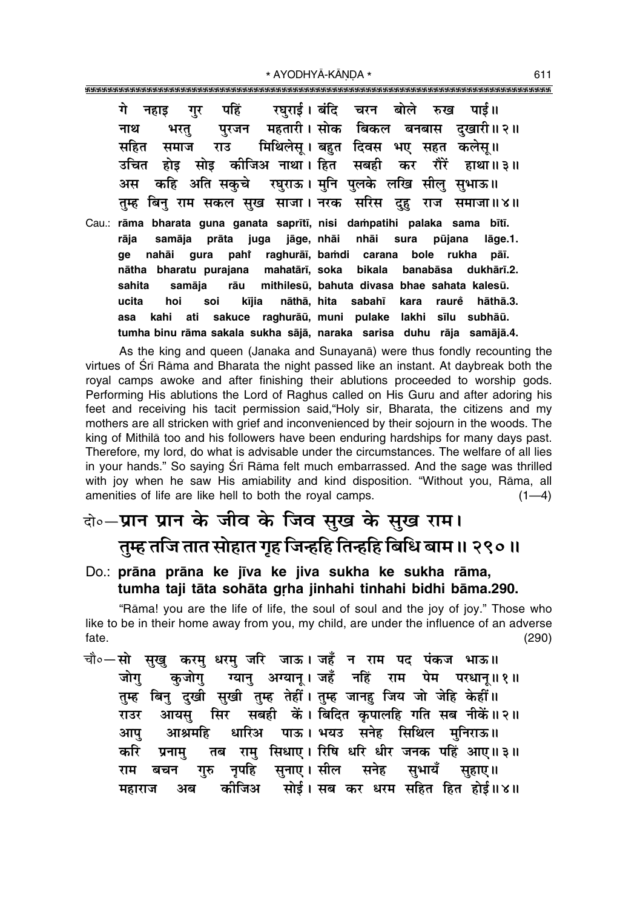गे नहाइ गुर पहिं रघुराई। बंदि चरन बोले रुख पाई॥
नाथ भरतु पुरजन महतारी। सोक बिकल बनबास दुखारी॥ २॥
सहित समाज राउ मिथिलेसू। बहुत दिवस भए सहत कलेसू॥
उचित होइ सोइ कीजिअ नाथा। हित सबही कर रौरें हाथा॥ ३॥
अस कहि अति सकुचे रघुराऊ। मुनि पुलके लखि सीलु सुभाऊ॥
तुम्ह बिनु राम सकल सुख साजा। नरक सरिस दुहु राज समाजा॥ ४॥

Cau.: **rāma bharata guna ganata saprītī, nisi daṁpatihi palaka sama bītī.**
**rāja samāja prāta juga jāge, nhāi nhāi sura pūjana lāge.1.**
**ge nahāi gura pahĩ raghurāī, baṁdi carana bole rukha pāī.**
**nātha bharatu purajana mahatārī, soka bikala banabāsa dukhārī.2.**
**sahita samāja rāu mithilesū, bahuta divasa bhae sahata kalesū.**
**ucita hoi soi kījia nāthā, hita sabahī kara raurẽ hāthā.3.**
**asa kahi ati sakuce raghurāū, muni pulake lakhi sīlu subhāū.**
**tumha binu rāma sakala sukha sājā, naraka sarisa duhu rāja samājā.4.**

As the king and queen (Janaka and Sunayanā) were thus fondly recounting the virtues of Śrī Rāma and Bharata the night passed like an instant. At daybreak both the royal camps awoke and after finishing their ablutions proceeded to worship gods. Performing His ablutions the Lord of Raghus called on His Guru and after adoring his feet and receiving his tacit permission said,"Holy sir, Bharata, the citizens and my mothers are all stricken with grief and inconvenienced by their sojourn in the woods. The king of Mithilā too and his followers have been enduring hardships for many days past. Therefore, my lord, do what is advisable under the circumstances. The welfare of all lies in your hands." So saying Śrī Rāma felt much embarrassed. And the sage was thrilled with joy when he saw His amiability and kind disposition. "Without you, Rāma, all amenities of life are like hell to both the royal camps. (1—4)

## दो०—प्रान प्रान के जीव के जिव सुख के सुख राम। तुम्ह तजि तात सोहात गृह जिन्हहि तिन्हहि बिधि बाम॥ २९०॥

## Do.: prāna prāna ke jīva ke jiva sukha ke sukha rāma, tumha taji tāta sohāta gṛha jinhahi tinhahi bidhi bāma.290.

"Rāma! you are the life of life, the soul of soul and the joy of joy." Those who like to be in their home away from you, my child, are under the influence of an adverse fate. (290)

चौ०—सो सुखु करमु धरमु जरि जाऊ। जहँ न राम पद पंकज भाऊ॥
जोगु कुजोगु ग्यानु अग्यानू। जहँ नहिं राम पेम परधानू॥ १॥
तुम्ह बिनु दुखी सुखी तुम्ह तेहीं। तुम्ह जानहु जिय जो जेहि केहीं॥
राउर आयसु सिर सबही कें। बिदित कृपालहि गति सब नीकें॥ २॥
आपु आश्रमहि धारिअ पाऊ। भयउ सनेह सिथिल मुनिराऊ॥
करि प्रनामु तब रामु सिधाए। रिषि धरि धीर जनक पहिं आए॥ ३॥
राम बचन गुरु नृपहि सुनाए। सील सनेह सुभायँ सुहाए॥
महाराज अब कीजिअ सोई। सब कर धरम सहित हित होई॥ ४॥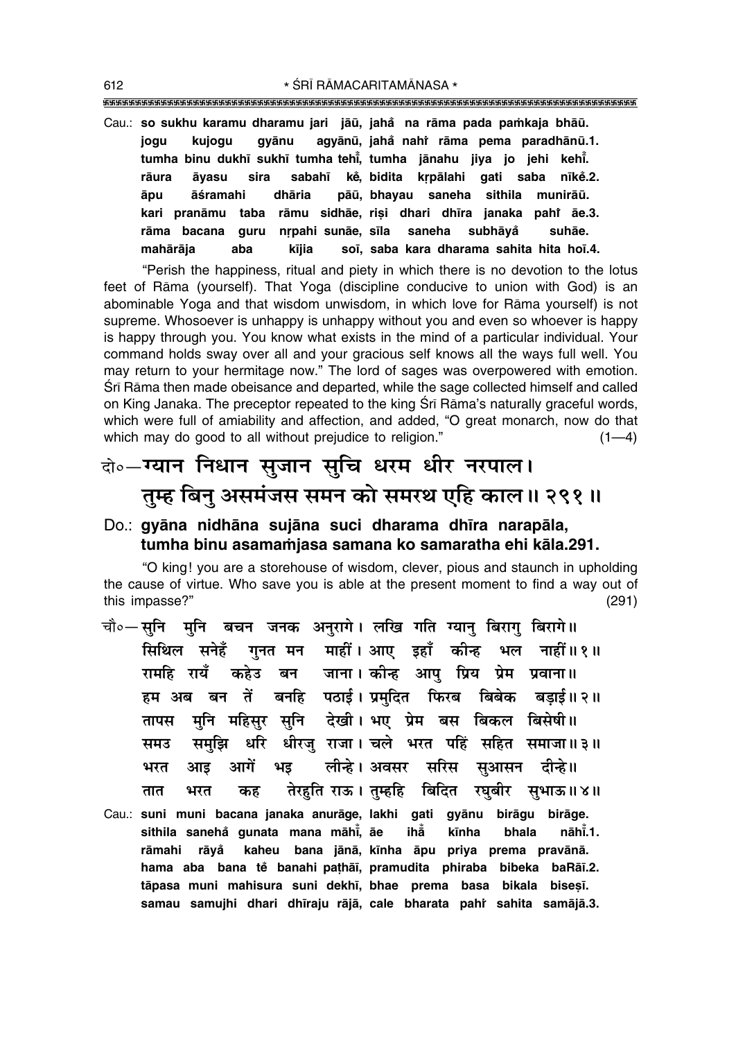Cau.: **so sukhu karamu dharamu jari jāū, jahå na rāma pada paṁkaja bhāū.**
**jogu kujogu gyānu agyānū, jahå nahiÚ rāma pema paradhānū.1.**
**tumha binu dukhī sukhī tumha tehī̃, tumha jānahu jiya jo jehi kehī̃.**
**rāura āyasu sira sabahī kẽ, bidita kṛpālahi gati saba nīkẽ.2.**
**āpu āśramahi dhāria pāū, bhayau saneha sithila munirāū.**
**kari pranāmu taba rāmu sidhāe, riṣi dhari dhīra janaka pahiÚ āe.3.**
**rāma bacana guru nṛpahi sunāe, sīla saneha subhāyå suhāe.**
**mahārāja aba kījia soī, saba kara dharama sahita hita hoī.4.**

"Perish the happiness, ritual and piety in which there is no devotion to the lotus feet of Rāma (yourself). That Yoga (discipline conducive to union with God) is an abominable Yoga and that wisdom unwisdom, in which love for Rāma yourself) is not supreme. Whosoever is unhappy is unhappy without you and even so whoever is happy is happy through you. You know what exists in the mind of a particular individual. Your command holds sway over all and your gracious self knows all the ways full well. You may return to your hermitage now." The lord of sages was overpowered with emotion. Śrī Rāma then made obeisance and departed, while the sage collected himself and called on King Janaka. The preceptor repeated to the king Śrī Rāma's naturally graceful words, which were full of amiability and affection, and added, "O great monarch, now do that which may do good to all without prejudice to religion." (1—4)

दो०—ग्यान निधान सुजान सुचि धरम धीर नरपाल।
तुम्ह बिनु असमंजस समन को समरथ एहि काल॥ २९१॥

Do.: **gyāna nidhāna sujāna suci dharama dhīra narapāla,**
**tumha binu asamaṁjasa samana ko samaratha ehi kāla.291.**

"O king! you are a storehouse of wisdom, clever, pious and staunch in upholding the cause of virtue. Who save you is able at the present moment to find a way out of this impasse?" (291)

चौ०—सुनि मुनि बचन जनक अनुरागे। लखि गति ग्यानु बिरागु बिरागे॥
सिथिल सनेहँ गुनत मन माहीं। आए इहाँ कीन्ह भल नाहीं॥ १॥
रामहि रायँ कहेउ बन जाना। कीन्ह आपु प्रिय प्रेम प्रवाना॥
हम अब बन तें बनहि पठाई। प्रमुदित फिरब बिबेक बड़ाई॥ २॥
तापस मुनि महिसुर सुनि देखी। भए प्रेम बस बिकल बिसेषी॥
समउ समुझि धरि धीरजु राजा। चले भरत पहिं सहित समाजा॥ ३॥
भरत आइ आगें भइ लीन्हे। अवसर सरिस सुआसन दीन्हे॥
तात भरत कह तेरहुति राऊ। तुम्हहि बिदित रघुबीर सुभाऊ॥ ४॥

Cau.: **suni muni bacana janaka anurāge, lakhi gati gyānu birāgu birāge.**
**sithila sanehå gunata mana māhī̃, āe ihā̃ kīnha bhala nāhī̃.1.**
**rāmahi rāyå kaheu bana jānā, kīnha āpu priya prema pravānā.**
**hama aba bana tẽ banahi paṭhāī, pramudita phiraba bibeka baRāī.2.**
**tāpasa muni mahisura suni dekhī, bhae prema basa bikala biseṣī.**
**samau samujhi dhari dhīraju rājā, cale bharata pahiÚ sahita samājā.3.**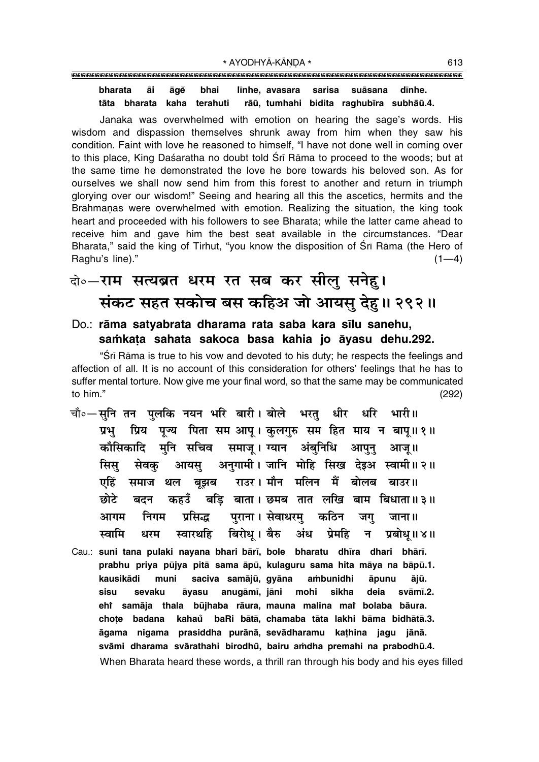**bharata āi āge bhai līnhe, avasara sarisa suāsana dīnhe.**
**tāta bharata kaha terahuti rāū, tumhahi bidita raghubīra subhāū.4.**

Janaka was overwhelmed with emotion on hearing the sage's words. His wisdom and dispassion themselves shrunk away from him when they saw his condition. Faint with love he reasoned to himself, "I have not done well in coming over to this place, King Daśaratha no doubt told Śrī Rāma to proceed to the woods; but at the same time he demonstrated the love he bore towards his beloved son. As for ourselves we shall now send him from this forest to another and return in triumph glorying over our wisdom!" Seeing and hearing all this the ascetics, hermits and the Brāhmaṇas were overwhelmed with emotion. Realizing the situation, the king took heart and proceeded with his followers to see Bharata; while the latter came ahead to receive him and gave him the best seat available in the circumstances. "Dear Bharata," said the king of Tirhut, "you know the disposition of Śrī Rāma (the Hero of Raghu's line)." (1—4)

दो०—राम सत्यब्रत धरम रत सब कर सीलु सनेहु।
संकट सहत सकोच बस कहिअ जो आयसु देहु॥ २९२॥

Do.: **rāma satyabrata dharama rata saba kara sīlu sanehu,**
**saṁkaṭa sahata sakoca basa kahia jo āyasu dehu.292.**

"Śrī Rāma is true to his vow and devoted to his duty; he respects the feelings and affection of all. It is no account of this consideration for others' feelings that he has to suffer mental torture. Now give me your final word, so that the same may be communicated to him." (292)

चौ०—सुनि तन पुलकि नयन भरि बारी। बोले भरतु धीर धरि भारी॥
प्रभु प्रिय पूज्य पिता सम आपू। कुलगुरु सम हित माय न बापू॥ १॥
कौसिकादि मुनि सचिव समाजू। ग्यान अंबुनिधि आपुनु आजू॥
सिसु सेवकु आयसु अनुगामी। जानि मोहि सिख देइअ स्वामी॥ २॥
एहिं समाज थल बूझब राउर। मौन मलिन मैं बोलब बाउर॥
छोटे बदन कहउँ बड़ि बाता। छमब तात लखि बाम बिधाता॥ ३॥
आगम निगम प्रसिद्ध पुराना। सेवाधरमु कठिन जगु जाना॥
स्वामि धरम स्वारथहि बिरोधू। बैरु अंध प्रेमहि न प्रबोधू॥ ४॥

Cau.: **suni tana pulaki nayana bhari bārī, bole bharatu dhīra dhari bhārī.**
**prabhu priya pūjya pitā sama āpū, kulaguru sama hita māya na bāpū.1.**
**kausikādi muni saciva samājū, gyāna aṁbunidhi āpunu ājū.**
**sisu sevaku āyasu anugāmī, jāni mohi sikha deia svāmī.2.**
**ehi samāja thala būjhaba rāura, mauna malina maiṁ bolaba bāura.**
**choṭe badana kahauṁ baRi bātā, chamaba tāta lakhi bāma bidhātā.3.**
**āgama nigama prasiddha purānā, sevādharamu kaṭhina jagu jānā.**
**svāmi dharama svārathahi birodhū, bairu aṁdha premahi na prabodhū.4.**

When Bharata heard these words, a thrill ran through his body and his eyes filled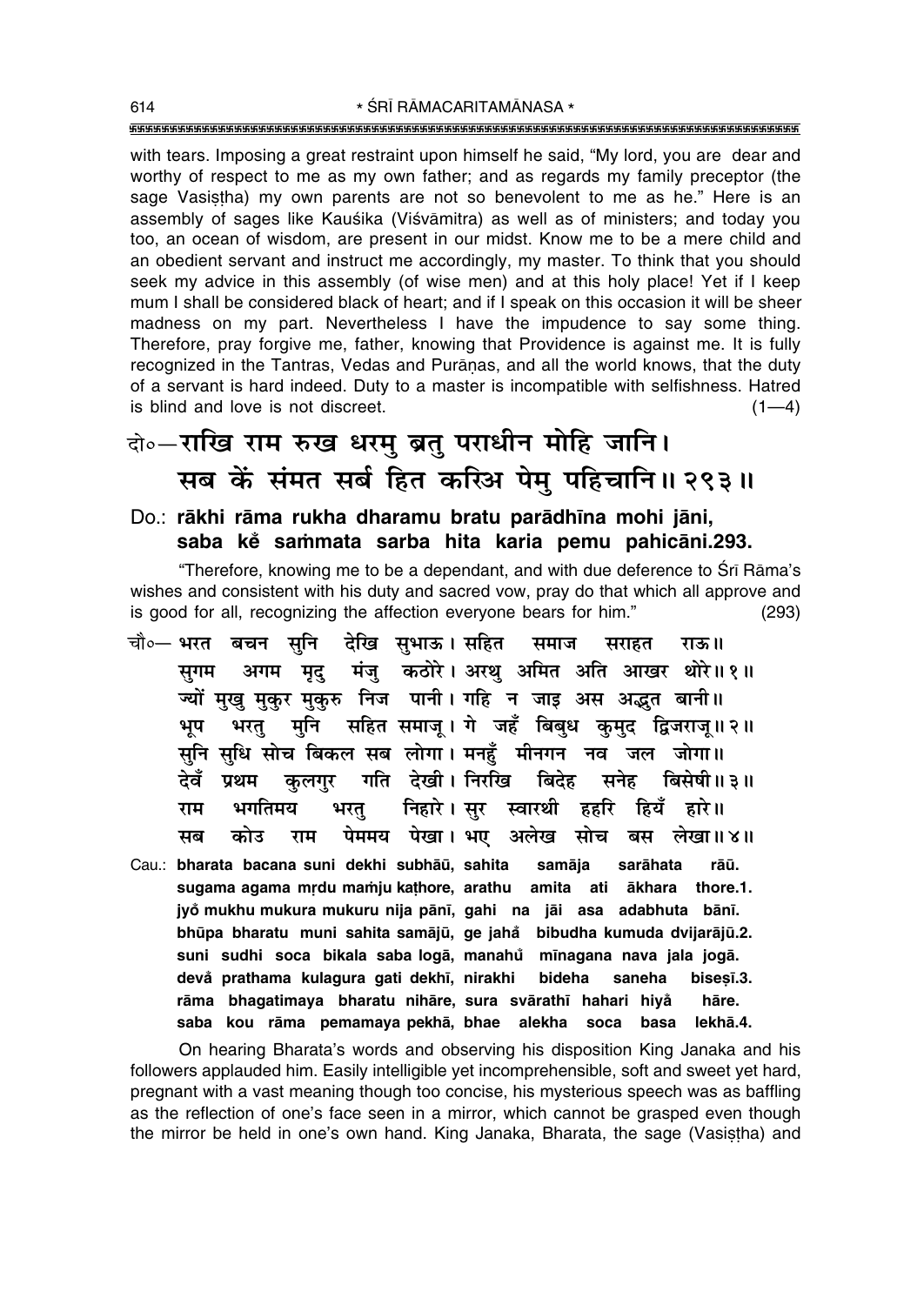with tears. Imposing a great restraint upon himself he said, "My lord, you are dear and worthy of respect to me as my own father; and as regards my family preceptor (the sage Vasiṣṭha) my own parents are not so benevolent to me as he." Here is an assembly of sages like Kauśika (Viśvāmitra) as well as of ministers; and today you too, an ocean of wisdom, are present in our midst. Know me to be a mere child and an obedient servant and instruct me accordingly, my master. To think that you should seek my advice in this assembly (of wise men) and at this holy place! Yet if I keep mum I shall be considered black of heart; and if I speak on this occasion it will be sheer madness on my part. Nevertheless I have the impudence to say some thing. Therefore, pray forgive me, father, knowing that Providence is against me. It is fully recognized in the Tantras, Vedas and Purāṇas, and all the world knows, that the duty of a servant is hard indeed. Duty to a master is incompatible with selfishness. Hatred is blind and love is not discreet. (1—4)

**दो०—राखि राम रुख धरमु ब्रतु पराधीन मोहि जानि।**
**सब कें संमत सर्ब हित करिअ पेमु पहिचानि॥ २९३॥**

**Do.: rākhi rāma rukha dharamu bratu parādhīna mohi jāni,**
**saba kė̃ sammata sarba hita karia pemu pahicāni.293.**

"Therefore, knowing me to be a dependant, and with due deference to Śrī Rāma's wishes and consistent with his duty and sacred vow, pray do that which all approve and is good for all, recognizing the affection everyone bears for him." (293)

**चौ०— भरत बचन सुनि देखि सुभाऊ। सहित समाज सराहत राऊ॥**
**सुगम अगम मृदु मंजु कठोरे। अरथु अमित अति आखर थोरे॥ १॥**
**ज्यों मुखु मुकुर मुकुरु निज पानी। गहि न जाइ अस अद्भुत बानी॥**
**भूप भरतु मुनि सहित समाजू। गे जहँ बिबुध कुमुद द्विजराजू॥ २॥**
**सुनि सुधि सोच बिकल सब लोगा। मनहुँ मीनगन नव जल जोगा॥**
**देवँ प्रथम कुलगुर गति देखी। निरखि बिदेह सनेह बिसेषी॥ ३॥**
**राम भगतिमय भरतु निहारे। सुर स्वारथी हहरि हियँ हारे॥**
**सब कोउ राम पेममय पेखा। भए अलेख सोच बस लेखा॥ ४॥**

**Cau.: bharata bacana suni dekhi subhāū, sahita samāja sarāhata rāū.**
**sugama agama mṛdu maṁju kaṭhore, arathu amita ati ākhara thore.1.**
**jyõ mukhu mukura mukuru nija pānī, gahi na jāi asa adabhuta bānī.**
**bhūpa bharatu muni sahita samājū, ge jahå bibudha kumuda dvijarājū.2.**
**suni sudhi soca bikala saba logā, manahů̃ mīnagana nava jala jogā.**
**devå̃ prathama kulagura gati dekhī, nirakhi bideha saneha biseṣī.3.**
**rāma bhagatimaya bharatu nihāre, sura svārathī hahari hiyå̃ hāre.**
**saba kou rāma pemamaya pekhā, bhae alekha soca basa lekhā.4.**

On hearing Bharata's words and observing his disposition King Janaka and his followers applauded him. Easily intelligible yet incomprehensible, soft and sweet yet hard, pregnant with a vast meaning though too concise, his mysterious speech was as baffling as the reflection of one's face seen in a mirror, which cannot be grasped even though the mirror be held in one's own hand. King Janaka, Bharata, the sage (Vasiṣṭha) and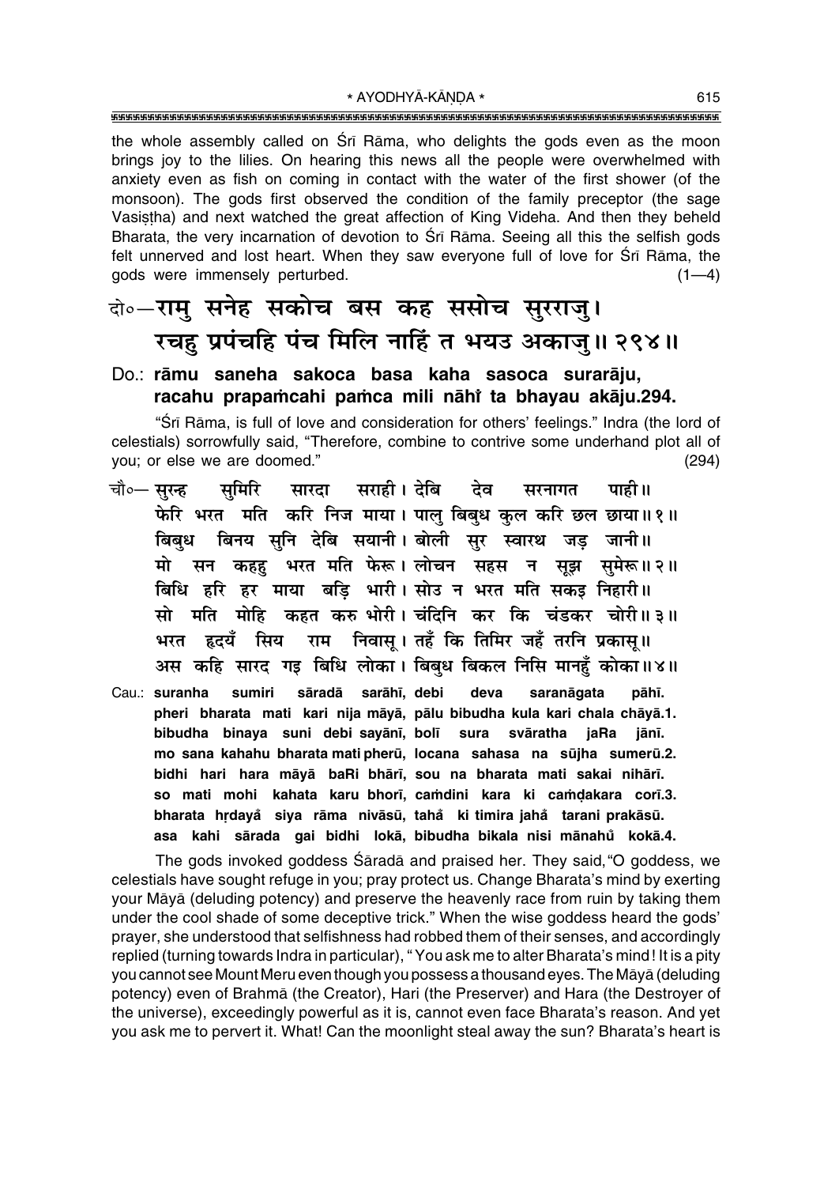the whole assembly called on Śrī Rāma, who delights the gods even as the moon brings joy to the lilies. On hearing this news all the people were overwhelmed with anxiety even as fish on coming in contact with the water of the first shower (of the monsoon). The gods first observed the condition of the family preceptor (the sage Vasiṣṭha) and next watched the great affection of King Videha. And then they beheld Bharata, the very incarnation of devotion to Śrī Rāma. Seeing all this the selfish gods felt unnerved and lost heart. When they saw everyone full of love for Śrī Rāma, the gods were immensely perturbed. (1—4)

दो०—रामु सनेह सकोच बस कह ससोच सुरराजु।
रचहु प्रपंचहि पंच मिलि नाहिं त भयउ अकाजु॥ २९४॥

Do.: **rāmu saneha sakoca basa kaha sasoca surarāju,**
**racahu prapaṁcahi paṁca mili nāhiṁ ta bhayau akāju.294.**

"Śrī Rāma, is full of love and consideration for others' feelings." Indra (the lord of celestials) sorrowfully said, "Therefore, combine to contrive some underhand plot all of you; or else we are doomed." (294)

चौ०— सुरन्ह सुमिरि सारदा सराही। देबि देव सरनागत पाही॥
फेरि भरत मति करि निज माया। पालु बिबुध कुल करि छल छाया॥ १॥
बिबुध बिनय सुनि देबि सयानी। बोली सुर स्वारथ जड़ जानी॥
मो सन कहहु भरत मति फेरू। लोचन सहस न सूझ सुमेरू॥ २॥
बिधि हरि हर माया बड़ि भारी। सोउ न भरत मति सकइ निहारी॥
सो मति मोहि कहत करु भोरी। चंदिनि कर कि चंडकर चोरी॥ ३॥
भरत हृदयँ सिय राम निवासू। तहँ कि तिमिर जहँ तरनि प्रकासू॥
अस कहि सारद गइ बिधि लोका। बिबुध बिकल निसि मानहुँ कोका॥ ४॥

Cau.: **suranha sumiri sāradā sarāhī, debi deva saranāgata pāhī.**
**pheri bharata mati kari nija māyā, pālu bibudha kula kari chala chāyā.1.**
**bibudha binaya suni debi sayānī, bolī sura svāratha jaRa jānī.**
**mo sana kahahu bharata mati pherū, locana sahasa na sūjha sumerū.2.**
**bidhi hari hara māyā baRi bhārī, sou na bharata mati sakai nihārī.**
**so mati mohi kahata karu bhorī, caṁdini kara ki caṁḍakara corī.3.**
**bharata hṛdayaँ siya rāma nivāsū, tahaँ ki timira jahaँ tarani prakāsū.**
**asa kahi sārada gai bidhi lokā, bibudha bikala nisi mānahuँ kokā.4.**

The gods invoked goddess Śāradā and praised her. They said,"O goddess, we celestials have sought refuge in you; pray protect us. Change Bharata's mind by exerting your Māyā (deluding potency) and preserve the heavenly race from ruin by taking them under the cool shade of some deceptive trick." When the wise goddess heard the gods' prayer, she understood that selfishness had robbed them of their senses, and accordingly replied (turning towards Indra in particular), "You ask me to alter Bharata's mind! It is a pity you cannot see Mount Meru even though you possess a thousand eyes. The Māyā (deluding potency) even of Brahmā (the Creator), Hari (the Preserver) and Hara (the Destroyer of the universe), exceedingly powerful as it is, cannot even face Bharata's reason. And yet you ask me to pervert it. What! Can the moonlight steal away the sun? Bharata's heart is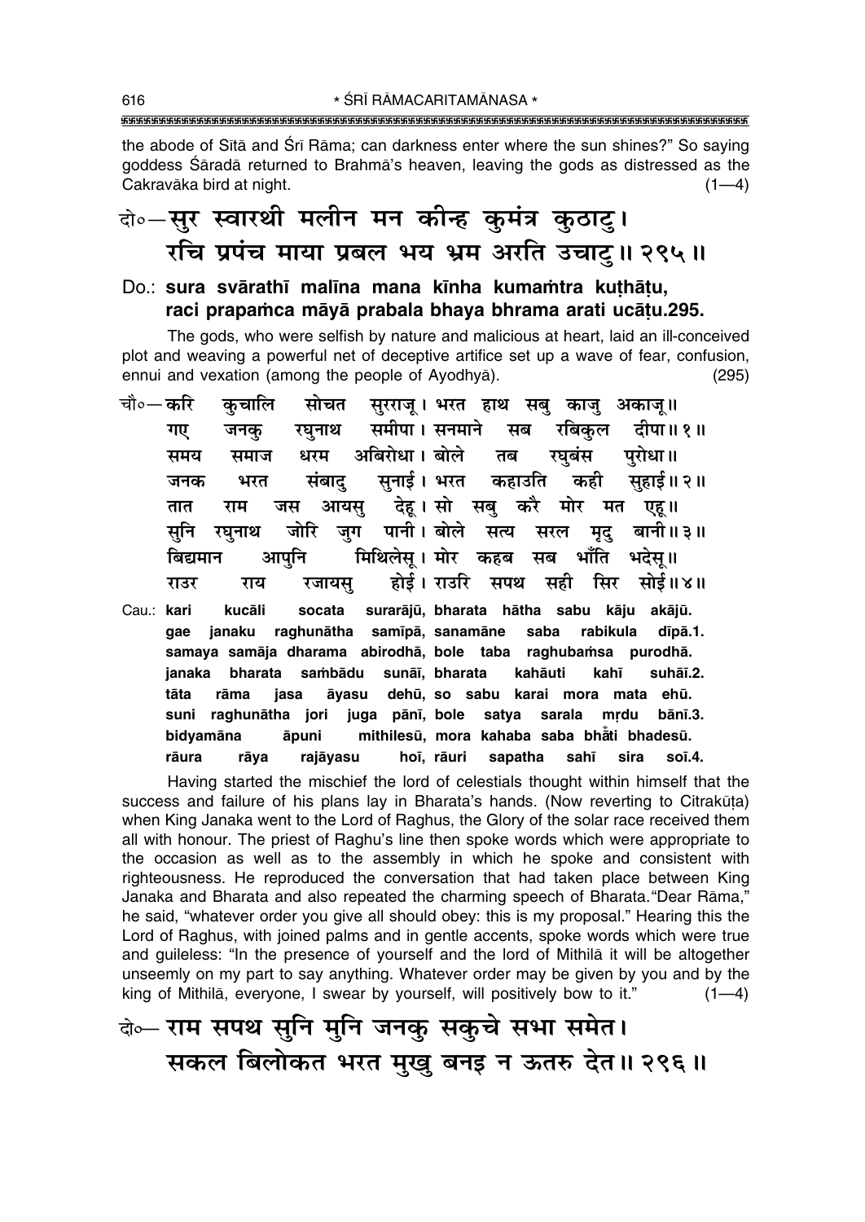the abode of Sītā and Śrī Rāma; can darkness enter where the sun shines?" So saying goddess Śāradā returned to Brahmā's heaven, leaving the gods as distressed as the Cakravāka bird at night. (1—4)

## दो०—सुर स्वारथी मलीन मन कीन्ह कुमंत्र कुठाटु। रचि प्रपंच माया प्रबल भय भ्रम अरति उचाटु॥ २९५॥

**Do.: sura svārathī malīna mana kīnha kumaṁtra kuṭhāṭu, raci prapaṁca māyā prabala bhaya bhrama arati ucāṭu.295.**

The gods, who were selfish by nature and malicious at heart, laid an ill-conceived plot and weaving a powerful net of deceptive artifice set up a wave of fear, confusion, ennui and vexation (among the people of Ayodhyā). (295)

चौ०—करि कुचालि सोचत सुरराजू। भरत हाथ सबु काजु अकाजू॥
गए जनकु रघुनाथ समीपा। सनमाने सब रबिकुल दीपा॥ १॥
समय समाज धरम अबिरोधा। बोले तब रघुबंस पुरोधा॥
जनक भरत संबादु सुनाई। भरत कहाउति कही सुहाई॥ २॥
तात राम जस आयसु देहू। सो सबु करै मोर मत एहू॥
सुनि रघुनाथ जोरि जुग पानी। बोले सत्य सरल मृदु बानी॥ ३॥
बिद्यमान आपुनि मिथिलेसू। मोर कहब सब भाँति भदेसू॥
राउर राय रजायसु होई। राउरि सपथ सही सिर सोई॥ ४॥

Cau.: **kari kucāli socata surarājū, bharata hātha sabu kāju akājū.**
**gae janaku raghunātha samīpā, sanamāne saba rabikula dīpā.1.**
**samaya samāja dharama abirodhā, bole taba raghubaṁsa purodhā.**
**janaka bharata saṁbādu sunāī, bharata kahāuti kahī suhāī.2.**
**tāta rāma jasa āyasu dehū, so sabu karai mora mata ehū.**
**suni raghunātha jori juga pānī, bole satya sarala mṛdu bānī.3.**
**bidyamāna āpuni mithilesū, mora kahaba saba bhām̐ti bhadesū.**
**rāura rāya rajāyasu hoī, rāuri sapatha sahī sira soī.4.**

Having started the mischief the lord of celestials thought within himself that the success and failure of his plans lay in Bharata's hands. (Now reverting to Citrakūṭa) when King Janaka went to the Lord of Raghus, the Glory of the solar race received them all with honour. The priest of Raghu's line then spoke words which were appropriate to the occasion as well as to the assembly in which he spoke and consistent with righteousness. He reproduced the conversation that had taken place between King Janaka and Bharata and also repeated the charming speech of Bharata. "Dear Rāma," he said, "whatever order you give all should obey: this is my proposal." Hearing this the Lord of Raghus, with joined palms and in gentle accents, spoke words which were true and guileless: "In the presence of yourself and the lord of Mithilā it will be altogether unseemly on my part to say anything. Whatever order may be given by you and by the king of Mithilā, everyone, I swear by yourself, will positively bow to it." (1—4)

## दो०—राम सपथ सुनि मुनि जनकु सकुचे सभा समेत। सकल बिलोकत भरत मुखु बनइ न ऊतरु देत॥ २९६॥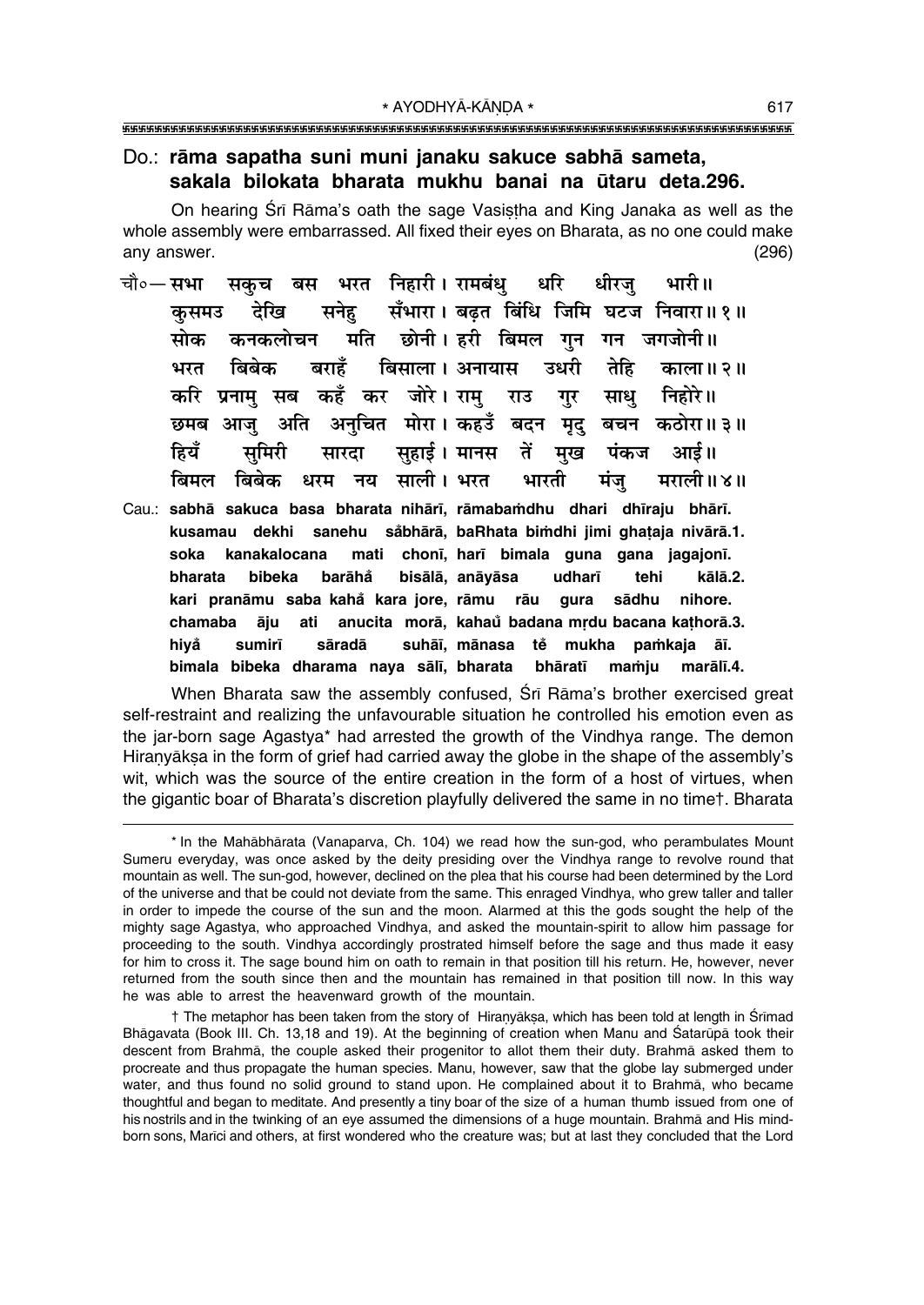Do.: **rāma sapatha suni muni janaku sakuce sabhā sameta, sakala bilokata bharata mukhu banai na ūtaru deta.296.**

On hearing Śrī Rāma's oath the sage Vasiṣṭha and King Janaka as well as the whole assembly were embarrassed. All fixed their eyes on Bharata, as no one could make any answer. (296)

चौ०—सभा सकुच बस भरत निहारी। रामबंधु धरि धीरजु भारी॥
कुसमउ देखि सनेहु सँभारा। बढ़त बिंधि जिमि घटज निवारा॥१॥
सोक कनकलोचन मति छोनी। हरी बिमल गुन गन जगजोनी॥
भरत बिबेक बराहँ बिसाला। अनायास उधरी तेहि काला॥२॥
करि प्रनामु सब कहँ कर जोरे। रामु राउ गुर साधु निहोरे॥
छमब आजु अति अनुचित मोरा। कहउँ बदन मृदु बचन कठोरा॥३॥
हियँ सुमिरी सारदा सुहाई। मानस तें मुख पंकज आई॥
बिमल बिबेक धरम नय साली। भरत भारती मंजु मराली॥४॥

Cau.: **sabhā sakuca basa bharata nihārī, rāmabaṁdhu dhari dhīraju bhārī.**
**kusamau dekhi sanehu sa̐bhārā, baRhata biṁdhi jimi ghaṭaja nivārā.1.**
**soka kanakalocana mati chonī, harī bimala guna gana jagajonī.**
**bharata bibeka barāha̐ bisālā, anāyāsa udharī tehi kālā.2.**
**kari pranāmu saba kaha̐ kara jore, rāmu rāu gura sādhu nihore.**
**chamaba āju ati anucita morā, kahau̐ badana mṛdu bacana kaṭhorā.3.**
**hiya̐ sumirī sāradā suhāī, mānasa te̐ mukha paṁkaja āī.**
**bimala bibeka dharama naya sālī, bharata bhāratī maṁju marālī.4.**

When Bharata saw the assembly confused, Śrī Rāma's brother exercised great self-restraint and realizing the unfavourable situation he controlled his emotion even as the jar-born sage Agastya* had arrested the growth of the Vindhya range. The demon Hiraṇyākṣa in the form of grief had carried away the globe in the shape of the assembly's wit, which was the source of the entire creation in the form of a host of virtues, when the gigantic boar of Bharata's discretion playfully delivered the same in no time†. Bharata

---

* In the Mahābhārata (Vanaparva, Ch. 104) we read how the sun-god, who perambulates Mount Sumeru everyday, was once asked by the deity presiding over the Vindhya range to revolve round that mountain as well. The sun-god, however, declined on the plea that his course had been determined by the Lord of the universe and that be could not deviate from the same. This enraged Vindhya, who grew taller and taller in order to impede the course of the sun and the moon. Alarmed at this the gods sought the help of the mighty sage Agastya, who approached Vindhya, and asked the mountain-spirit to allow him passage for proceeding to the south. Vindhya accordingly prostrated himself before the sage and thus made it easy for him to cross it. The sage bound him on oath to remain in that position till his return. He, however, never returned from the south since then and the mountain has remained in that position till now. In this way he was able to arrest the heavenward growth of the mountain.

† The metaphor has been taken from the story of Hiraṇyākṣa, which has been told at length in Śrīmad Bhāgavata (Book III. Ch. 13,18 and 19). At the beginning of creation when Manu and Śatarūpā took their descent from Brahmā, the couple asked their progenitor to allot them their duty. Brahmā asked them to procreate and thus propagate the human species. Manu, however, saw that the globe lay submerged under water, and thus found no solid ground to stand upon. He complained about it to Brahmā, who became thoughtful and began to meditate. And presently a tiny boar of the size of a human thumb issued from one of his nostrils and in the twinkling of an eye assumed the dimensions of a huge mountain. Brahmā and His mind-born sons, Marīci and others, at first wondered who the creature was; but at last they concluded that the Lord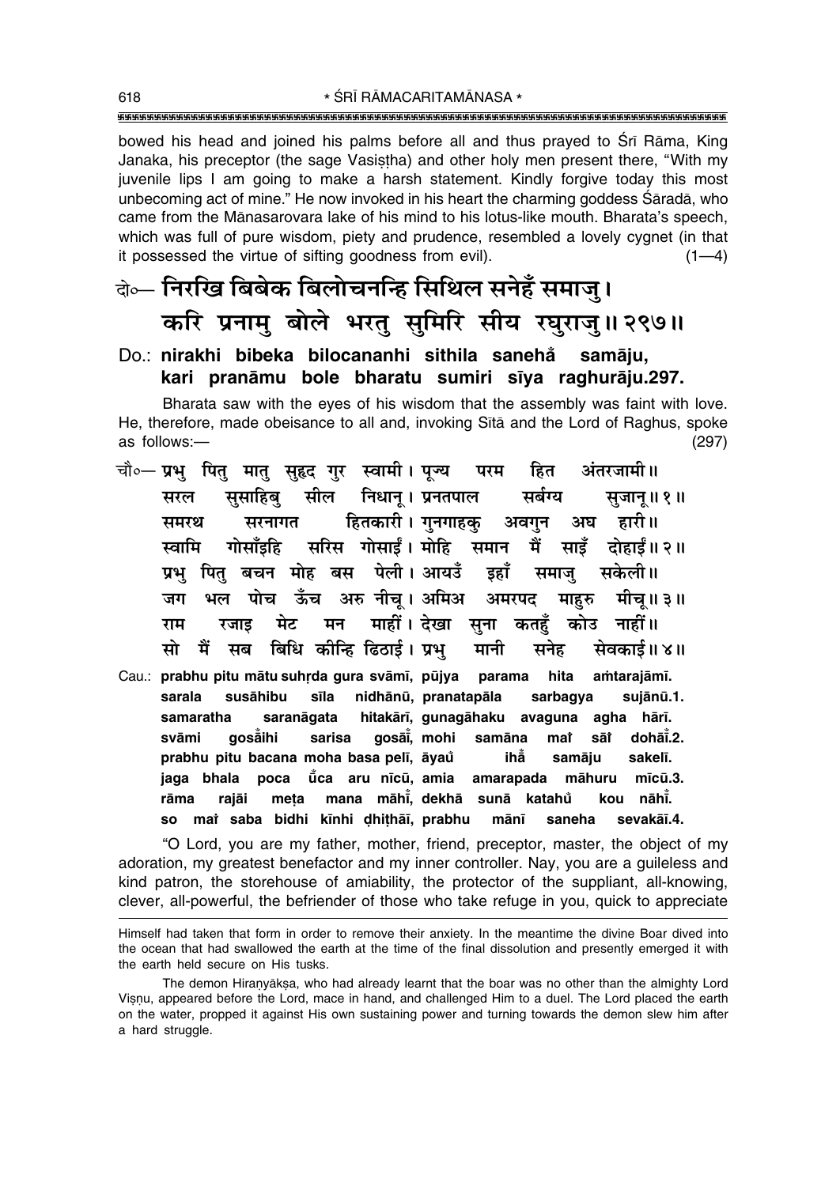bowed his head and joined his palms before all and thus prayed to Śrī Rāma, King Janaka, his preceptor (the sage Vasiṣṭha) and other holy men present there, "With my juvenile lips I am going to make a harsh statement. Kindly forgive today this most unbecoming act of mine." He now invoked in his heart the charming goddess Śāradā, who came from the Mānasarovara lake of his mind to his lotus-like mouth. Bharata's speech, which was full of pure wisdom, piety and prudence, resembled a lovely cygnet (in that it possessed the virtue of sifting goodness from evil). (1—4)

दो०— निरखि बिबेक बिलोचनन्हि सिथिल सनेहँ समाजु।
करि प्रनामु बोले भरतु सुमिरि सीय रघुराजु॥ २९७॥

Do.: **nirakhi bibeka bilocananhi sithila sanehå̃ samāju,
kari pranāmu bole bharatu sumiri sīya raghurāju.297.**

Bharata saw with the eyes of his wisdom that the assembly was faint with love. He, therefore, made obeisance to all and, invoking Sītā and the Lord of Raghus, spoke as follows:— (297)

चौ०— प्रभु पितु मातु सुहृद गुर स्वामी। पूज्य परम हित अंतरजामी॥
सरल सुसाहिबु सील निधानू। प्रनतपाल सर्बग्य सुजानू॥ १॥
समरथ सरनागत हितकारी। गुनगाहकु अवगुन अघ हारी॥
स्वामि गोसाँइहि सरिस गोसाईं। मोहि समान मैं साइँ दोहाईं॥ २॥
प्रभु पितु बचन मोह बस पेली। आयउँ इहाँ समाजु सकेली॥
जग भल पोच ऊँच अरु नीचू। अमिअ अमरपद माहुरु मीचू॥ ३॥
राम रजाइ मेट मन माहीं। देखा सुना कतहुँ कोउ नाहीं॥
सो मैं सब बिधि कीन्हि ढिठाई। प्रभु मानी सनेह सेवकाई॥ ४॥

Cau.: **prabhu pitu mātu suhṛda gura svāmī, pūjya parama hita aṁtarajāmī.
sarala susāhibu sīla nidhānū, pranatapāla sarbagya sujānū.1.
samaratha saranāgata hitakārī, gunagāhaku avaguna agha hārī.
svāmi gosā̃ihi sarisa gosā̃ī, mohi samāna maĩ sāĩ dohā̃ī.2.
prabhu pitu bacana moha basa pelī, āyaů ihā̃ samāju sakelī.
jaga bhala poca ū̃ca aru nīcū, amia amarapada māhuru mīcū.3.
rāma rajāi meṭa mana māhī̃, dekhā sunā katahů kou nāhī̃.
so maĩ saba bidhi kīnhi ḍhiṭhāī, prabhu mānī saneha sevakāī.4.**

"O Lord, you are my father, mother, friend, preceptor, master, the object of my adoration, my greatest benefactor and my inner controller. Nay, you are a guileless and kind patron, the storehouse of amiability, the protector of the suppliant, all-knowing, clever, all-powerful, the befriender of those who take refuge in you, quick to appreciate

---

Himself had taken that form in order to remove their anxiety. In the meantime the divine Boar dived into the ocean that had swallowed the earth at the time of the final dissolution and presently emerged it with the earth held secure on His tusks.

The demon Hiraṇyākṣa, who had already learnt that the boar was no other than the almighty Lord Viṣṇu, appeared before the Lord, mace in hand, and challenged Him to a duel. The Lord placed the earth on the water, propped it against His own sustaining power and turning towards the demon slew him after a hard struggle.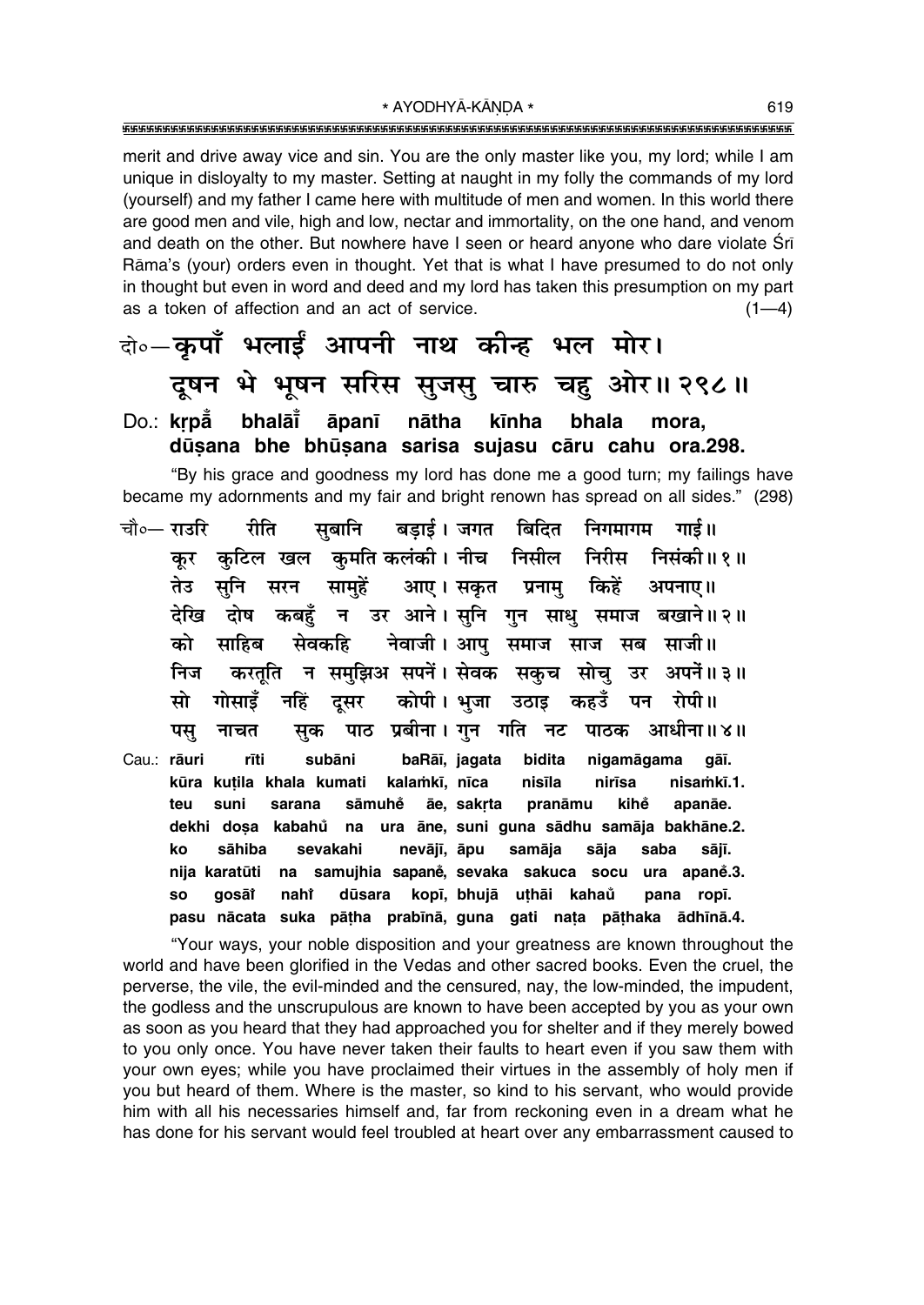merit and drive away vice and sin. You are the only master like you, my lord; while I am unique in disloyalty to my master. Setting at naught in my folly the commands of my lord (yourself) and my father I came here with multitude of men and women. In this world there are good men and vile, high and low, nectar and immortality, on the one hand, and venom and death on the other. But nowhere have I seen or heard anyone who dare violate Śrī Rāma's (your) orders even in thought. Yet that is what I have presumed to do not only in thought but even in word and deed and my lord has taken this presumption on my part as a token of affection and an act of service. (1—4)

दो०— कृपाँ भलाईं आपनी नाथ कीन्ह भल मोर।
दूषन भे भूषन सरिस सुजसु चारु चहु ओर॥ २९८॥

Do.: **kṛpā̃ bhalāī̃ āpanī nātha kīnha bhala mora,**
**dūṣana bhe bhūṣana sarisa sujasu cāru cahu ora.298.**

"By his grace and goodness my lord has done me a good turn; my failings have became my adornments and my fair and bright renown has spread on all sides." (298)

चौ०— राउरि रीति सुबानि बड़ाई। जगत बिदित निगमागम गाई॥
कूर कुटिल खल कुमति कलंकी। नीच निसील निरीस निसंकी॥ १॥
तेउ सुनि सरन सामुहें आए। सकृत प्रनामु किहें अपनाए॥
देखि दोष कबहुँ न उर आने। सुनि गुन साधु समाज बखाने॥ २॥
को साहिब सेवकहि नेवाजी। आपु समाज साज सब साजी॥
निज करतूति न समुझिअ सपनें। सेवक सकुच सोचु उर अपनें॥ ३॥
सो गोसाइँ नहिं दूसर कोपी। भुजा उठाइ कहउँ पन रोपी॥
पसु नाचत सुक पाठ प्रबीना। गुन गति नट पाठक आधीना॥ ४॥

Cau.: **rāuri rīti subāni baṛāī, jagata bidita nigamāgama gāī.**
**kūra kuṭila khala kumati kalaṁkī, nīca nisīla nirīsa nisaṁkī.1.**
**teu suni sarana sāmuhẽ āe, sakṛta pranāmu kihẽ apanāe.**
**dekhi doṣa kabahũ na ura āne, suni guna sādhu samāja bakhāne.2.**
**ko sāhiba sevakahi nevājī, āpu samāja sāja saba sājī.**
**nija karatūti na samujhia sapanẽ, sevaka sakuca socu ura apanẽ.3.**
**so gosāī̃ nahī̃ dūsara kopī, bhujā uṭhāi kahaũ pana ropī.**
**pasu nācata suka pāṭha prabīnā, guna gati naṭa pāṭhaka ādhīnā.4.**

"Your ways, your noble disposition and your greatness are known throughout the world and have been glorified in the Vedas and other sacred books. Even the cruel, the perverse, the vile, the evil-minded and the censured, nay, the low-minded, the impudent, the godless and the unscrupulous are known to have been accepted by you as your own as soon as you heard that they had approached you for shelter and if they merely bowed to you only once. You have never taken their faults to heart even if you saw them with your own eyes; while you have proclaimed their virtues in the assembly of holy men if you but heard of them. Where is the master, so kind to his servant, who would provide him with all his necessaries himself and, far from reckoning even in a dream what he has done for his servant would feel troubled at heart over any embarrassment caused to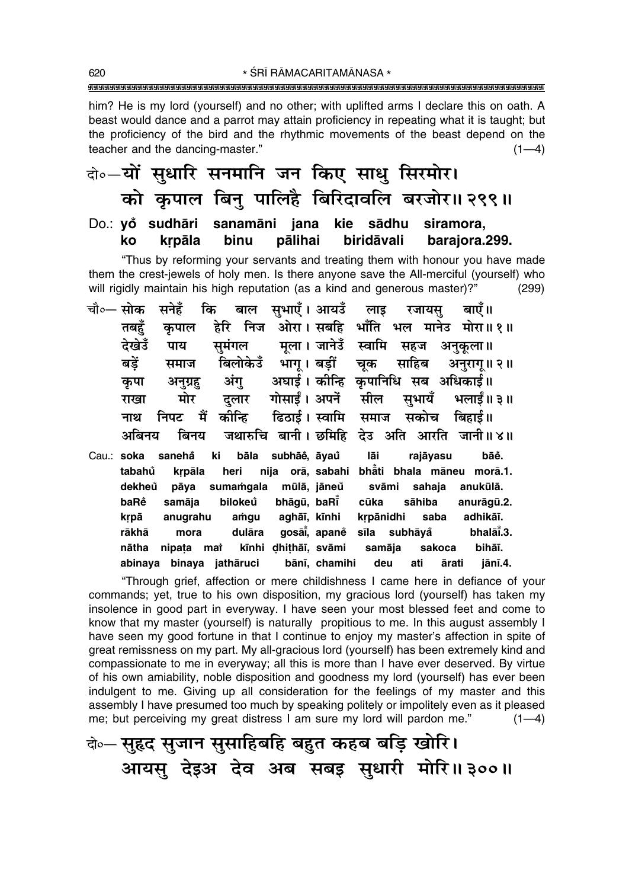him? He is my lord (yourself) and no other; with uplifted arms I declare this on oath. A beast would dance and a parrot may attain proficiency in repeating what it is taught; but the proficiency of the bird and the rhythmic movements of the beast depend on the teacher and the dancing-master." (1—4)

दो०—यों सुधारि सनमानि जन किए साधु सिरमोर।
को कृपाल बिनु पालिहै बिरिदावलि बरजोर॥ २९९॥

Do.: **yő sudhāri sanamāni jana kie sādhu siramora,**
**ko kṛpāla binu pālihai biridāvali barajora.299.**

"Thus by reforming your servants and treating them with honour you have made them the crest-jewels of holy men. Is there anyone save the All-merciful (yourself) who will rigidly maintain his high reputation (as a kind and generous master)?" (299)

चौ०— सोक सनेहँ कि बाल सुभाएँ। आयउँ लाइ रजायसु बाएँ॥
तबहुँ कृपाल हेरि निज ओरा। सबहि भाँति भल मानेउ मोरा॥ १॥
देखेउँ पाय सुमंगल मूला। जानेउँ स्वामि सहज अनुकूला॥
बड़ें समाज बिलोकेउँ भागू। बड़ीं चूक साहिब अनुरागू॥ २॥
कृपा अनुग्रहु अंगु अघाई। कीन्हि कृपानिधि सब अधिकाई॥
राखा मोर दुलार गोसाईं। अपनें सील सुभायँ भलाईं॥ ३॥
नाथ निपट मैं कीन्हि ढिठाई। स्वामि समाज सकोच बिहाई॥
अबिनय बिनय जथारुचि बानी। छमिहि देउ अति आरति जानी॥ ४॥

Cau.: **soka sanehå̃ ki bāla subhāė̃, āyaů̃ lāi rajāyasu bāė̃.**
**tabahů̃ kṛpāla heri nija orā, sabahi bhā̃ti bhala māneu morā.1.**
**dekheů̃ pāya sumaṁgala mūlā, jāneů̃ svāmi sahaja anukūlā.**
**baRė̃ samāja bilokeů̃ bhāgū, baRī̃ cūka sāhiba anurāgū.2.**
**kṛpā anugrahu aṁgu aghāī, kīnhi kṛpānidhi saba adhikāī.**
**rākhā mora dulāra gosā̃ī̃, apanė̃ sīla subhāyå̃ bhalā̃ī̃.3.**
**nātha nipaṭa maĩ kīnhi ḍhiṭhāī, svāmi samāja sakoca bihāī.**
**abinaya binaya jathāruci bānī, chamihi deu ati ārati jānī.4.**

"Through grief, affection or mere childishness I came here in defiance of your commands; yet, true to his own disposition, my gracious lord (yourself) has taken my insolence in good part in everyway. I have seen your most blessed feet and come to know that my master (yourself) is naturally propitious to me. In this august assembly I have seen my good fortune in that I continue to enjoy my master's affection in spite of great remissness on my part. My all-gracious lord (yourself) has been extremely kind and compassionate to me in everyway; all this is more than I have ever deserved. By virtue of his own amiability, noble disposition and goodness my lord (yourself) has ever been indulgent to me. Giving up all consideration for the feelings of my master and this assembly I have presumed too much by speaking politely or impolitely even as it pleased me; but perceiving my great distress I am sure my lord will pardon me." (1—4)

दो०— सुहृद सुजान सुसाहिबहि बहुत कहब बड़ि खोरि।
आयसु देइअ देव अब सबइ सुधारी मोरि॥ ३००॥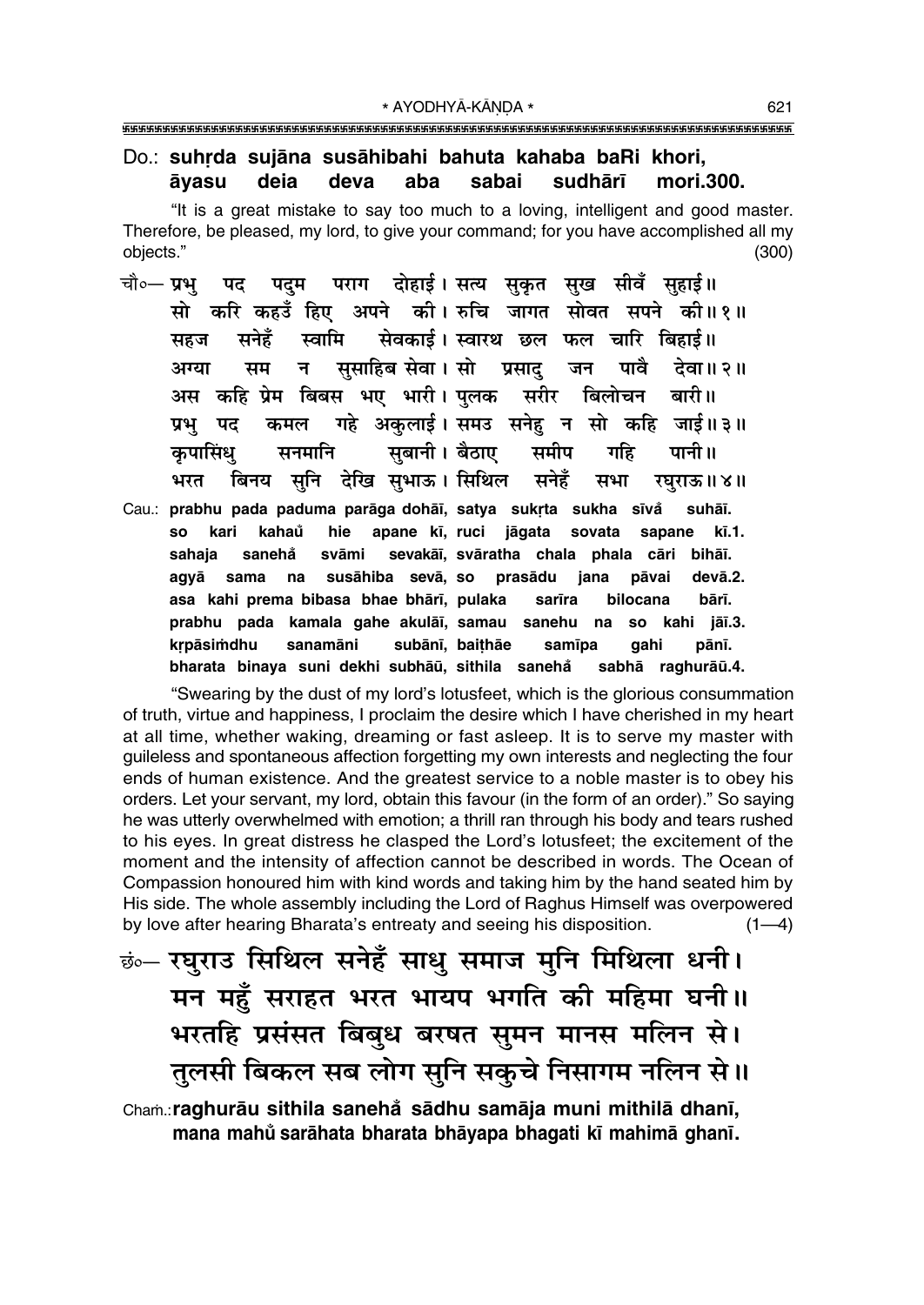Do.: **suhṛda sujāna susāhibahi bahuta kahaba baRi khori,**
**āyasu deia deva aba sabai sudhārī mori.300.**

"It is a great mistake to say too much to a loving, intelligent and good master. Therefore, be pleased, my lord, to give your command; for you have accomplished all my objects." (300)

चौ०— प्रभु पद पदुम पराग दोहाई। सत्य सुकृत सुख सीवँ सुहाई॥
सो करि कहउँ हिए अपने की। रुचि जागत सोवत सपने की॥१॥
सहज सनेहँ स्वामि सेवकाई। स्वारथ छल फल चारि बिहाई॥
अग्या सम न सुसाहिब सेवा। सो प्रसादु जन पावै देवा॥२॥
अस कहि प्रेम बिबस भए भारी। पुलक सरीर बिलोचन बारी॥
प्रभु पद कमल गहे अकुलाई। समउ सनेहु न सो कहि जाई॥३॥
कृपासिंधु सनमानि सुबानी। बैठाए समीप गहि पानी॥
भरत बिनय सुनि देखि सुभाऊ। सिथिल सनेहँ सभा रघुराऊ॥४॥

Cau.: **prabhu pada paduma parāga dohāī, satya sukṛta sukha sīvå̐ suhāī.**
**so kari kahaů̐ hie apane kī, ruci jāgata sovata sapane kī.1.**
**sahaja sanehå̐ svāmi sevakāī, svāratha chala phala cāri bihāī.**
**agyā sama na susāhiba sevā, so prasādu jana pāvai devā.2.**
**asa kahi prema bibasa bhae bhārī, pulaka sarīra bilocana bārī.**
**prabhu pada kamala gahe akulāī, samau sanehu na so kahi jāī.3.**
**kṛpāsiṁdhu sanamāni subānī, baiṭhāe samīpa gahi pānī.**
**bharata binaya suni dekhi subhāū, sithila sanehå̐ sabhā raghurāū.4.**

"Swearing by the dust of my lord's lotusfeet, which is the glorious consummation of truth, virtue and happiness, I proclaim the desire which I have cherished in my heart at all time, whether waking, dreaming or fast asleep. It is to serve my master with guileless and spontaneous affection forgetting my own interests and neglecting the four ends of human existence. And the greatest service to a noble master is to obey his orders. Let your servant, my lord, obtain this favour (in the form of an order)." So saying he was utterly overwhelmed with emotion; a thrill ran through his body and tears rushed to his eyes. In great distress he clasped the Lord's lotusfeet; the excitement of the moment and the intensity of affection cannot be described in words. The Ocean of Compassion honoured him with kind words and taking him by the hand seated him by His side. The whole assembly including the Lord of Raghus Himself was overpowered by love after hearing Bharata's entreaty and seeing his disposition. (1—4)

छं०— रघुराउ सिथिल सनेहँ साधु समाज मुनि मिथिला धनी।
मन महुँ सराहत भरत भायप भगति की महिमा घनी॥
भरतहि प्रसंसत बिबुध बरषत सुमन मानस मलिन से।
तुलसी बिकल सब लोग सुनि सकुचे निसागम नलिन से॥

Chaṁ.: **raghurāu sithila sanehå̐ sādhu samāja muni mithilā dhanī,**
**mana mahů̐ sarāhata bharata bhāyapa bhagati kī mahimā ghanī.**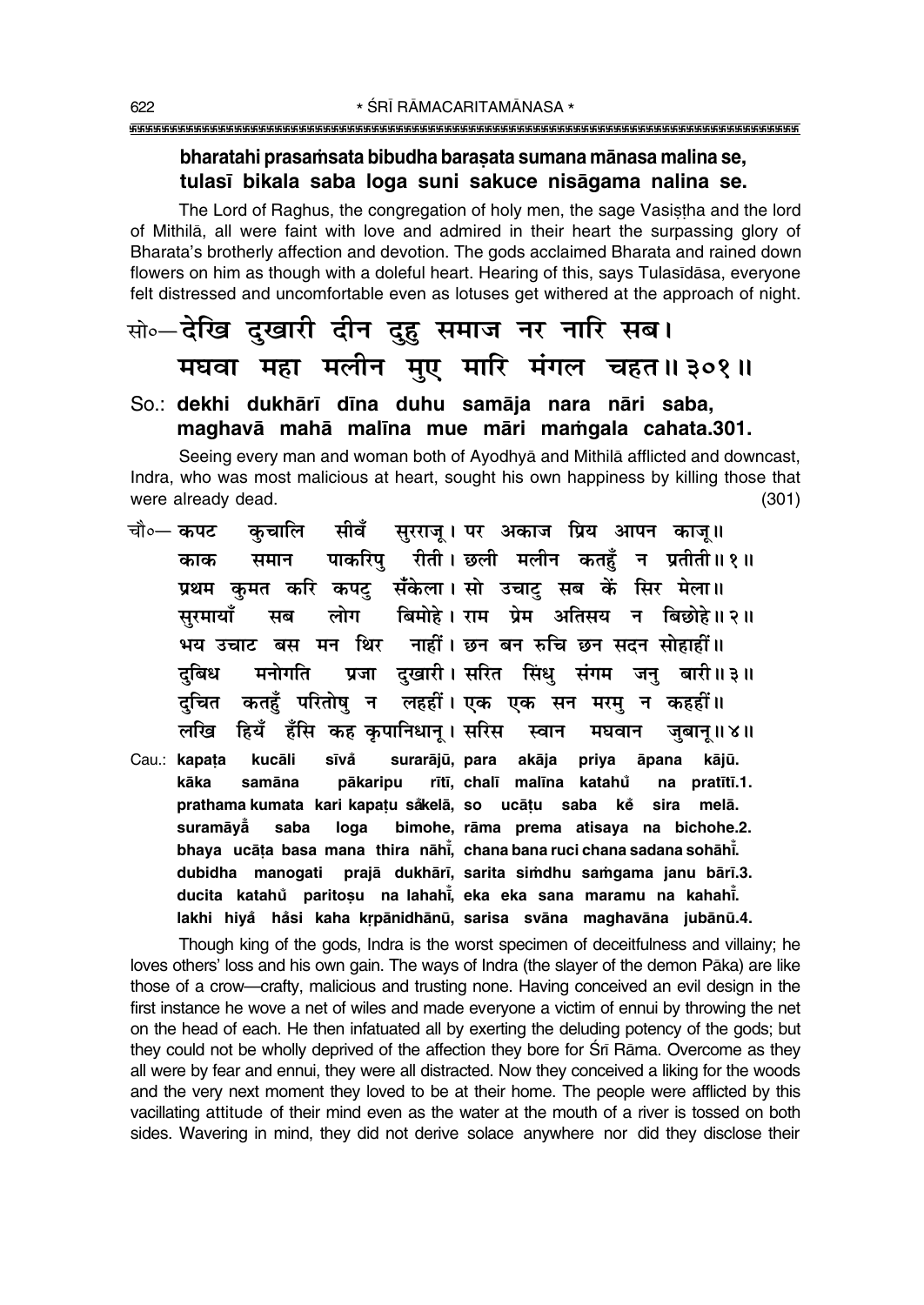**bharatahi prasaṁsata bibudha baraṣata sumana mānasa malina se, tulasī bikala saba loga suni sakuce nisāgama nalina se.**

The Lord of Raghus, the congregation of holy men, the sage Vasiṣṭha and the lord of Mithilā, all were faint with love and admired in their heart the surpassing glory of Bharata's brotherly affection and devotion. The gods acclaimed Bharata and rained down flowers on him as though with a doleful heart. Hearing of this, says Tulasīdāsa, everyone felt distressed and uncomfortable even as lotuses get withered at the approach of night.

सो०—देखि दुखारी दीन दुहु समाज नर नारि सब।
मघवा महा मलीन मुए मारि मंगल चहत॥ ३०१॥

So.: **dekhi dukhārī dīna duhu samāja nara nāri saba, maghavā mahā malīna mue māri maṁgala cahata.301.**

Seeing every man and woman both of Ayodhyā and Mithilā afflicted and downcast, Indra, who was most malicious at heart, sought his own happiness by killing those that were already dead. (301)

चौ०— कपट कुचालि सीवँ सुरराजू। पर अकाज प्रिय आपन काजू॥
काक समान पाकरिपु रीती। छली मलीन कतहुँ न प्रतीती॥ १॥
प्रथम कुमत करि कपटु सँकेला। सो उचाटु सब कें सिर मेला॥
सुरमायाँ सब लोग बिमोहे। राम प्रेम अतिसय न बिछोहे॥ २॥
भय उचाट बस मन थिर नाहीं। छन बन रुचि छन सदन सोहाहीं॥
दुबिध मनोगति प्रजा दुखारी। सरित सिंधु संगम जनु बारी॥ ३॥
दुचित कतहुँ परितोषु न लहहीं। एक एक सन मरमु न कहहीं॥
लखि हियँ हँसि कह कृपानिधानू। सरिस स्वान मघवान जुबानू॥ ४॥

Cau.: **kapaṭa kucāli sīvaÉ surarājū, para akāja priya āpana kājū. kāka samāna pākaripu rīti, chalī malīna katahuÉ na pratītī.1. prathama kumata kari kapaṭu saÉkelā, so ucāṭu saba keÉ sira melā. suramāyāÉ saba loga bimohe, rāma prema atisaya na bichohe.2. bhaya ucāṭa basa mana thira nāhīÉ, chana bana ruci chana sadana sohāhīÉ. dubidha manogati prajā dukhārī, sarita siṁdhu saṁgama janu bārī.3. ducita katahuÉ paritoṣu na lahahīÉ, eka eka sana maramu na kahahīÉ. lakhi hiyaÉ haÉsi kaha kṛpānidhānū, sarisa svāna maghavāna jubānū.4.**

Though king of the gods, Indra is the worst specimen of deceitfulness and villainy; he loves others' loss and his own gain. The ways of Indra (the slayer of the demon Pāka) are like those of a crow—crafty, malicious and trusting none. Having conceived an evil design in the first instance he wove a net of wiles and made everyone a victim of ennui by throwing the net on the head of each. He then infatuated all by exerting the deluding potency of the gods; but they could not be wholly deprived of the affection they bore for Śrī Rāma. Overcome as they all were by fear and ennui, they were all distracted. Now they conceived a liking for the woods and the very next moment they loved to be at their home. The people were afflicted by this vacillating attitude of their mind even as the water at the mouth of a river is tossed on both sides. Wavering in mind, they did not derive solace anywhere nor did they disclose their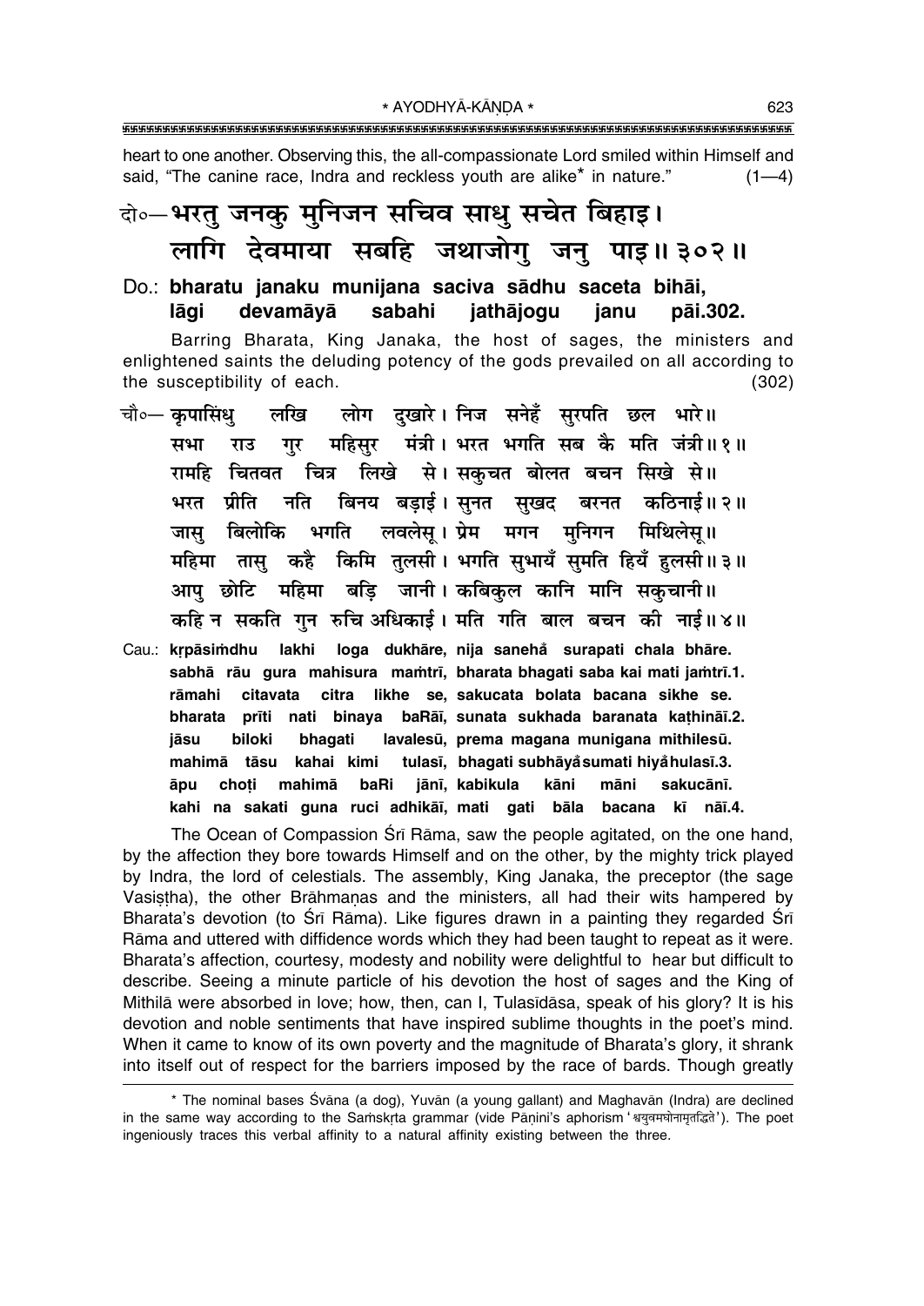heart to one another. Observing this, the all-compassionate Lord smiled within Himself and said, "The canine race, Indra and reckless youth are alike* in nature." (1—4)

दो०—भरतु जनकु मुनिजन सचिव साधु सचेत बिहाइ।
लागि देवमाया सबहि जथाजोगु जनु पाइ॥ ३०२॥

Do.: **bharatu janaku munijana saciva sādhu saceta bihāi, lāgi devamāyā sabahi jathājogu janu pāi.302.**

Barring Bharata, King Janaka, the host of sages, the ministers and enlightened saints the deluding potency of the gods prevailed on all according to the susceptibility of each. (302)

चौ०— कृपासिंधु लखि लोग दुखारे। निज सनेहँ सुरपति छल भारे॥
सभा राउ गुर महिसुर मंत्री। भरत भगति सब कै मति जंत्री॥ १॥
रामहि चितवत चित्र लिखे से। सकुचत बोलत बचन सिखे से॥
भरत प्रीति नति बिनय बड़ाई। सुनत सुखद बरनत कठिनाई॥ २॥
जासु बिलोकि भगति लवलेसू। प्रेम मगन मुनिगन मिथिलेसू॥
महिमा तासु कहै किमि तुलसी। भगति सुभायँ सुमति हियँ हुलसी॥ ३॥
आपु छोटि महिमा बड़ि जानी। कबिकुल कानि मानि सकुचानी॥
कहि न सकति गुन रुचि अधिकाई। मति गति बाल बचन की नाई॥ ४॥

Cau.: **kṛpāsiṁdhu lakhi loga dukhāre, nija sanehaṅ surapati chala bhāre. sabhā rāu gura mahisura maṁtrī, bharata bhagati saba kai mati jaṁtrī.1. rāmahi citavata citra likhe se, sakucata bolata bacana sikhe se. bharata prīti nati binaya baRāī, sunata sukhada baranata kaṭhināī.2. jāsu biloki bhagati lavalesū, prema magana munigana mithilesū. mahimā tāsu kahai kimi tulasī, bhagati subhāyaṅ sumati hiyaṅ hulasī.3. āpu choṭi mahimā baRi jānī, kabikula kāni māni sakucānī. kahi na sakati guna ruci adhikāī, mati gati bāla bacana kī nāī.4.**

The Ocean of Compassion Śrī Rāma, saw the people agitated, on the one hand, by the affection they bore towards Himself and on the other, by the mighty trick played by Indra, the lord of celestials. The assembly, King Janaka, the preceptor (the sage Vasiṣṭha), the other Brāhmaṇas and the ministers, all had their wits hampered by Bharata's devotion (to Śrī Rāma). Like figures drawn in a painting they regarded Śrī Rāma and uttered with diffidence words which they had been taught to repeat as it were. Bharata's affection, courtesy, modesty and nobility were delightful to hear but difficult to describe. Seeing a minute particle of his devotion the host of sages and the King of Mithilā were absorbed in love; how, then, can I, Tulasīdāsa, speak of his glory? It is his devotion and noble sentiments that have inspired sublime thoughts in the poet's mind. When it came to know of its own poverty and the magnitude of Bharata's glory, it shrank into itself out of respect for the barriers imposed by the race of bards. Though greatly

* The nominal bases Śvāna (a dog), Yuvān (a young gallant) and Maghavān (Indra) are declined in the same way according to the Saṁskṛta grammar (vide Pāṇini's aphorism 'श्वयुवमघोनामतद्धिते'). The poet ingeniously traces this verbal affinity to a natural affinity existing between the three.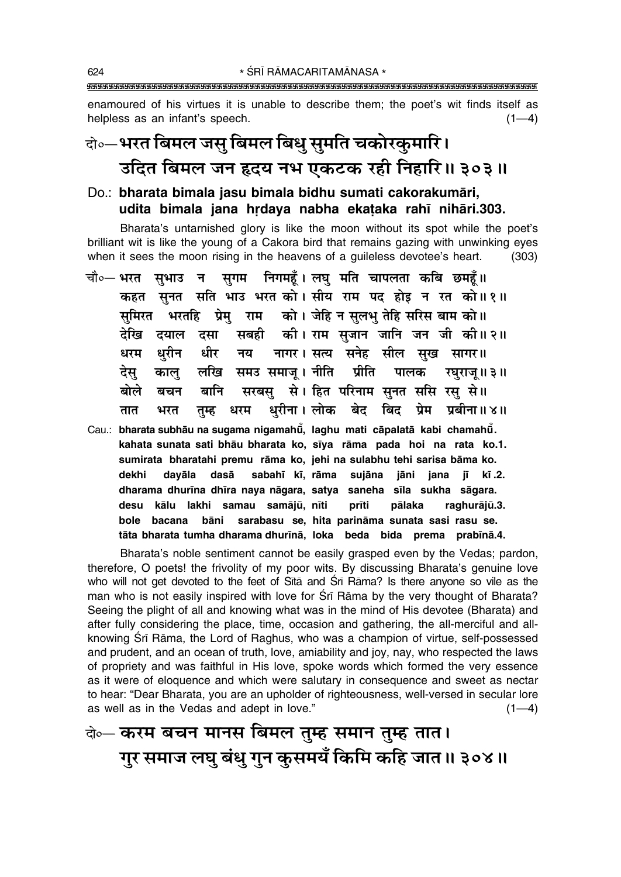enamoured of his virtues it is unable to describe them; the poet's wit finds itself as helpless as an infant's speech. (1—4)

दो०— भरत बिमल जसु बिमल बिधु सुमति चकोरकुमारि।
उदित बिमल जन हृदय नभ एकटक रही निहारि॥ ३०३॥

Do.: **bharata bimala jasu bimala bidhu sumati cakorakumāri,**
**udita bimala jana hṛdaya nabha ekaṭaka rahī nihāri.303.**

Bharata's untarnished glory is like the moon without its spot while the poet's brilliant wit is like the young of a Cakora bird that remains gazing with unwinking eyes when it sees the moon rising in the heavens of a guileless devotee's heart. (303)

चौ०— भरत सुभाउ न सुगम निगमहूँ। लघु मति चापलता कबि छमहूँ॥
कहत सुनत सति भाउ भरत को। सीय राम पद होइ न रत को॥ १॥
सुमिरत भरतहि प्रेमु राम को। जेहि न सुलभु तेहि सरिस बाम को॥
देखि दयाल दसा सबही की। राम सुजान जानि जन जी की॥ २॥
धरम धुरीन धीर नय नागर। सत्य सनेह सील सुख सागर॥
देसु कालु लखि समउ समाजू। नीति प्रीति पालक रघुराजू॥ ३॥
बोले बचन बानि सरबसु से। हित परिनाम सुनत ससि रसु से॥
तात भरत तुम्ह धरम धुरीना। लोक बेद बिद प्रेम प्रबीना॥ ४॥

Cau.: **bharata subhāu na sugama nigamahū̐, laghu mati cāpalatā kabi chamahū̐.**
**kahata sunata sati bhāu bharata ko, sīya rāma pada hoi na rata ko.1.**
**sumirata bharatahi premu rāma ko, jehi na sulabhu tehi sarisa bāma ko.**
**dekhi dayāla dasā sabahī kī, rāma sujāna jāni jana jī kī.2.**
**dharama dhurīna dhīra naya nāgara, satya saneha sīla sukha sāgara.**
**desu kālu lakhi samau samājū, nīti prīti pālaka raghurājū.3.**
**bole bacana bāni sarabasu se, hita parināma sunata sasi rasu se.**
**tāta bharata tumha dharama dhurīnā, loka beda bida prema prabīnā.4.**

Bharata's noble sentiment cannot be easily grasped even by the Vedas; pardon, therefore, O poets! the frivolity of my poor wits. By discussing Bharata's genuine love who will not get devoted to the feet of Sītā and Śrī Rāma? Is there anyone so vile as the man who is not easily inspired with love for Śrī Rāma by the very thought of Bharata? Seeing the plight of all and knowing what was in the mind of His devotee (Bharata) and after fully considering the place, time, occasion and gathering, the all-merciful and all-knowing Śrī Rāma, the Lord of Raghus, who was a champion of virtue, self-possessed and prudent, and an ocean of truth, love, amiability and joy, nay, who respected the laws of propriety and was faithful in His love, spoke words which formed the very essence as it were of eloquence and which were salutary in consequence and sweet as nectar to hear: "Dear Bharata, you are an upholder of righteousness, well-versed in secular lore as well as in the Vedas and adept in love." (1—4)

दो०— करम बचन मानस बिमल तुम्ह समान तुम्ह तात।
गुर समाज लघु बंधु गुन कुसमयँ किमि कहि जात॥ ३०४॥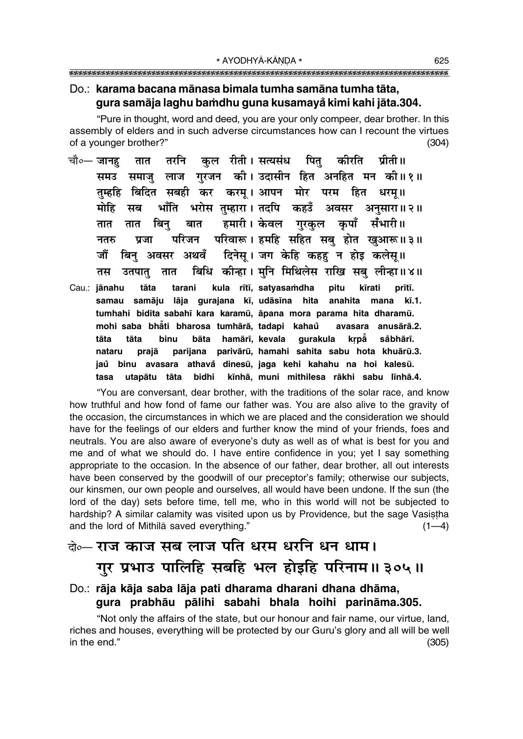**Do.: karama bacana mānasa bimala tumha samāna tumha tāta,**
**gura samāja laghu baṁdhu guna kusamayå kimi kahi jāta.304.**

"Pure in thought, word and deed, you are your only compeer, dear brother. In this assembly of elders and in such adverse circumstances how can I recount the virtues of a younger brother?" (304)

चौ०— जानहु तात तरनि कुल रीती। सत्यसंध पितु कीरति प्रीती॥
समउ समाजु लाज गुरजन की। उदासीन हित अनहित मन की॥१॥
तुम्हहि बिदित सबही कर करमू। आपन मोर परम हित धरमू॥
मोहि सब भाँति भरोस तुम्हारा। तदपि कहउँ अवसर अनुसारा॥२॥
तात तात बिनु बात हमारी। केवल गुरकुल कृपाँ सँभारी॥
नतरु प्रजा परिजन परिवारू। हमहि सहित सबु होत खुआरू॥३॥
जौं बिनु अवसर अथवँ दिनेसू। जग केहि कहहु न होइ कलेसू॥
तस उतपातु तात बिधि कीन्हा। मुनि मिथिलेस राखि सबु लीन्हा॥४॥

Cau.: jānahu tāta tarani kula rītī, satyasaṁdha pitu kīrati prītī.
samau samāju lāja gurajana kī, udāsīna hita anahita mana kī.1.
tumhahi bidita sabahī kara karamū, āpana mora parama hita dharamū.
mohi saba bhåti bharosa tumhārā, tadapi kahaů avasara anusārā.2.
tāta tāta binu bāta hamārī, kevala gurakula kṛpå såbhārī.
nataru prajā parijana parivārū, hamahi sahita sabu hota khuārū.3.
jaů binu avasara athavå dinesū, jaga kehi kahahu na hoi kalesū.
tasa utapātu tāta bidhi kīnhā, muni mithilesa rākhi sabu līnhā.4.

"You are conversant, dear brother, with the traditions of the solar race, and know how truthful and how fond of fame our father was. You are also alive to the gravity of the occasion, the circumstances in which we are placed and the consideration we should have for the feelings of our elders and further know the mind of your friends, foes and neutrals. You are also aware of everyone's duty as well as of what is best for you and me and of what we should do. I have entire confidence in you; yet I say something appropriate to the occasion. In the absence of our father, dear brother, all out interests have been conserved by the goodwill of our preceptor's family; otherwise our subjects, our kinsmen, our own people and ourselves, all would have been undone. If the sun (the lord of the day) sets before time, tell me, who in this world will not be subjected to hardship? A similar calamity was visited upon us by Providence, but the sage Vasiṣṭha and the lord of Mithilā saved everything." (1—4)

दो०— राज काज सब लाज पति धरम धरनि धन धाम।
गुर प्रभाउ पालिहि सबहि भल होइहि परिनाम॥३०५॥

**Do.: rāja kāja saba lāja pati dharama dharani dhana dhāma,**
**gura prabhāu pālihi sabahi bhala hoihi parināma.305.**

"Not only the affairs of the state, but our honour and fair name, our virtue, land, riches and houses, everything will be protected by our Guru's glory and all will be well in the end." (305)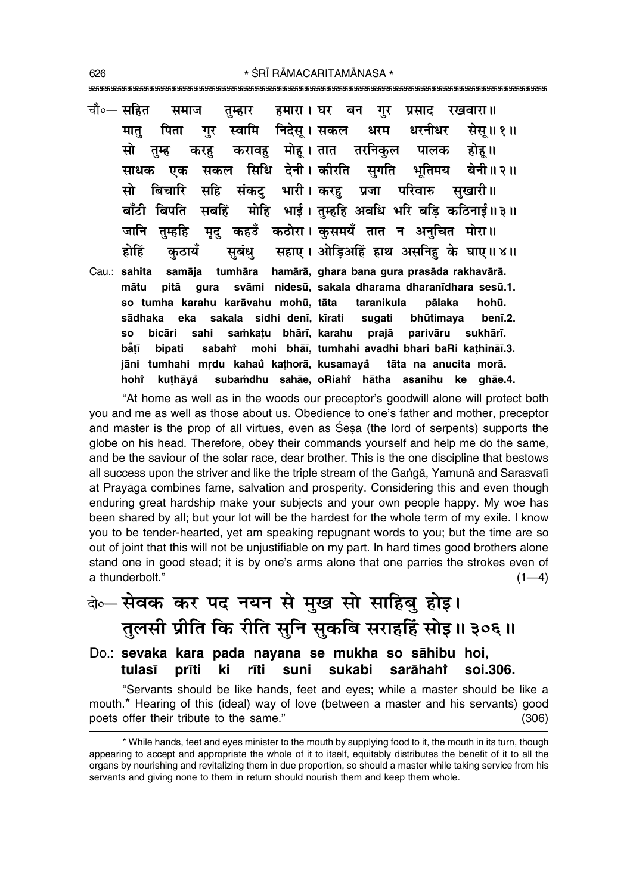चौ०— सहित समाज तुम्हार हमारा। घर बन गुर प्रसाद रखवारा॥
मातु पिता गुर स्वामि निदेसू। सकल धरम धरनीधर सेसू॥ १॥
सो तुम्ह करहु करावहु मोहू। तात तरनिकुल पालक होहू॥
साधक एक सकल सिधि देनी। कीरति सुगति भूतिमय बेनी॥ २॥
सो बिचारि सहि संकटु भारी। करहु प्रजा परिवारु सुखारी॥
बाँटी बिपति सबहिं मोहि भाई। तुम्हहि अवधि भरि बड़ि कठिनाई॥ ३॥
जानि तुम्हहि मृदु कहउँ कठोरा। कुसमयँ तात न अनुचित मोरा॥
होहिं कुठायँ सुबंधु सहाए। ओड़िअहिं हाथ असनिहु के घाए॥ ४॥

Cau.: sahita samāja tumhāra hamārā, ghara bana gura prasāda rakhavārā.
mātu pitā gura svāmi nidesū, sakala dharama dharanīdhara sesū.1.
so tumha karahu karāvahu mohū, tāta taranikula pālaka hohū.
sādhaka eka sakala sidhi denī, kīrati sugati bhūtimaya benī.2.
so bicāri sahi saṁkaṭu bhārī, karahu prajā parivāru sukhārī.
bā̐ṭī bipati sabahiṁ mohi bhāī, tumhahi avadhi bhari baRi kaṭhināī.3.
jāni tumhahi mṛdu kahaů kaṭhorā, kusamayā̐ tāta na anucita morā.
hohiṁ kuṭhāyā̐ subaṁdhu sahāe, oRiahiṁ hātha asanihu ke ghāe.4.

"At home as well as in the woods our preceptor's goodwill alone will protect both you and me as well as those about us. Obedience to one's father and mother, preceptor and master is the prop of all virtues, even as Śeṣa (the lord of serpents) supports the globe on his head. Therefore, obey their commands yourself and help me do the same, and be the saviour of the solar race, dear brother. This is the one discipline that bestows all success upon the striver and like the triple stream of the Gaṅgā, Yamunā and Sarasvatī at Prayāga combines fame, salvation and prosperity. Considering this and even though enduring great hardship make your subjects and your own people happy. My woe has been shared by all; but your lot will be the hardest for the whole term of my exile. I know you to be tender-hearted, yet am speaking repugnant words to you; but the time are so out of joint that this will not be unjustifiable on my part. In hard times good brothers alone stand one in good stead; it is by one's arms alone that one parries the strokes even of a thunderbolt." (1—4)

## दो०— सेवक कर पद नयन से मुख सो साहिबु होइ।
## तुलसी प्रीति कि रीति सुनि सुकबि सराहहिं सोइ॥ ३०६॥

**Do.: sevaka kara pada nayana se mukha so sāhibu hoi,**
**tulasī prīti ki rīti suni sukabi sarāhahiṁ soi.306.**

"Servants should be like hands, feet and eyes; while a master should be like a mouth.* Hearing of this (ideal) way of love (between a master and his servants) good poets offer their tribute to the same." (306)

* While hands, feet and eyes minister to the mouth by supplying food to it, the mouth in its turn, though appearing to accept and appropriate the whole of it to itself, equitably distributes the benefit of it to all the organs by nourishing and revitalizing them in due proportion, so should a master while taking service from his servants and giving none to them in return should nourish them and keep them whole.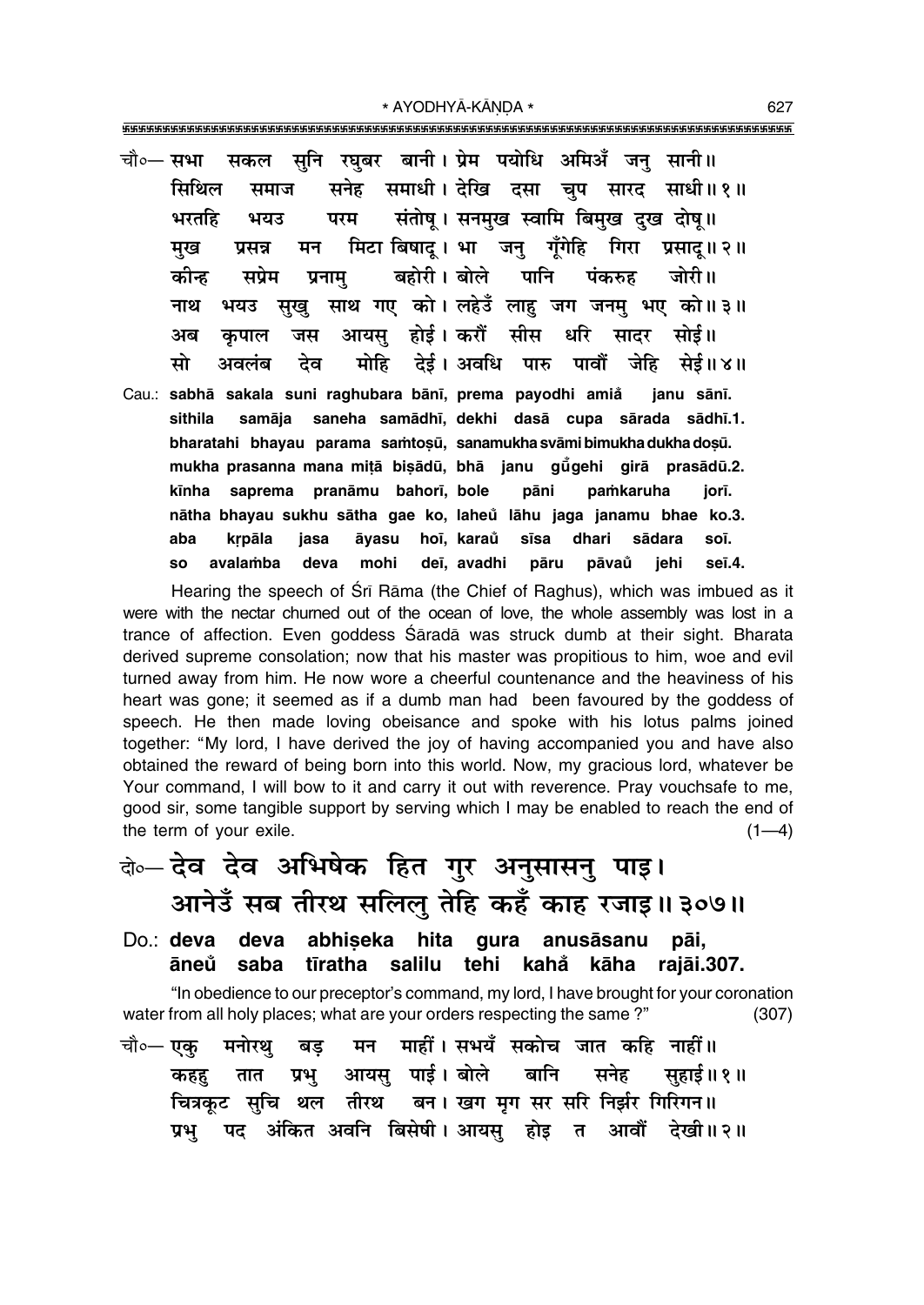चौ०— सभा सकल सुनि रघुबर बानी। प्रेम पयोधि अमिअँ जनु सानी॥
सिथिल समाज सनेह समाधी। देखि दसा चुप सारद साधी॥ १॥
भरतहि भयउ परम संतोषू। सनमुख स्वामि बिमुख दुख दोषू॥
मुख प्रसन्न मन मिटा बिषादू। भा जनु गूँगेहि गिरा प्रसादू॥ २॥
कीन्ह सप्रेम प्रनामु बहोरी। बोले पानि पंकरुह जोरी॥
नाथ भयउ सुखु साथ गए को। लहेउँ लाहु जग जनमु भए को॥ ३॥
अब कृपाल जस आयसु होई। करौं सीस धरि सादर सोई॥
सो अवलंब देव मोहि देई। अवधि पारु पावौं जेहि सेई॥ ४॥

Cau.: **sabhā sakala suni raghubara bānī, prema payodhi amiå̐ janu sānī.**
**sithila samāja saneha samādhī, dekhi dasā cupa sārada sādhī.1.**
**bharatahi bhayau parama saṁtoṣū, sanamukha svāmi bimukha dukha doṣū.**
**mukha prasanna mana miṭā biṣādū, bhā janu gū̐gehi girā prasādū.2.**
**kīnha saprema pranāmu bahorī, bole pāni paṁkaruha jorī.**
**nātha bhayau sukhu sātha gae ko, laheů lāhu jaga janamu bhae ko.3.**
**aba kṛpāla jasa āyasu hoī, karaů sīsa dhari sādara soī.**
**so avalaṁba deva mohi deī, avadhi pāru pāvaů jehi seī.4.**

Hearing the speech of Śrī Rāma (the Chief of Raghus), which was imbued as it were with the nectar churned out of the ocean of love, the whole assembly was lost in a trance of affection. Even goddess Śāradā was struck dumb at their sight. Bharata derived supreme consolation; now that his master was propitious to him, woe and evil turned away from him. He now wore a cheerful countenance and the heaviness of his heart was gone; it seemed as if a dumb man had been favoured by the goddess of speech. He then made loving obeisance and spoke with his lotus palms joined together: "My lord, I have derived the joy of having accompanied you and have also obtained the reward of being born into this world. Now, my gracious lord, whatever be Your command, I will bow to it and carry it out with reverence. Pray vouchsafe to me, good sir, some tangible support by serving which I may be enabled to reach the end of the term of your exile. (1—4)

दो०— देव देव अभिषेक हित गुर अनुसासनु पाइ।
आनेउँ सब तीरथ सलिलु तेहि कहँ काह रजाइ॥ ३०७॥

Do.: **deva deva abhiṣeka hita gura anusāsanu pāi,**
**āneů saba tīratha salilu tehi kahå̐ kāha rajāi.307.**

"In obedience to our preceptor's command, my lord, I have brought for your coronation water from all holy places; what are your orders respecting the same ?" (307)

चौ०— एकु मनोरथु बड़ मन माहीं। सभयँ सकोच जात कहि नाहीं॥
कहहु तात प्रभु आयसु पाई। बोले बानि सनेह सुहाई॥ १॥
चित्रकूट सुचि थल तीरथ बन। खग मृग सर सरि निर्झर गिरिगन॥
प्रभु पद अंकित अवनि बिसेषी। आयसु होइ त आवौं देखी॥ २॥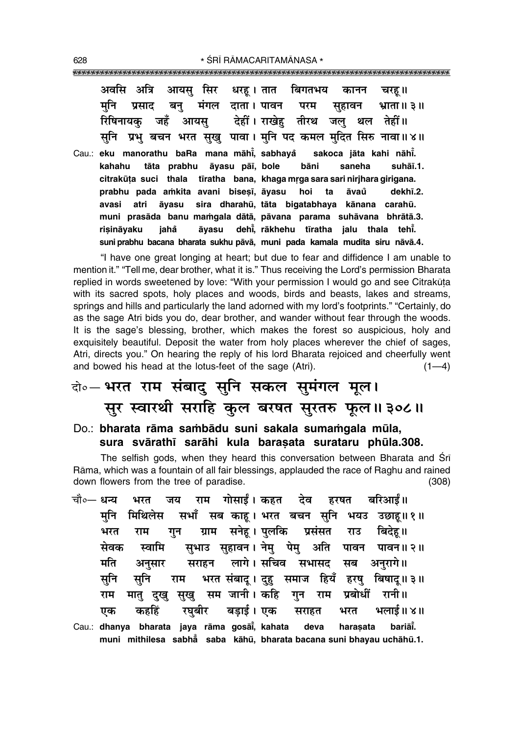अवसि अत्रि आयसु सिर धरहू। तात बिगतभय कानन चरहू॥
मुनि प्रसाद बनु मंगल दाता। पावन परम सुहावन भ्राता॥ ३॥
रिषिनायकु जहँ आयसु देहीं। राखेहु तीरथ जलु थल तेहीं॥
सुनि प्रभु बचन भरत सुखु पावा। मुनि पद कमल मुदित सिरु नावा॥ ४॥

Cau.: **eku manorathu baRa mana māhī̐, sabhaya̐ sakoca jāta kahi nāhī̐.**
**kahahu tāta prabhu āyasu pāī, bole bāni saneha suhāī.1.**
**citrakūṭa suci thala tīratha bana, khaga mṛga sara sari nirjhara girigana.**
**prabhu pada aṁkita avani biseṣī, āyasu hoi ta āvaů̐ dekhī.2.**
**avasi atri āyasu sira dharahū, tāta bigatabhaya kānana carahū.**
**muni prasāda banu maṁgala dātā, pāvana parama suhāvana bhrātā.3.**
**riṣināyaku jaha̐ āyasu dehī̐, rākhehu tīratha jalu thala tehī̐.**
**suni prabhu bacana bharata sukhu pāvā, muni pada kamala mudita siru nāvā.4.**

"I have one great longing at heart; but due to fear and diffidence I am unable to mention it." "Tell me, dear brother, what it is." Thus receiving the Lord's permission Bharata replied in words sweetened by love: "With your permission I would go and see Citrakūṭa with its sacred spots, holy places and woods, birds and beasts, lakes and streams, springs and hills and particularly the land adorned with my lord's footprints." "Certainly, do as the sage Atri bids you do, dear brother, and wander without fear through the woods. It is the sage's blessing, brother, which makes the forest so auspicious, holy and exquisitely beautiful. Deposit the water from holy places wherever the chief of sages, Atri, directs you." On hearing the reply of his lord Bharata rejoiced and cheerfully went and bowed his head at the lotus-feet of the sage (Atri). (1—4)

दो०— भरत राम संबादु सुनि सकल सुमंगल मूल।
सुर स्वारथी सराहि कुल बरषत सुरतरु फूल॥ ३०८॥

Do.: **bharata rāma saṁbādu suni sakala sumaṁgala mūla,**
**sura svārathī sarāhi kula baraṣata surataru phūla.308.**

The selfish gods, when they heard this conversation between Bharata and Śrī Rāma, which was a fountain of all fair blessings, applauded the race of Raghu and rained down flowers from the tree of paradise. (308)

चौ०— धन्य भरत जय राम गोसाईं। कहत देव हरषत बरिआईं॥
मुनि मिथिलेस सभाँ सब काहू। भरत बचन सुनि भयउ उछाहू॥ १॥
भरत राम गुन ग्राम सनेहू। पुलकि प्रसंसत राउ बिदेहू॥
सेवक स्वामि सुभाउ सुहावन। नेमु पेमु अति पावन पावन॥ २॥
मति अनुसार सराहन लागे। सचिव सभासद सब अनुरागे॥
सुनि सुनि राम भरत संबादू। दुहु समाज हियँ हरषु बिषादू॥ ३॥
राम मातु दुखु सुखु सम जानी। कहि गुन राम प्रबोधीं रानी॥
एक कहहिं रघुबीर बड़ाई। एक सराहत भरत भलाई॥ ४॥

Cau.: **dhanya bharata jaya rāma gosāī̐, kahata deva haraṣata bariāī̐.**
**muni mithilesa sabha̐ saba kāhū, bharata bacana suni bhayau uchāhū.1.**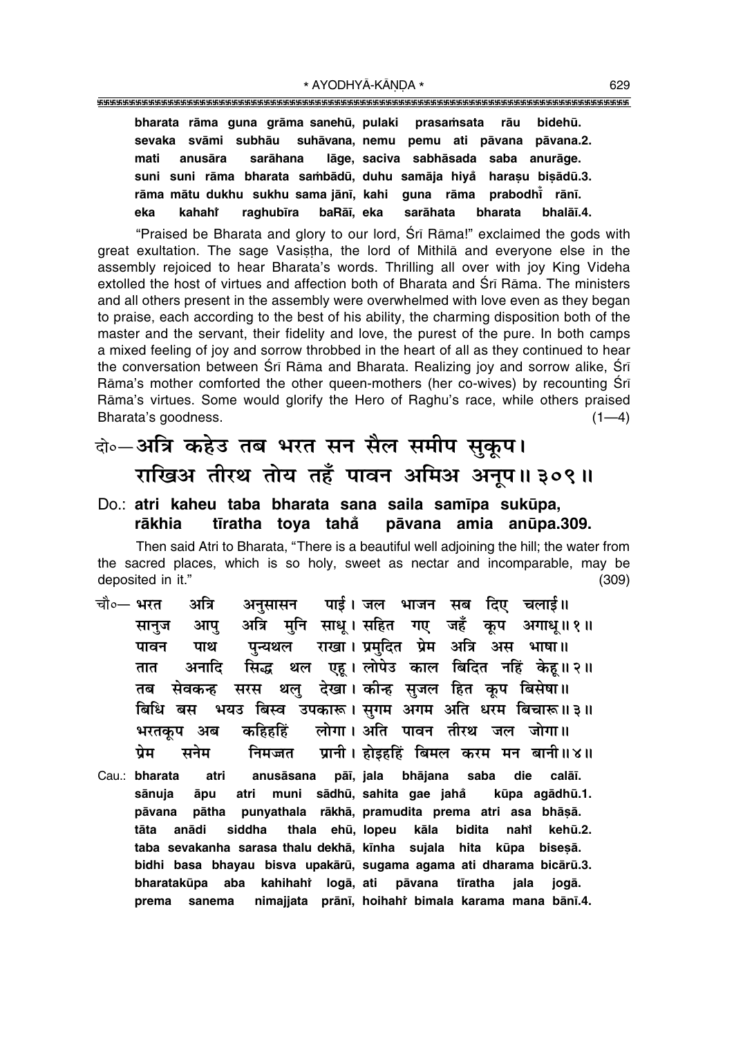**bharata rāma guna grāma sanehū, pulaki prasaṁsata rāu bidehū.**
**sevaka svāmi subhāu suhāvana, nemu pemu ati pāvana pāvana.2.**
**mati anusāra sarāhana lāge, saciva sabhāsada saba anurāge.**
**suni suni rāma bharata saṁbādū, duhu samāja hiyå harașu bișādū.3.**
**rāma mātu dukhu sukhu sama jānī, kahi guna rāma prabodhī̐ rānī.**
**eka kahahi̐ raghubīra baRāī, eka sarāhata bharata bhalāī.4.**

"Praised be Bharata and glory to our lord, Śrī Rāma!" exclaimed the gods with great exultation. The sage Vasiṣṭha, the lord of Mithilā and everyone else in the assembly rejoiced to hear Bharata's words. Thrilling all over with joy King Videha extolled the host of virtues and affection both of Bharata and Śrī Rāma. The ministers and all others present in the assembly were overwhelmed with love even as they began to praise, each according to the best of his ability, the charming disposition both of the master and the servant, their fidelity and love, the purest of the pure. In both camps a mixed feeling of joy and sorrow throbbed in the heart of all as they continued to hear the conversation between Śrī Rāma and Bharata. Realizing joy and sorrow alike, Śrī Rāma's mother comforted the other queen-mothers (her co-wives) by recounting Śrī Rāma's virtues. Some would glorify the Hero of Raghu's race, while others praised Bharata's goodness. (1—4)

## दो०—अत्रि कहेउ तब भरत सन सैल समीप सुकूप। राखिअ तीरथ तोय तहँ पावन अमिअ अनूप॥ ३०९॥

**Do.: atri kaheu taba bharata sana saila samīpa sukūpa,**
**rākhia tīratha toya tahå pāvana amia anūpa.309.**

Then said Atri to Bharata, "There is a beautiful well adjoining the hill; the water from the sacred places, which is so holy, sweet as nectar and incomparable, may be deposited in it." (309)

चौ०— भरत अत्रि अनुसासन पाई। जल भाजन सब दिए चलाई॥
सानुज आपु अत्रि मुनि साधू। सहित गए जहँ कूप अगाधू॥ १॥
पावन पाथ पुन्यथल राखा। प्रमुदित प्रेम अत्रि अस भाषा॥
तात अनादि सिद्ध थल एहू। लोपेउ काल बिदित नहिं केहू॥ २॥
तब सेवकन्ह सरस थलु देखा। कीन्ह सुजल हित कूप बिसेषा॥
बिधि बस भयउ बिस्व उपकारू। सुगम अगम अति धरम बिचारू॥ ३॥
भरतकूप अब कहिहहिं लोगा। अति पावन तीरथ जल जोगा॥
प्रेम सनेम निमज्जत प्रानी। होइहहिं बिमल करम मन बानी॥ ४॥

**Cau.: bharata atri anusāsana pāī, jala bhājana saba die calāī.**
**sānuja āpu atri muni sādhū, sahita gae jahå kūpa agādhū.1.**
**pāvana pātha punyathala rākhā, pramudita prema atri asa bhāṣā.**
**tāta anādi siddha thala ehū, lopeu kāla bidita nahi̐ kehū.2.**
**taba sevakanha sarasa thalu dekhā, kīnha sujala hita kūpa biseṣā.**
**bidhi basa bhayau bisva upakārū, sugama agama ati dharama bicārū.3.**
**bharatakūpa aba kahihahi̐ logā, ati pāvana tīratha jala jogā.**
**prema sanema nimajjata prānī, hoihahi̐ bimala karama mana bānī.4.**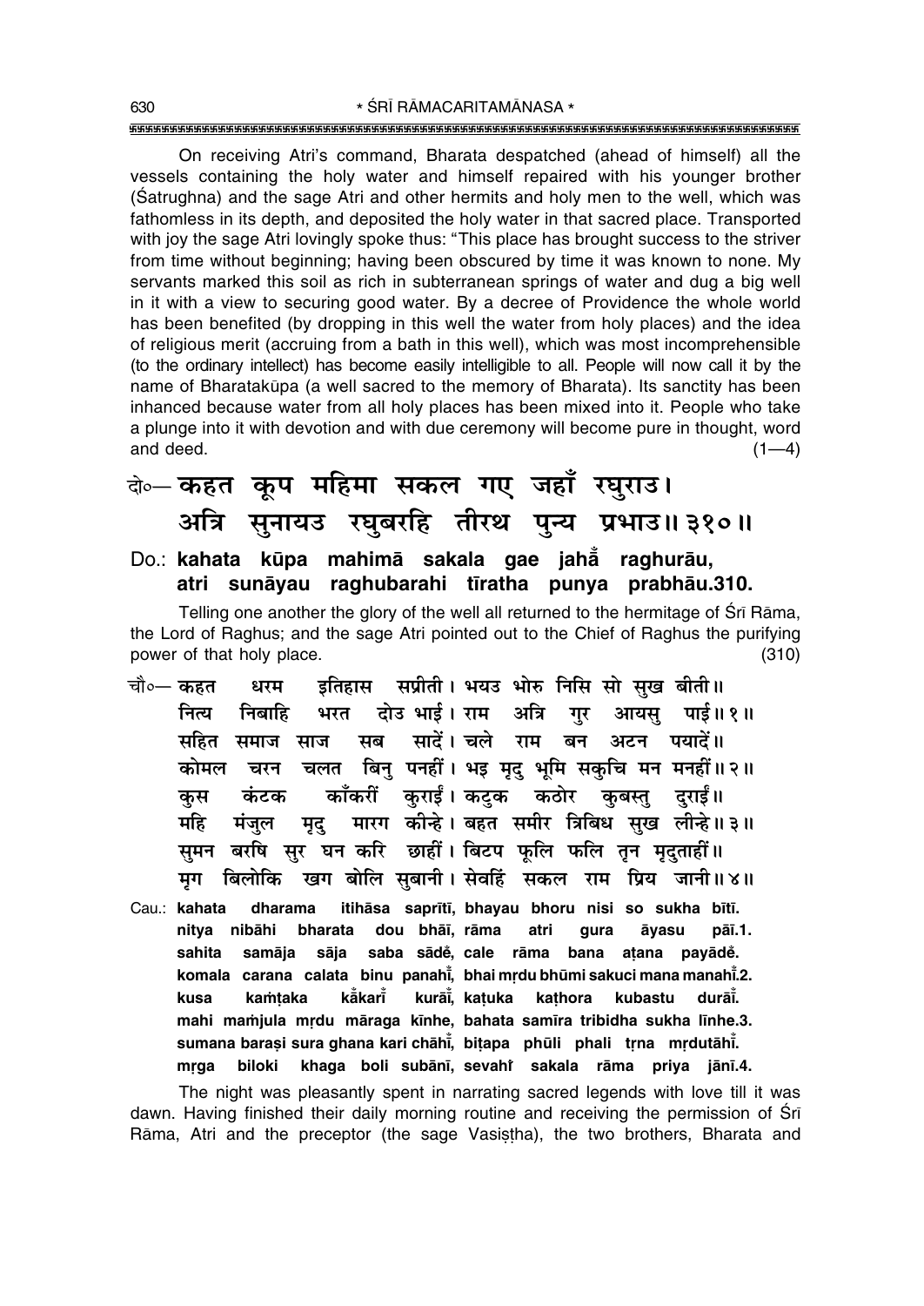On receiving Atri's command, Bharata despatched (ahead of himself) all the vessels containing the holy water and himself repaired with his younger brother (Śatrughna) and the sage Atri and other hermits and holy men to the well, which was fathomless in its depth, and deposited the holy water in that sacred place. Transported with joy the sage Atri lovingly spoke thus: "This place has brought success to the striver from time without beginning; having been obscured by time it was known to none. My servants marked this soil as rich in subterranean springs of water and dug a big well in it with a view to securing good water. By a decree of Providence the whole world has been benefited (by dropping in this well the water from holy places) and the idea of religious merit (accruing from a bath in this well), which was most incomprehensible (to the ordinary intellect) has become easily intelligible to all. People will now call it by the name of Bharatakūpa (a well sacred to the memory of Bharata). Its sanctity has been inhanced because water from all holy places has been mixed into it. People who take a plunge into it with devotion and with due ceremony will become pure in thought, word and deed. (1—4)

**दो०— कहत कूप महिमा सकल गए जहाँ रघुराउ।**
**अत्रि सुनायउ रघुबरहि तीरथ पुन्य प्रभाउ॥ ३१०॥**

**Do.: kahata kūpa mahimā sakala gae jahā̃ raghurāu,**
**atri sunāyau raghubarahi tīratha punya prabhāu.310.**

Telling one another the glory of the well all returned to the hermitage of Śrī Rāma, the Lord of Raghus; and the sage Atri pointed out to the Chief of Raghus the purifying power of that holy place. (310)

**चौ०— कहत धरम इतिहास सप्रीती। भयउ भोरु निसि सो सुख बीती॥**
**नित्य निबाहि भरत दोउ भाई। राम अत्रि गुर आयसु पाई॥ १॥**
**सहित समाज साज सब सादें। चले राम बन अटन पयादें॥**
**कोमल चरन चलत बिनु पनहीं। भइ मृदु भूमि सकुचि मन मनहीं॥ २॥**
**कुस कंटक काँकरीं कुराईं। कटुक कठोर कुबस्तु दुराईं॥**
**महि मंजुल मृदु मारग कीन्हे। बहत समीर त्रिबिध सुख लीन्हे॥ ३॥**
**सुमन बरषि सुर घन करि छाहीं। बिटप फूलि फलि तृन मृदुताहीं॥**
**मृग बिलोकि खग बोलि सुबानी। सेवहिं सकल राम प्रिय जानी॥ ४॥**

**Cau.: kahata dharama itihāsa saprītī, bhayau bhoru nisi so sukha bītī.**
**nitya nibāhi bharata dou bhāī, rāma atri gura āyasu pāī.1.**
**sahita samāja sāja saba sādẽ, cale rāma bana aṭana payādẽ.**
**komala carana calata binu panahī̃, bhai mṛdu bhūmi sakuci mana manahī̃.2.**
**kusa kaṁṭaka kā̃karī̃ kurāī̃, kaṭuka kaṭhora kubastu durāī̃.**
**mahi maṁjula mṛdu māraga kīnhe, bahata samīra tribidha sukha līnhe.3.**
**sumana baraṣi sura ghana kari chāhī̃, biṭapa phūli phali tṛna mṛdutāhī̃.**
**mṛga biloki khaga boli subānī, sevahĩ sakala rāma priya jānī.4.**

The night was pleasantly spent in narrating sacred legends with love till it was dawn. Having finished their daily morning routine and receiving the permission of Śrī Rāma, Atri and the preceptor (the sage Vasiṣṭha), the two brothers, Bharata and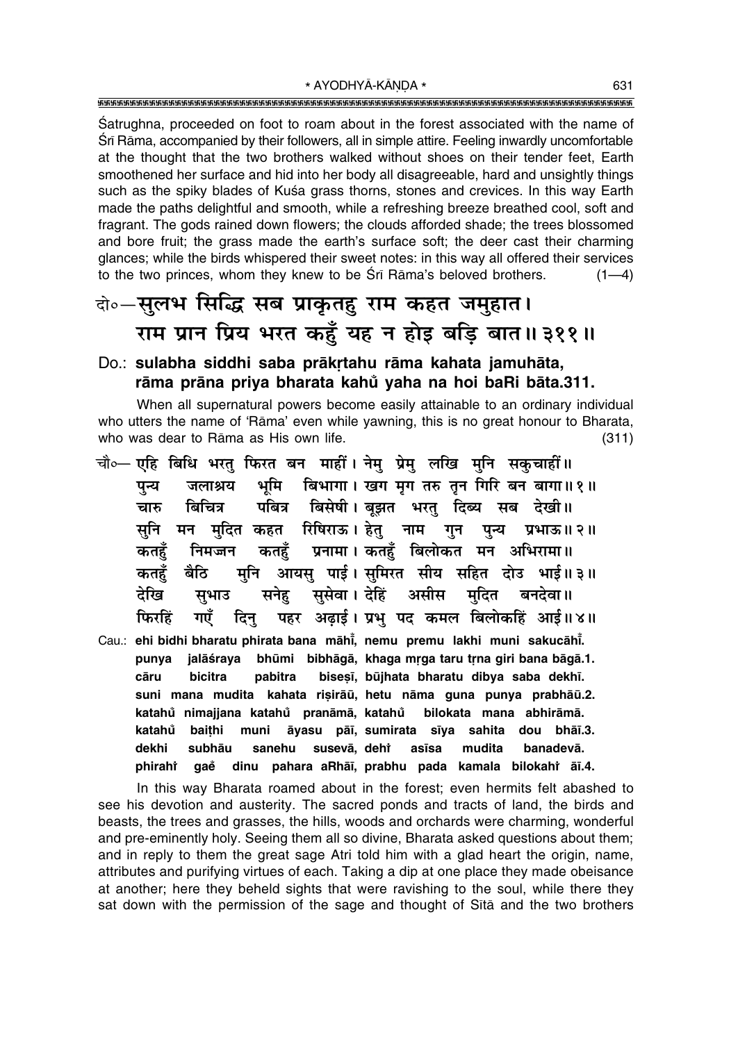Śatrughna, proceeded on foot to roam about in the forest associated with the name of Śrī Rāma, accompanied by their followers, all in simple attire. Feeling inwardly uncomfortable at the thought that the two brothers walked without shoes on their tender feet, Earth smoothened her surface and hid into her body all disagreeable, hard and unsightly things such as the spiky blades of Kuśa grass thorns, stones and crevices. In this way Earth made the paths delightful and smooth, while a refreshing breeze breathed cool, soft and fragrant. The gods rained down flowers; the clouds afforded shade; the trees blossomed and bore fruit; the grass made the earth's surface soft; the deer cast their charming glances; while the birds whispered their sweet notes: in this way all offered their services to the two princes, whom they knew to be Śrī Rāma's beloved brothers. (1—4)

दो०—सुलभ सिद्धि सब प्राकृतहु राम कहत जमुहात।
राम प्रान प्रिय भरत कहुँ यह न होइ बड़ि बात॥ ३११॥

**Do.: sulabha siddhi saba prākṛtahu rāma kahata jamuhāta,
rāma prāna priya bharata kahu̐ yaha na hoi baRi bāta.311.**

When all supernatural powers become easily attainable to an ordinary individual who utters the name of 'Rāma' even while yawning, this is no great honour to Bharata, who was dear to Rāma as His own life. (311)

चौ०— एहि बिधि भरतु फिरत बन माहीं। नेमु प्रेमु लखि मुनि सकुचाहीं॥
पुन्य जलाश्रय भूमि बिभागा। खग मृग तरु तृन गिरि बन बागा॥ १॥
चारु बिचित्र पबित्र बिसेषी। बूझत भरतु दिब्य सब देखी॥
सुनि मन मुदित कहत रिषिराऊ। हेतु नाम गुन पुन्य प्रभाऊ॥ २॥
कतहुँ निमज्जन कतहुँ प्रनामा। कतहुँ बिलोकत मन अभिरामा॥
कतहुँ बैठि मुनि आयसु पाई। सुमिरत सीय सहित दोउ भाई॥ ३॥
देखि सुभाउ सनेहु सुसेवा। देहिं असीस मुदित बनदेवा॥
फिरहिं गएँ दिनु पहर अढ़ाई। प्रभु पद कमल बिलोकहिं आई॥ ४॥

**Cau.: ehi bidhi bharatu phirata bana māhī̐, nemu premu lakhi muni sakucāhī̐.
punya jalāśraya bhūmi bibhāgā, khaga mṛga taru tṛna giri bana bāgā.1.
cāru bicitra pabitra biseṣī, būjhata bharatu dibya saba dekhī.
suni mana mudita kahata riṣirāū, hetu nāma guna punya prabhāū.2.
katahu̐ nimajjana katahu̐ pranāmā, katahu̐ bilokata mana abhirāmā.
katahu̐ baiṭhi muni āyasu pāī, sumirata sīya sahita dou bhāī.3.
dekhi subhāu sanehu susevā, dehi̐ asīsa mudita banadevā.
phirahi̐ gae̐ dinu pahara aRhāī, prabhu pada kamala bilokahi̐ āī.4.**

In this way Bharata roamed about in the forest; even hermits felt abashed to see his devotion and austerity. The sacred ponds and tracts of land, the birds and beasts, the trees and grasses, the hills, woods and orchards were charming, wonderful and pre-eminently holy. Seeing them all so divine, Bharata asked questions about them; and in reply to them the great sage Atri told him with a glad heart the origin, name, attributes and purifying virtues of each. Taking a dip at one place they made obeisance at another; here they beheld sights that were ravishing to the soul, while there they sat down with the permission of the sage and thought of Sītā and the two brothers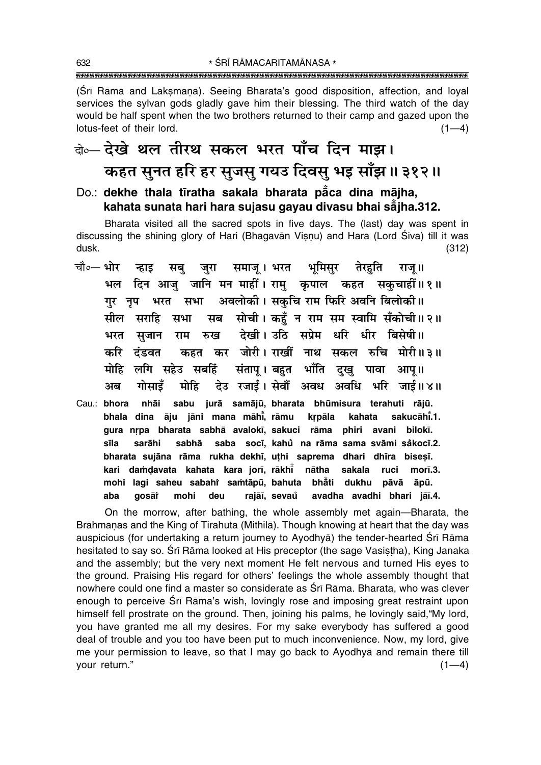(Śrī Rāma and Lakṣmaṇa). Seeing Bharata's good disposition, affection, and loyal services the sylvan gods gladly gave him their blessing. The third watch of the day would be half spent when the two brothers returned to their camp and gazed upon the lotus-feet of their lord. (1—4)

## दो०— देखे थल तीरथ सकल भरत पाँच दिन माझ। कहत सुनत हरि हर सुजसु गयउ दिवसु भइ साँझ॥ ३१२॥

**Do.: dekhe thala tīratha sakala bharata pā̐ca dina mājha, kahata sunata hari hara sujasu gayau divasu bhai sā̐jha.312.**

Bharata visited all the sacred spots in five days. The (last) day was spent in discussing the shining glory of Hari (Bhagavān Viṣṇu) and Hara (Lord Śiva) till it was dusk. (312)

चौ०— भोर न्हाइ सबु जुरा समाजू। भरत भूमिसुर तेरहुति राजू॥
भल दिन आजु जानि मन माहीं। रामु कृपाल कहत सकुचाहीं॥ १॥
गुर नृप भरत सभा अवलोकी। सकुचि राम फिरि अवनि बिलोकी॥
सील सराहि सभा सब सोची। कहुँ न राम सम स्वामि सँकोची॥ २॥
भरत सुजान राम रुख देखी। उठि सप्रेम धरि धीर बिसेषी॥
करि दंडवत कहत कर जोरी। राखीं नाथ सकल रुचि मोरी॥ ३॥
मोहि लगि सहेउ सबहिं संतापू। बहुत भाँति दुखु पावा आपू॥
अब गोसाइँ मोहि देउ रजाई। सेवौं अवध अवधि भरि जाई॥ ४॥

**Cau.: bhora nhāi sabu jurā samājū, bharata bhūmisura terahuti rājū.
bhala dina āju jāni mana māhī̐, rāmu kṛpāla kahata sakucāhī̐.1.
gura nṛpa bharata sabhā avalokī, sakuci rāma phiri avani bilokī.
sīla sarāhi sabhā saba socī, kahu̐ na rāma sama svāmi sa̐kocī.2.
bharata sujāna rāma rukha dekhī, uṭhi saprema dhari dhīra biseṣī.
kari daṁḍavata kahata kara jorī, rākhī̐ nātha sakala ruci morī.3.
mohi lagi saheu sabahi̐ saṁtāpū, bahuta bhā̐ti dukhu pāvā āpū.
aba gosāi̐ mohi deu rajāī, sevau̐ avadha avadhi bhari jāī.4.**

On the morrow, after bathing, the whole assembly met again—Bharata, the Brāhmaṇas and the King of Tirahuta (Mithilā). Though knowing at heart that the day was auspicious (for undertaking a return journey to Ayodhyā) the tender-hearted Śrī Rāma hesitated to say so. Śrī Rāma looked at His preceptor (the sage Vasiṣṭha), King Janaka and the assembly; but the very next moment He felt nervous and turned His eyes to the ground. Praising His regard for others' feelings the whole assembly thought that nowhere could one find a master so considerate as Śrī Rāma. Bharata, who was clever enough to perceive Śrī Rāma's wish, lovingly rose and imposing great restraint upon himself fell prostrate on the ground. Then, joining his palms, he lovingly said,"My lord, you have granted me all my desires. For my sake everybody has suffered a good deal of trouble and you too have been put to much inconvenience. Now, my lord, give me your permission to leave, so that I may go back to Ayodhyā and remain there till your return." (1—4)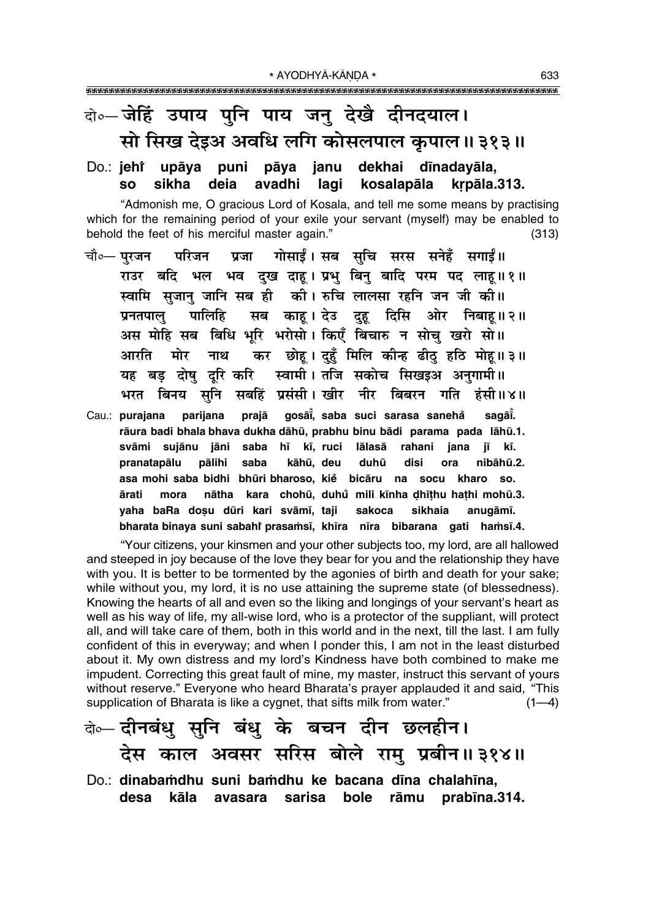दो०— जेहिं उपाय पुनि पाय जनु देखै दीनदयाल।
सो सिख देइअ अवधि लगि कोसलपाल कृपाल॥ ३१३॥

Do.: **jehi̐ upāya puni pāya janu dekhai dīnadayāla,**
**so sikha deia avadhi lagi kosalapāla kṛpāla.313.**

"Admonish me, O gracious Lord of Kosala, and tell me some means by practising which for the remaining period of your exile your servant (myself) may be enabled to behold the feet of his merciful master again." (313)

चौ०— पुरजन परिजन प्रजा गोसाईं। सब सुचि सरस सनेहँ सगाईं॥
राउर बदि भल भव दुख दाहू। प्रभु बिनु बादि परम पद लाहू॥ १॥
स्वामि सुजानु जानि सब ही की। रुचि लालसा रहनि जन जी की॥
प्रनतपालु पालिहि सब काहू। देउ दुहू दिसि ओर निबाहू॥ २॥
अस मोहि सब बिधि भूरि भरोसो। किएँ बिचारु न सोचु खरो सो॥
आरति मोर नाथ कर छोहू। दुहुँ मिलि कीन्ह ढीठु हठि मोहू॥ ३॥
यह बड़ दोषु दूरि करि स्वामी। तजि सकोच सिखइअ अनुगामी॥
भरत बिनय सुनि सबहिं प्रसंसी। खीर नीर बिबरन गति हंसी॥ ४॥

Cau.: **purajana parijana prajā gosāī̐, saba suci sarasa sanehå̐ sagāī̐.**
**rāura badi bhala bhava dukha dāhū, prabhu binu bādi parama pada lāhū.1.**
**svāmi sujānu jāni saba hī kī, ruci lālasā rahani jana jī kī.**
**pranatapālu pālihi saba kāhū, deu duhū disi ora nibāhū.2.**
**asa mohi saba bidhi bhūri bharoso, kie̐ bicāru na socu kharo so.**
**ārati mora nātha kara chohū, duhu̐ mili kīnha ḍhīṭhu haṭhi mohū.3.**
**yaha baRa doṣu dūri kari svāmī, taji sakoca sikhaia anugāmī.**
**bharata binaya suni sabahi̐ prasaṁsī, khīra nīra bibarana gati haṁsī.4.**

"Your citizens, your kinsmen and your other subjects too, my lord, are all hallowed and steeped in joy because of the love they bear for you and the relationship they have with you. It is better to be tormented by the agonies of birth and death for your sake; while without you, my lord, it is no use attaining the supreme state (of blessedness). Knowing the hearts of all and even so the liking and longings of your servant's heart as well as his way of life, my all-wise lord, who is a protector of the suppliant, will protect all, and will take care of them, both in this world and in the next, till the last. I am fully confident of this in everyway; and when I ponder this, I am not in the least disturbed about it. My own distress and my lord's Kindness have both combined to make me impudent. Correcting this great fault of mine, my master, instruct this servant of yours without reserve." Everyone who heard Bharata's prayer applauded it and said, "This supplication of Bharata is like a cygnet, that sifts milk from water." (1—4)

दो०— दीनबंधु सुनि बंधु के बचन दीन छलहीन।
देस काल अवसर सरिस बोले रामु प्रबीन॥ ३१४॥

Do.: **dīnabaṁdhu suni baṁdhu ke bacana dīna chalahīna,**
**desa kāla avasara sarisa bole rāmu prabīna.314.**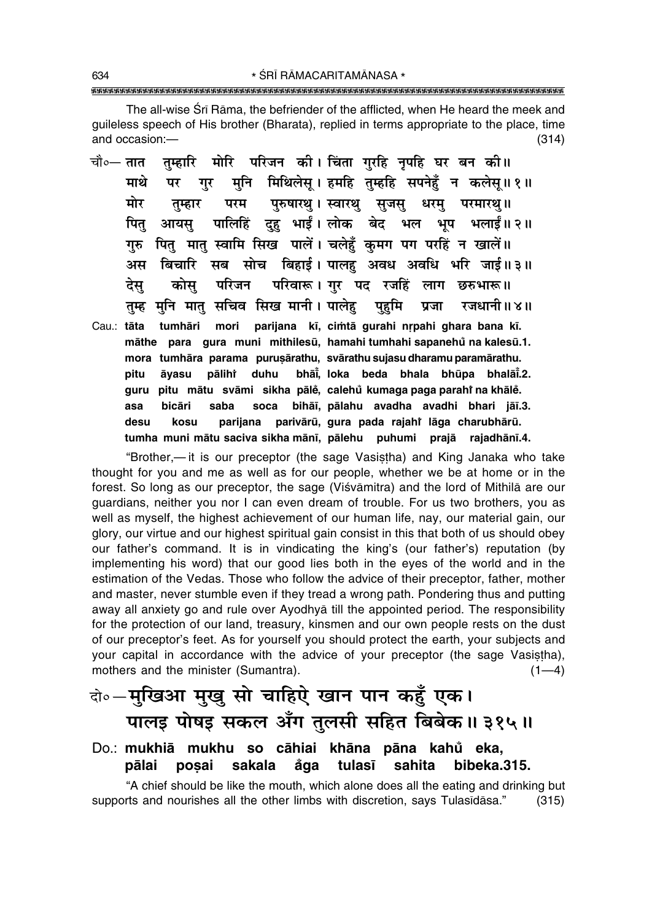The all-wise Śrī Rāma, the befriender of the afflicted, when He heard the meek and guileless speech of His brother (Bharata), replied in terms appropriate to the place, time and occasion:— (314)

चौ०— तात तुम्हारि मोरि परिजन की। चिंता गुरहि नृपहि घर बन की॥
माथे पर गुर मुनि मिथिलेसू। हमहि तुम्हहि सपनेहुँ न कलेसू॥ १॥
मोर तुम्हार परम पुरुषारथु। स्वारथु सुजसु धरमु परमारथु॥
पितु आयसु पालिहिं दुहु भाईं। लोक बेद भल भूप भलाईं॥ २॥
गुरु पितु मातु स्वामि सिख पालें। चलेहुँ कुमग पग परहिं न खालें॥
अस बिचारि सब सोच बिहाई। पालहु अवध अवधि भरि जाई॥ ३॥
देसु कोसु परिजन परिवारू। गुर पद रजहिं लाग छरुभारू॥
तुम्ह मुनि मातु सचिव सिख मानी। पालेहु पुहुमि प्रजा रजधानी॥ ४॥

Cau.: tāta tumhāri mori parijana kī, ciṁtā gurahi nṛpahi ghara bana kī.
māthe para gura muni mithilesū, hamahi tumhahi sapanehu̐ na kalesū.1.
mora tumhāra parama puruṣārathu, svārathu sujasu dharamu paramārathu.
pitu āyasu pālihi̐ duhu bhāī̐, loka beda bhala bhūpa bhalāī̐.2.
guru pitu mātu svāmi sikha pāle̐, calehu̐ kumaga paga parahi̐ na khāle̐.
asa bicāri saba soca bihāī, pālahu avadha avadhi bhari jāī.3.
desu kosu parijana parivārū, gura pada rajahi̐ lāga charubhārū.
tumha muni mātu saciva sikha mānī, pālehu puhumi prajā rajadhānī.4.

"Brother,— it is our preceptor (the sage Vasiṣṭha) and King Janaka who take thought for you and me as well as for our people, whether we be at home or in the forest. So long as our preceptor, the sage (Viśvāmitra) and the lord of Mithilā are our guardians, neither you nor I can even dream of trouble. For us two brothers, you as well as myself, the highest achievement of our human life, nay, our material gain, our glory, our virtue and our highest spiritual gain consist in this that both of us should obey our father's command. It is in vindicating the king's (our father's) reputation (by implementing his word) that our good lies both in the eyes of the world and in the estimation of the Vedas. Those who follow the advice of their preceptor, father, mother and master, never stumble even if they tread a wrong path. Pondering thus and putting away all anxiety go and rule over Ayodhyā till the appointed period. The responsibility for the protection of our land, treasury, kinsmen and our own people rests on the dust of our preceptor's feet. As for yourself you should protect the earth, your subjects and your capital in accordance with the advice of your preceptor (the sage Vasiṣṭha), mothers and the minister (Sumantra). (1—4)

दो०— मुखिआ मुखु सो चाहिऐ खान पान कहुँ एक।
पालइ पोषइ सकल अँग तुलसी सहित बिबेक॥ ३१५॥

Do.: mukhiā mukhu so cāhiai khāna pāna kahu̐ eka,
pālai poṣai sakala a̐ga tulasī sahita bibeka.315.

"A chief should be like the mouth, which alone does all the eating and drinking but supports and nourishes all the other limbs with discretion, says Tulasīdāsa." (315)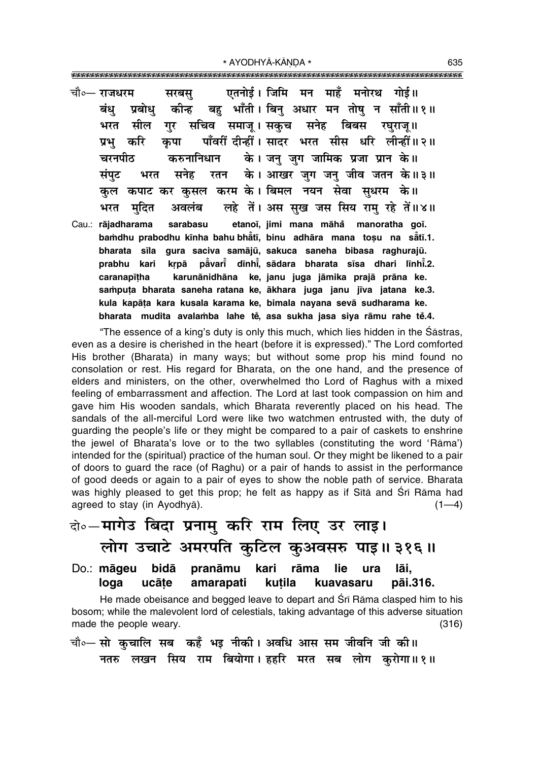चौ०— राजधरम सरबसु एतनोई। जिमि मन माहँ मनोरथ गोई॥
बंधु प्रबोधु कीन्ह बहु भाँती। बिनु अधार मन तोषु न साँती॥ १॥
भरत सील गुर सचिव समाजू। सकुच सनेह बिबस रघुराजू॥
प्रभु करि कृपा पाँवरीं दीन्हीं। सादर भरत सीस धरि लीन्हीं॥ २॥
चरनपीठ करुनानिधान के। जनु जुग जामिक प्रजा प्रान के॥
संपुट भरत सनेह रतन के। आखर जुग जनु जीव जतन के॥ ३॥
कुल कपाट कर कुसल करम के। बिमल नयन सेवा सुधरम के॥
भरत मुदित अवलंब लहे तें। अस सुख जस सिय रामु रहे तें॥ ४॥

Cau.: rājadharama sarabasu etanoī, jimi mana māhå̐ manoratha goī.
baṁdhu prabodhu kīnha bahu bhå̐tī, binu adhāra mana toṣu na så̐tī.1.
bharata sīla gura saciva samājū, sakuca saneha bibasa raghurājū.
prabhu kari kṛpā på̐varī̐ dīnhī̐, sādara bharata sīsa dhari līnhī̐.2.
caranapīṭha karunānidhāna ke, janu juga jāmika prajā prāna ke.
saṁpuṭa bharata saneha ratana ke, ākhara juga janu jīva jatana ke.3.
kula kapāṭa kara kusala karama ke, bimala nayana sevā sudharama ke.
bharata mudita avalaṁba lahe tẽ, asa sukha jasa siya rāmu rahe tẽ.4.

"The essence of a king's duty is only this much, which lies hidden in the Śāstras, even as a desire is cherished in the heart (before it is expressed)." The Lord comforted His brother (Bharata) in many ways; but without some prop his mind found no consolation or rest. His regard for Bharata, on the one hand, and the presence of elders and ministers, on the other, overwhelmed tho Lord of Raghus with a mixed feeling of embarrassment and affection. The Lord at last took compassion on him and gave him His wooden sandals, which Bharata reverently placed on his head. The sandals of the all-merciful Lord were like two watchmen entrusted with, the duty of guarding the people's life or they might be compared to a pair of caskets to enshrine the jewel of Bharata's love or to the two syllables (constituting the word 'Rāma') intended for the (spiritual) practice of the human soul. Or they might be likened to a pair of doors to guard the race (of Raghu) or a pair of hands to assist in the performance of good deeds or again to a pair of eyes to show the noble path of service. Bharata was highly pleased to get this prop; he felt as happy as if Sītā and Śrī Rāma had agreed to stay (in Ayodhyā). (1—4)

दो०—मागेउ बिदा प्रनामु करि राम लिए उर लाइ।
लोग उचाटे अमरपति कुटिल कुअवसरु पाइ॥ ३१६॥

Do.: māgeu bidā pranāmu kari rāma lie ura lāi,
loga ucāṭe amarapati kuṭila kuavasaru pāi.316.

He made obeisance and begged leave to depart and Śrī Rāma clasped him to his bosom; while the malevolent lord of celestials, taking advantage of this adverse situation made the people weary. (316)

चौ०— सो कुचालि सब कहँ भइ नीकी। अवधि आस सम जीवनि जी की॥
नतरु लखन सिय राम बियोगा। हहरि मरत सब लोग कुरोगा॥ १॥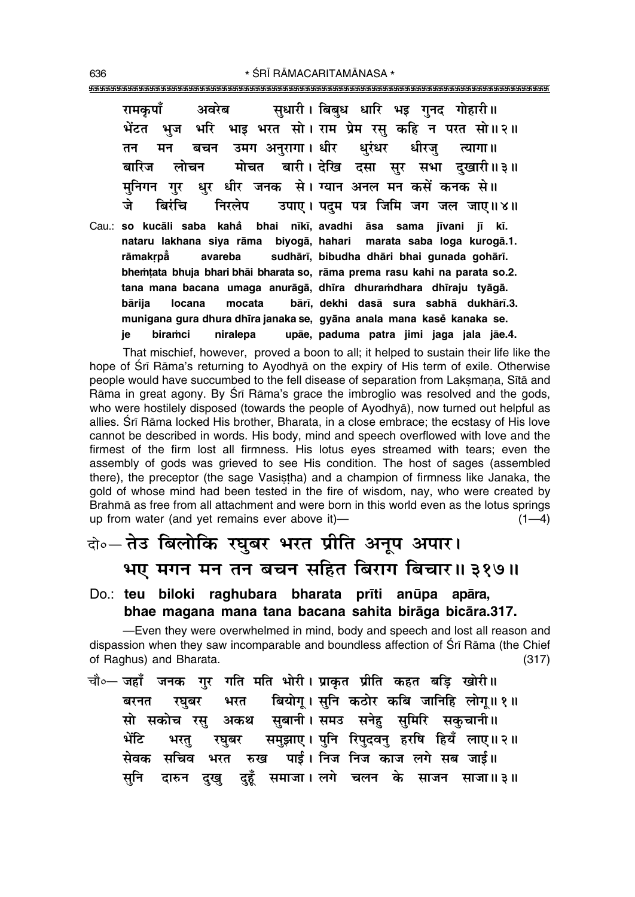रामकृपाँ अवरेब सुधारी। बिबुध धारि भइ गुनद गोहारी॥
भेंटत भुज भरि भाइ भरत सो। राम प्रेम रसु कहि न परत सो॥२॥
तन मन बचन उमग अनुरागा। धीर धुरंधर धीरजु त्यागा॥
बारिज लोचन मोचत बारी। देखि दसा सुर सभा दुखारी॥३॥
मुनिगन गुर धुर धीर जनक से। ग्यान अनल मन कसें कनक से॥
जे बिरंचि निरलेप उपाए। पदुम पत्र जिमि जग जल जाए॥४॥

Cau.: **so kucāli saba kahå bhai nīkī, avadhi āsa sama jīvani jī kī.**
**nataru lakhana siya rāma biyogā, hahari marata saba loga kurogā.1.**
**rāmakṛpå avareba sudhārī, bibudha dhāri bhai gunada gohārī.**
**bhemṭata bhuja bhari bhāi bharata so, rāma prema rasu kahi na parata so.2.**
**tana mana bacana umaga anurāgā, dhīra dhuraṁdhara dhīraju tyāgā.**
**bārija locana mocata bārī, dekhi dasā sura sabhā dukhārī.3.**
**munigana gura dhura dhīra janaka se, gyāna anala mana kasẽ kanaka se.**
**je biraṁci niralepa upāe, paduma patra jimi jaga jala jāe.4.**

That mischief, however, proved a boon to all; it helped to sustain their life like the hope of Śrī Rāma's returning to Ayodhyā on the expiry of His term of exile. Otherwise people would have succumbed to the fell disease of separation from Lakṣmaṇa, Sītā and Rāma in great agony. By Śrī Rāma's grace the imbroglio was resolved and the gods, who were hostilely disposed (towards the people of Ayodhyā), now turned out helpful as allies. Śrī Rāma locked His brother, Bharata, in a close embrace; the ecstasy of His love cannot be described in words. His body, mind and speech overflowed with love and the firmest of the firm lost all firmness. His lotus eyes streamed with tears; even the assembly of gods was grieved to see His condition. The host of sages (assembled there), the preceptor (the sage Vasiṣṭha) and a champion of firmness like Janaka, the gold of whose mind had been tested in the fire of wisdom, nay, who were created by Brahmā as free from all attachment and were born in this world even as the lotus springs up from water (and yet remains ever above it)— (1—4)

## दो०— तेउ बिलोकि रघुबर भरत प्रीति अनूप अपार। भए मगन मन तन बचन सहित बिराग बिचार॥ ३१७॥

Do.: **teu biloki raghubara bharata prīti anūpa apāra, bhae magana mana tana bacana sahita birāga bicāra.317.**

—Even they were overwhelmed in mind, body and speech and lost all reason and dispassion when they saw incomparable and boundless affection of Śrī Rāma (the Chief of Raghus) and Bharata. (317)

चौ०— जहाँ जनक गुर गति मति भोरी। प्राकृत प्रीति कहत बड़ि खोरी॥
बरनत रघुबर भरत बियोगू। सुनि कठोर कबि जानिहि लोगू॥१॥
सो सकोच रसु अकथ सुबानी। समउ सनेहु सुमिरि सकुचानी॥
भेंटि भरतु रघुबर समुझाए। पुनि रिपुदवनु हरषि हियँ लाए॥२॥
सेवक सचिव भरत रुख पाई। निज निज काज लगे सब जाई॥
सुनि दारुन दुखु दुहूँ समाजा। लगे चलन के साजन साजा॥३॥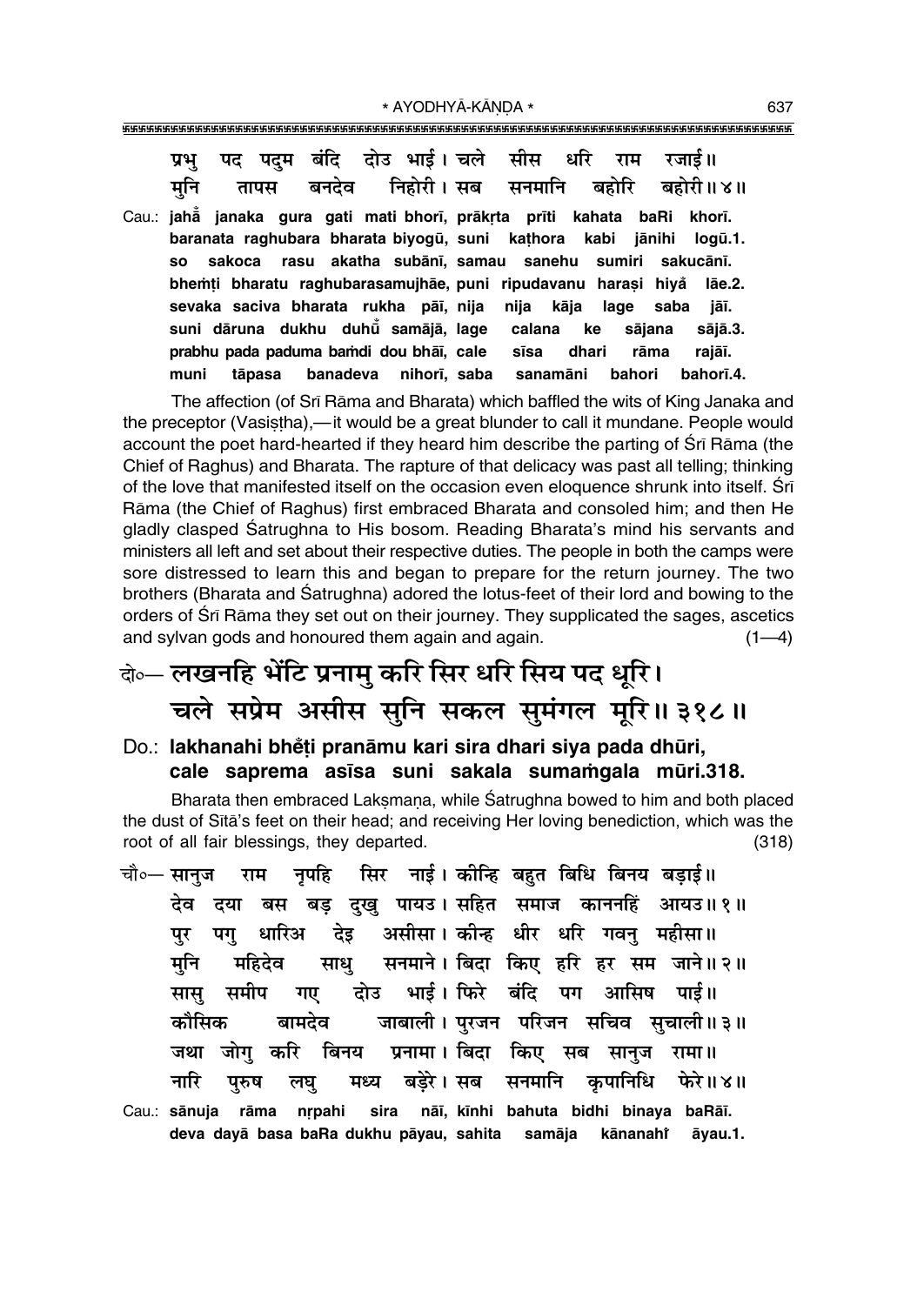प्रभु पद पदुम बंदि दोउ भाई। चले सीस धरि राम रजाई॥
मुनि तापस बनदेव निहोरी। सब सनमानि बहोरि बहोरी॥४॥

Cau.: **jahå° janaka gura gati mati bhorī, prākṛta prīti kahata baRi khorī.**
**baranata raghubara bharata biyogū, suni kaṭhora kabi jānihi logū.1.**
**so sakoca rasu akatha subānī, samau sanehu sumiri sakucānī.**
**bheṁṭi bharatu raghubarasamujhāe, puni ripudavanu haraṣi hiyå° lāe.2.**
**sevaka saciva bharata rukha pāī, nija nija kāja lage saba jāī.**
**suni dāruna dukhu duhū° samājā, lage calana ke sājana sājā.3.**
**prabhu pada paduma baṁdi dou bhāī, cale sīsa dhari rāma rajāī.**
**muni tāpasa banadeva nihorī, saba sanamāni bahori bahorī.4.**

The affection (of Śrī Rāma and Bharata) which baffled the wits of King Janaka and the preceptor (Vasiṣṭha),—it would be a great blunder to call it mundane. People would account the poet hard-hearted if they heard him describe the parting of Śrī Rāma (the Chief of Raghus) and Bharata. The rapture of that delicacy was past all telling; thinking of the love that manifested itself on the occasion even eloquence shrunk into itself. Śrī Rāma (the Chief of Raghus) first embraced Bharata and consoled him; and then He gladly clasped Śatrughna to His bosom. Reading Bharata's mind his servants and ministers all left and set about their respective duties. The people in both the camps were sore distressed to learn this and began to prepare for the return journey. The two brothers (Bharata and Śatrughna) adored the lotus-feet of their lord and bowing to the orders of Śrī Rāma they set out on their journey. They supplicated the sages, ascetics and sylvan gods and honoured them again and again. (1—4)

## दो०— लखनहि भेंटि प्रनामु करि सिर धरि सिय पद धूरि। चले सप्रेम असीस सुनि सकल सुमंगल मूरि॥३१८॥

**Do.: lakhanahi bhĕṭi pranāmu kari sira dhari siya pada dhūri, cale saprema asīsa suni sakala sumaṁgala mūri.318.**

Bharata then embraced Lakṣmaṇa, while Śatrughna bowed to him and both placed the dust of Sītā's feet on their head; and receiving Her loving benediction, which was the root of all fair blessings, they departed. (318)

चौ०— सानुज राम नृपहि सिर नाई। कीन्हि बहुत बिधि बिनय बड़ाई॥
देव दया बस बड़ दुखु पायउ। सहित समाज काननहिं आयउ॥१॥
पुर पगु धारिअ देइ असीसा। कीन्ह धीर धरि गवनु महीसा॥
मुनि महिदेव साधु सनमाने। बिदा किए हरि हर सम जाने॥२॥
सासु समीप गए दोउ भाई। फिरे बंदि पग आसिष पाई॥
कौसिक बामदेव जाबाली। पुरजन परिजन सचिव सुचाली॥३॥
जथा जोगु करि बिनय प्रनामा। बिदा किए सब सानुज रामा॥
नारि पुरुष लघु मध्य बड़ेरे। सब सनमानि कृपानिधि फेरे॥४॥

Cau.: **sānuja rāma nṛpahi sira nāī, kīnhi bahuta bidhi binaya baRāī.**
**deva dayā basa baRa dukhu pāyau, sahita samāja kānanahi̐ āyau.1.**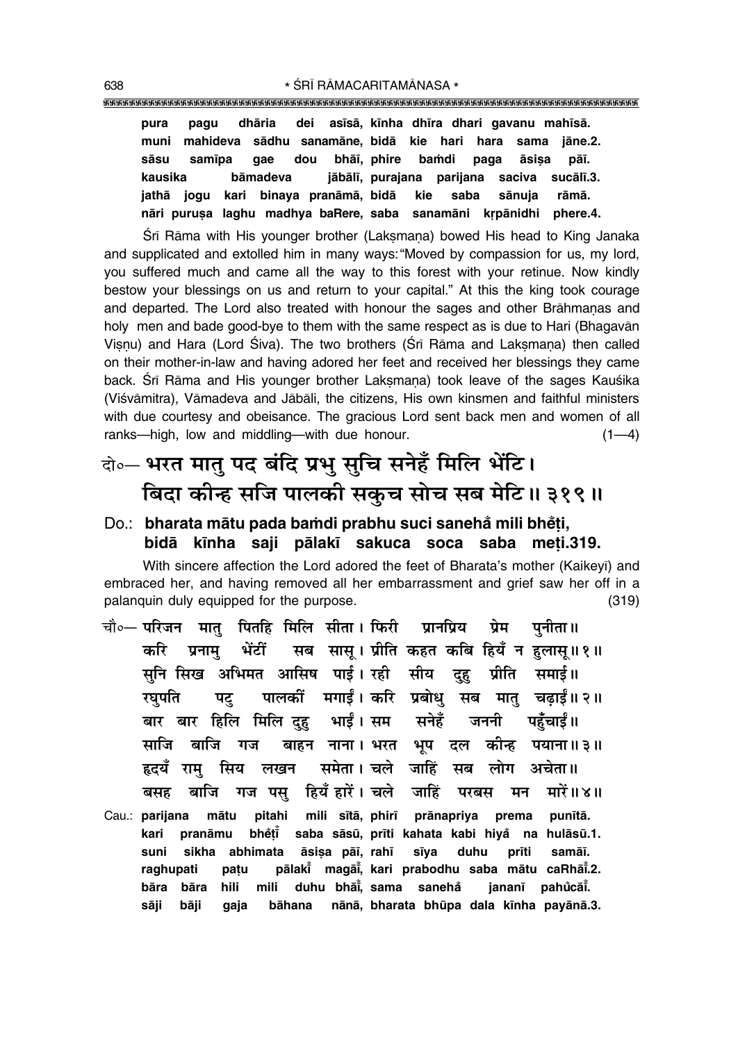pura pagu dhāria dei asīsā, kīnha dhīra dhari gavanu mahīsā.
muni mahideva sādhu sanamāne, bidā kie hari hara sama jāne.2.
sāsu samīpa gae dou bhāī, phire baṁdi paga āsiṣa pāī.
kausika bāmadeva jābālī, purajana parijana saciva sucālī.3.
jathā jogu kari binaya pranāmā, bidā kie saba sānuja rāmā.
nāri puruṣa laghu madhya baRere, saba sanamāni kṛpānidhi phere.4.

Śrī Rāma with His younger brother (Lakṣmaṇa) bowed His head to King Janaka and supplicated and extolled him in many ways: "Moved by compassion for us, my lord, you suffered much and came all the way to this forest with your retinue. Now kindly bestow your blessings on us and return to your capital." At this the king took courage and departed. The Lord also treated with honour the sages and other Brāhmaṇas and holy men and bade good-bye to them with the same respect as is due to Hari (Bhagavān Viṣṇu) and Hara (Lord Śiva). The two brothers (Śrī Rāma and Lakṣmaṇa) then called on their mother-in-law and having adored her feet and received her blessings they came back. Śrī Rāma and His younger brother Lakṣmaṇa) took leave of the sages Kauśika (Viśvāmitra), Vāmadeva and Jābāli, the citizens, His own kinsmen and faithful ministers with due courtesy and obeisance. The gracious Lord sent back men and women of all ranks—high, low and middling—with due honour. (1—4)

दो०— भरत मातु पद बंदि प्रभु सुचि सनेहँ मिलि भेंटि।
बिदा कीन्ह सजि पालकी सकुच सोच सब मेटि॥ ३१९॥

Do.: **bharata mātu pada baṁdi prabhu suci sanehaॅ mili bheॅṭi,**
**bidā kīnha saji pālakī sakuca soca saba meṭi.319.**

With sincere affection the Lord adored the feet of Bharata's mother (Kaikeyī) and embraced her, and having removed all her embarrassment and grief saw her off in a palanquin duly equipped for the purpose. (319)

चौ०— परिजन मातु पितहि मिलि सीता। फिरी प्रानप्रिय प्रेम पुनीता॥
करि प्रनामु भेंटीं सब सासू। प्रीति कहत कबि हियँ न हुलासू॥ १॥
सुनि सिख अभिमत आसिष पाई। रही सीय दुहु प्रीति समाई॥
रघुपति पटु पालकीं मगाईं। करि प्रबोधु सब मातु चढ़ाईं॥ २॥
बार बार हिलि मिलि दुहु भाईं। सम सनेहँ जननी पहुँचाईं॥
साजि बाजि गज बाहन नाना। भरत भूप दल कीन्ह पयाना॥ ३॥
हृदयँ रामु सिय लखन समेता। चले जाहिं सब लोग अचेता॥
बसह बाजि गज पसु हियँ हारें। चले जाहिं परबस मन मारें॥ ४॥

Cau.: parijana mātu pitahi mili sītā, phirī prānapriya prema punītā.
kari pranāmu bheॅṭīॅ saba sāsū, prīti kahata kabi hiyaॅ na hulāsū.1.
suni sikha abhimata āsiṣa pāī, rahī sīya duhu prīti samāī.
raghupati paṭu pālakīॅ magāīॅ, kari prabodhu saba mātu caRhāīॅ.2.
bāra bāra hili mili duhu bhāīॅ, sama sanehaॅ jananī pahuॅcāīॅ.
sāji bāji gaja bāhana nānā, bharata bhūpa dala kīnha payānā.3.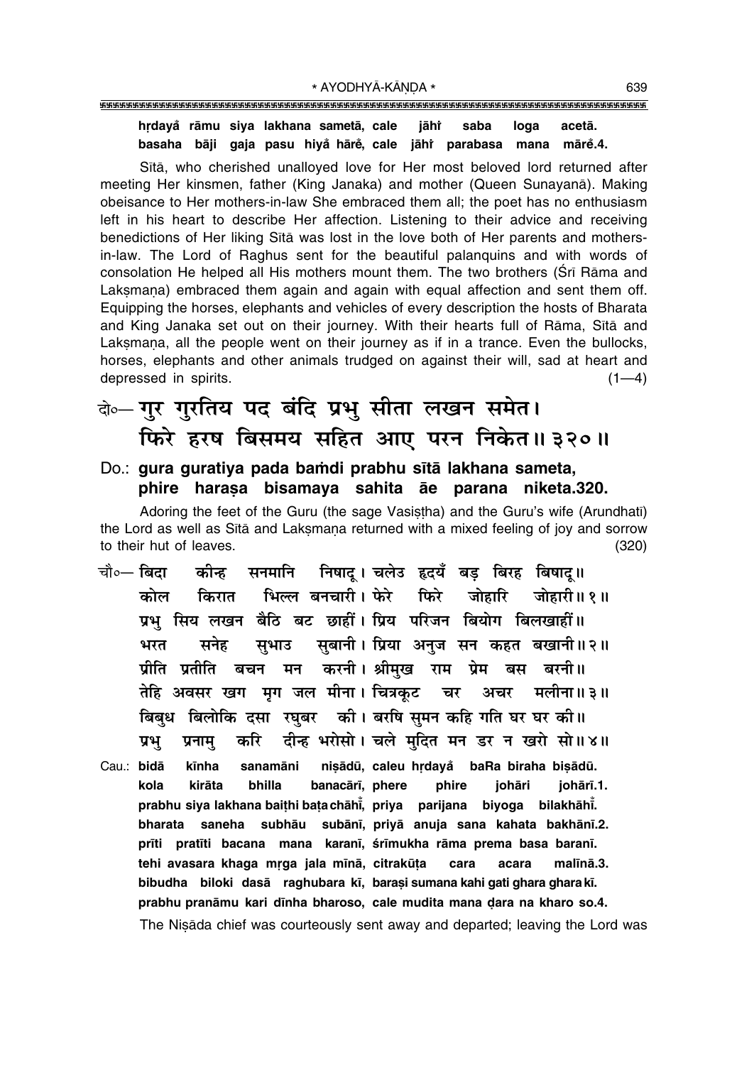**hṛdayå rāmu siya lakhana sametā, cale jāhiṅ saba loga acetā.**
**basaha bāji gaja pasu hiyå hārĕ, cale jāhiṅ parabasa mana mārĕ.4.**

Sītā, who cherished unalloyed love for Her most beloved lord returned after meeting Her kinsmen, father (King Janaka) and mother (Queen Sunayanā). Making obeisance to Her mothers-in-law She embraced them all; the poet has no enthusiasm left in his heart to describe Her affection. Listening to their advice and receiving benedictions of Her liking Sītā was lost in the love both of Her parents and mothers-in-law. The Lord of Raghus sent for the beautiful palanquins and with words of consolation He helped all His mothers mount them. The two brothers (Śrī Rāma and Lakṣmaṇa) embraced them again and again with equal affection and sent them off. Equipping the horses, elephants and vehicles of every description the hosts of Bharata and King Janaka set out on their journey. With their hearts full of Rāma, Sītā and Lakṣmaṇa, all the people went on their journey as if in a trance. Even the bullocks, horses, elephants and other animals trudged on against their will, sad at heart and depressed in spirits. (1—4)

## दो०— गुर गुरतिय पद बंदि प्रभु सीता लखन समेत। फिरे हरष बिसमय सहित आए परन निकेत॥३२०॥

**Do.: gura guratiya pada baṁdi prabhu sītā lakhana sameta, phire haraṣa bisamaya sahita āe parana niketa.320.**

Adoring the feet of the Guru (the sage Vasiṣṭha) and the Guru's wife (Arundhatī) the Lord as well as Sītā and Lakṣmaṇa returned with a mixed feeling of joy and sorrow to their hut of leaves. (320)

चौ०— बिदा कीन्ह सनमानि निषादू। चलेउ हृदयँ बड़ बिरह बिषादू॥
कोल किरात भिल्ल बनचारी। फेरे फिरे जोहारि जोहारी॥१॥
प्रभु सिय लखन बैठि बट छाहीं। प्रिय परिजन बियोग बिलखाहीं॥
भरत सनेह सुभाउ सुबानी। प्रिया अनुज सन कहत बखानी॥२॥
प्रीति प्रतीति बचन मन करनी। श्रीमुख राम प्रेम बस बरनी॥
तेहि अवसर खग मृग जल मीना। चित्रकूट चर अचर मलीना॥३॥
बिबुध बिलोकि दसा रघुबर की। बरषि सुमन कहि गति घर घर की॥
प्रभु प्रनामु करि दीन्ह भरोसो। चले मुदित मन डर न खरो सो॥४॥

**Cau.: bidā kīnha sanamāni niṣādū, caleu hṛdayå baRa biraha biṣādū.**
**kola kirāta bhilla banacārī, phere phire johāri johārī.1.**
**prabhu siya lakhana baiṭhi baṭa chāhīṅ, priya parijana biyoga bilakhāhīṅ.**
**bharata saneha subhāu subānī, priyā anuja sana kahata bakhānī.2.**
**prīti pratīti bacana mana karanī, śrīmukha rāma prema basa baranī.**
**tehi avasara khaga mṛga jala mīnā, citrakūṭa cara acara malīnā.3.**
**bibudha biloki dasā raghubara kī, baraṣi sumana kahi gati ghara ghara kī.**
**prabhu pranāmu kari dīnha bharoso, cale mudita mana ḍara na kharo so.4.**

The Niṣāda chief was courteously sent away and departed; leaving the Lord was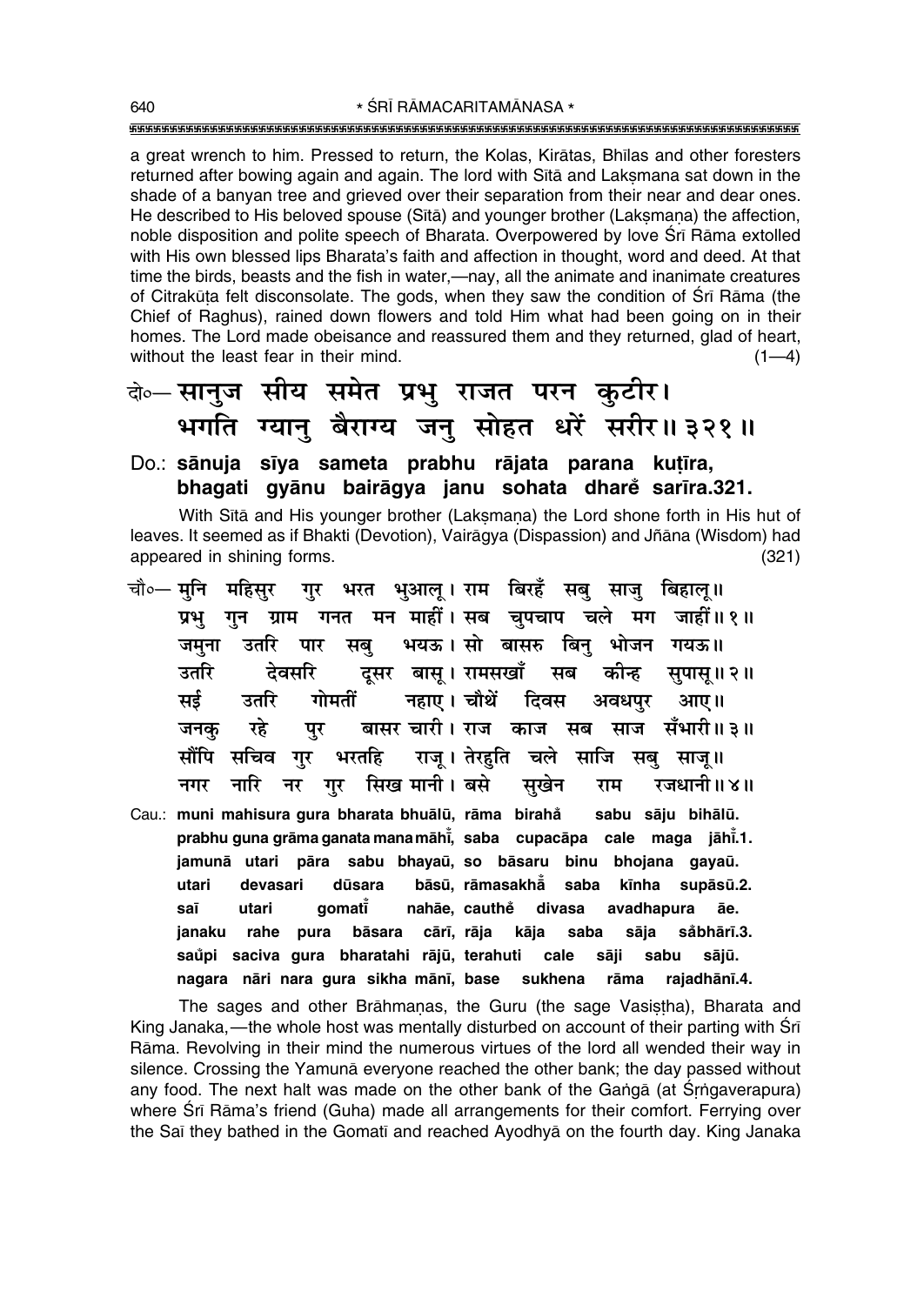a great wrench to him. Pressed to return, the Kolas, Kirātas, Bhīlas and other foresters returned after bowing again and again. The lord with Sītā and Lakṣmana sat down in the shade of a banyan tree and grieved over their separation from their near and dear ones. He described to His beloved spouse (Sītā) and younger brother (Lakṣmaṇa) the affection, noble disposition and polite speech of Bharata. Overpowered by love Śrī Rāma extolled with His own blessed lips Bharata's faith and affection in thought, word and deed. At that time the birds, beasts and the fish in water,—nay, all the animate and inanimate creatures of Citrakūṭa felt disconsolate. The gods, when they saw the condition of Śrī Rāma (the Chief of Raghus), rained down flowers and told Him what had been going on in their homes. The Lord made obeisance and reassured them and they returned, glad of heart, without the least fear in their mind. (1—4)

दो०— सानुज सीय समेत प्रभु राजत परन कुटीर।
भगति ग्यानु बैराग्य जनु सोहत धरें सरीर॥ ३२१॥

Do.: **sānuja sīya sameta prabhu rājata parana kuṭīra,**
**bhagati gyānu bairāgya janu sohata dhareṁ sarīra.321.**

With Sītā and His younger brother (Lakṣmaṇa) the Lord shone forth in His hut of leaves. It seemed as if Bhakti (Devotion), Vairāgya (Dispassion) and Jñāna (Wisdom) had appeared in shining forms. (321)

चौ०— मुनि महिसुर गुर भरत भुआलू। राम बिरहँ सबु साजु बिहालू॥
प्रभु गुन ग्राम गनत मन माहीं। सब चुपचाप चले मग जाहीं॥ १॥
जमुना उतरि पार सबु भयऊ। सो बासरु बिनु भोजन गयऊ॥
उतरि देवसरि दूसर बासू। रामसखाँ सब कीन्ह सुपासू॥ २॥
सई उतरि गोमतीं नहाए। चौथें दिवस अवधपुर आए॥
जनकु रहे पुर बासर चारी। राज काज सब साज सँभारी॥ ३॥
सौंपि सचिव गुर भरतहि राजू। तेरहुति चले साजि सबु साजू॥
नगर नारि नर गुर सिख मानी। बसे सुखेन राम रजधानी॥ ४॥

Cau.: **muni mahisura gura bharata bhuālū, rāma birahaँ sabu sāju bihālū.**
**prabhu guna grāma ganata mana māhīṁ, saba cupacāpa cale maga jāhīṁ.1.**
**jamunā utari pāra sabu bhayaū, so bāsaru binu bhojana gayaū.**
**utari devasari dūsara bāsū, rāmasakhāँ saba kīnha supāsū.2.**
**saī utari gomatīṁ nahāe, cautheṁ divasa avadhapura āe.**
**janaku rahe pura bāsara cārī, rāja kāja saba sāja saँbhārī.3.**
**saũpi saciva gura bharatahi rājū, terahuti cale sāji sabu sājū.**
**nagara nāri nara gura sikha mānī, base sukhena rāma rajadhānī.4.**

The sages and other Brāhmaṇas, the Guru (the sage Vasiṣṭha), Bharata and King Janaka,—the whole host was mentally disturbed on account of their parting with Śrī Rāma. Revolving in their mind the numerous virtues of the lord all wended their way in silence. Crossing the Yamunā everyone reached the other bank; the day passed without any food. The next halt was made on the other bank of the Gaṅgā (at Śṛṅgaverapura) where Śrī Rāma's friend (Guha) made all arrangements for their comfort. Ferrying over the Saī they bathed in the Gomatī and reached Ayodhyā on the fourth day. King Janaka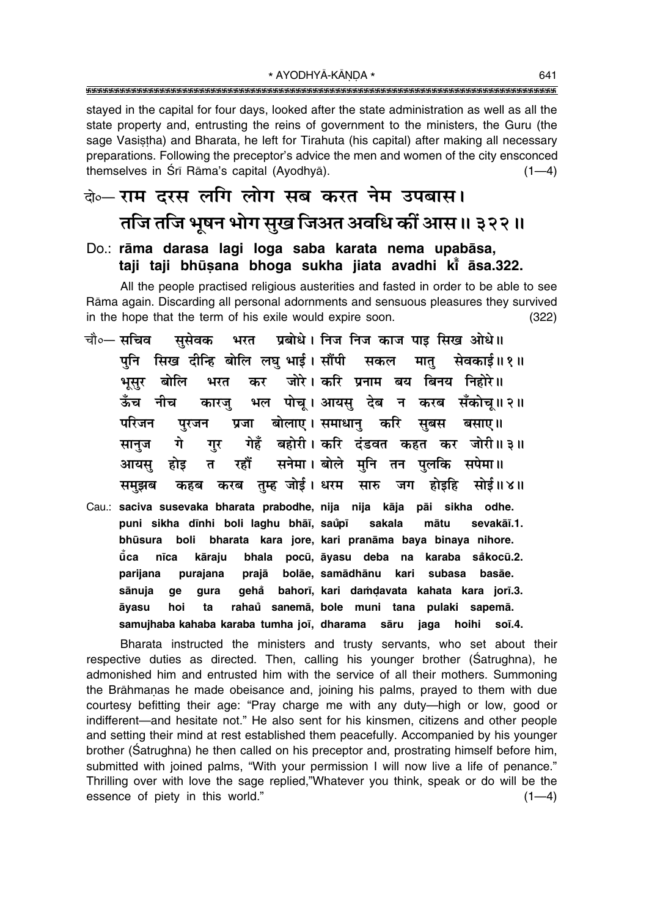stayed in the capital for four days, looked after the state administration as well as all the state property and, entrusting the reins of government to the ministers, the Guru (the sage Vasiṣṭha) and Bharata, he left for Tirahuta (his capital) after making all necessary preparations. Following the preceptor's advice the men and women of the city ensconced themselves in Śrī Rāma's capital (Ayodhyā). (1—4)

## दो०— राम दरस लगि लोग सब करत नेम उपबास। तजि तजि भूषन भोग सुख जिअत अवधि कीं आस॥ ३२२॥

**Do.: rāma darasa lagi loga saba karata nema upabāsa, taji taji bhūṣana bhoga sukha jiata avadhi kī̐ āsa.322.**

All the people practised religious austerities and fasted in order to be able to see Rāma again. Discarding all personal adornments and sensuous pleasures they survived in the hope that the term of his exile would expire soon. (322)

चौ०— सचिव सुसेवक भरत प्रबोधे। निज निज काज पाइ सिख ओधे॥
पुनि सिख दीन्हि बोलि लघु भाई। सौंपी सकल मातु सेवकाई॥ १॥
भूसुर बोलि भरत कर जोरे। करि प्रनाम बय बिनय निहोरे॥
ऊँच नीच कारजु भल पोचू। आयसु देब न करब सँकोचू॥ २॥
परिजन पुरजन प्रजा बोलाए। समाधानु करि सुबस बसाए॥
सानुज गे गुर गेहँ बहोरी। करि दंडवत कहत कर जोरी॥ ३॥
आयसु होइ त रहौं सनेमा। बोले मुनि तन पुलकि सपेमा॥
समुझब कहब करब तुम्ह जोई। धरम सारु जग होइहि सोई॥ ४॥

**Cau.: saciva susevaka bharata prabodhe, nija nija kāja pāi sikha odhe. puni sikha dīnhi boli laghu bhāī, sau̐pī sakala mātu sevakāī.1. bhūsura boli bharata kara jore, kari pranāma baya binaya nihore. ū̐ca nīca kāraju bhala pocū, āyasu deba na karaba sa̐kocū.2. parijana purajana prajā bolāe, samādhānu kari subasa basāe. sānuja ge gura gehȧ̐ bahorī, kari daṁḍavata kahata kara jorī.3. āyasu hoi ta rahau̐ sanemā, bole muni tana pulaki sapemā. samujhaba kahaba karaba tumha joī, dharama sāru jaga hoihi soī.4.**

Bharata instructed the ministers and trusty servants, who set about their respective duties as directed. Then, calling his younger brother (Śatrughna), he admonished him and entrusted him with the service of all their mothers. Summoning the Brāhmaṇas he made obeisance and, joining his palms, prayed to them with due courtesy befitting their age: "Pray charge me with any duty—high or low, good or indifferent—and hesitate not." He also sent for his kinsmen, citizens and other people and setting their mind at rest established them peacefully. Accompanied by his younger brother (Śatrughna) he then called on his preceptor and, prostrating himself before him, submitted with joined palms, "With your permission I will now live a life of penance." Thrilling over with love the sage replied,"Whatever you think, speak or do will be the essence of piety in this world." (1—4)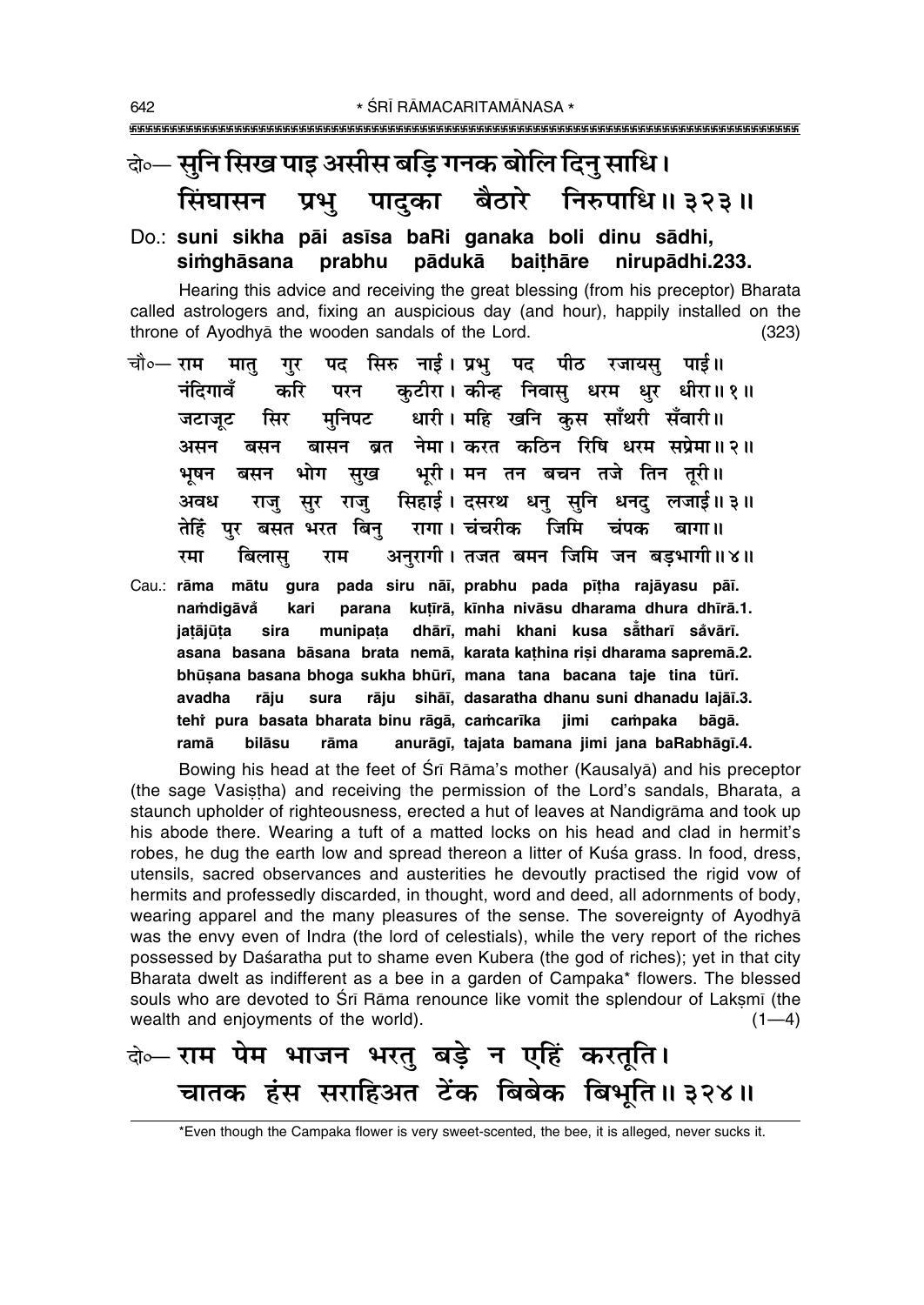दो०— सुनि सिख पाइ असीस बड़ि गनक बोलि दिनु साधि।
सिंघासन प्रभु पादुका बैठारे निरुपाधि॥ ३२३॥

Do.: **suni sikha pāi asīsa baRi ganaka boli dinu sādhi,**
**siṁghāsana prabhu pādukā baiṭhāre nirupādhi.233.**

Hearing this advice and receiving the great blessing (from his preceptor) Bharata called astrologers and, fixing an auspicious day (and hour), happily installed on the throne of Ayodhyā the wooden sandals of the Lord. (323)

चौ०— राम मातु गुर पद सिरु नाई। प्रभु पद पीठ रजायसु पाई॥
नंदिगावँ करि परन कुटीरा। कीन्ह निवासु धरम धुर धीरा॥ १॥
जटाजूट सिर मुनिपट धारी। महि खनि कुस साँथरी सँवारी॥
असन बसन बासन ब्रत नेमा। करत कठिन रिषि धरम सप्रेमा॥ २॥
भूषन बसन भोग सुख भूरी। मन तन बचन तजे तिन तूरी॥
अवध राजु सुर राजु सिहाई। दसरथ धनु सुनि धनदु लजाई॥ ३॥
तेहिं पुर बसत भरत बिनु रागा। चंचरीक जिमि चंपक बागा॥
रमा बिलासु राम अनुरागी। तजत बमन जिमि जन बड़भागी॥ ४॥

Cau.: **rāma mātu gura pada siru nāī, prabhu pada pīṭha rajāyasu pāī.**
**naṁdigāvaå kari parana kuṭīrā, kīnha nivāsu dharama dhura dhīrā.1.**
**jaṭājūṭa sira munipaṭa dhārī, mahi khani kusa såtharī såvārī.**
**asana basana bāsana brata nemā, karata kaṭhina riṣi dharama sapremā.2.**
**bhūṣana basana bhoga sukha bhūrī, mana tana bacana taje tina tūrī.**
**avadha rāju sura rāju sihāī, dasaratha dhanu suni dhanadu lajāī.3.**
**tehi pura basata bharata binu rāgā, caṁcarīka jimi caṁpaka bāgā.**
**ramā bilāsu rāma anurāgī, tajata bamana jimi jana baRabhāgī.4.**

Bowing his head at the feet of Śrī Rāma's mother (Kausalyā) and his preceptor (the sage Vasiṣṭha) and receiving the permission of the Lord's sandals, Bharata, a staunch upholder of righteousness, erected a hut of leaves at Nandigrāma and took up his abode there. Wearing a tuft of a matted locks on his head and clad in hermit's robes, he dug the earth low and spread thereon a litter of Kuśa grass. In food, dress, utensils, sacred observances and austerities he devoutly practised the rigid vow of hermits and professedly discarded, in thought, word and deed, all adornments of body, wearing apparel and the many pleasures of the sense. The sovereignty of Ayodhyā was the envy even of Indra (the lord of celestials), while the very report of the riches possessed by Daśaratha put to shame even Kubera (the god of riches); yet in that city Bharata dwelt as indifferent as a bee in a garden of Campaka* flowers. The blessed souls who are devoted to Śrī Rāma renounce like vomit the splendour of Lakṣmī (the wealth and enjoyments of the world). (1—4)

दो०— राम पेम भाजन भरतु बड़े न एहिं करतूति।
चातक हंस सराहिअत टेंक बिबेक बिभूति॥ ३२४॥

*Even though the Campaka flower is very sweet-scented, the bee, it is alleged, never sucks it.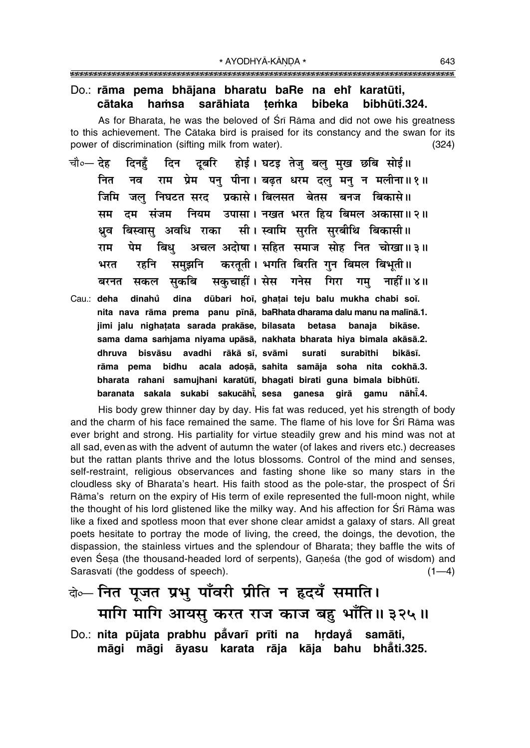Do.: **rāma pema bhājana bharatu baRe na ehi̐ karatūti,**
**cātaka haṁsa sarāhiata ṭeṁka bibeka bibhūti.324.**

As for Bharata, he was the beloved of Śrī Rāma and did not owe his greatness to this achievement. The Cātaka bird is praised for its constancy and the swan for its power of discrimination (sifting milk from water). (324)

चौ०— देह दिनहुँ दिन दूबरि होई। घटइ तेजु बलु मुख छबि सोई॥
नित नव राम प्रेम पनु पीना। बढ़त धरम दलु मनु न मलीना॥१॥
जिमि जलु निघटत सरद प्रकासे। बिलसत बेतस बनज बिकासे॥
सम दम संजम नियम उपासा। नखत भरत हिय बिमल अकासा॥२॥
ध्रुव बिस्वासु अवधि राका सी। स्वामि सुरति सुरबीथि बिकासी॥
राम पेम बिधु अचल अदोषा। सहित समाज सोह नित चोखा॥३॥
भरत रहनि समुझनि करतूती। भगति बिरति गुन बिमल बिभूती॥
बरनत सकल सुकबि सकुचाहीं। सेस गनेस गिरा गमु नाहीं॥४॥

Cau.: **deha dinahu̐ dina dūbari hoī, ghaṭai teju balu mukha chabi soī.**
**nita nava rāma prema panu pīnā, baRhata dharama dalu manu na malīnā.1.**
**jimi jalu nighaṭata sarada prakāse, bilasata betasa banaja bikāse.**
**sama dama saṁjama niyama upāsā, nakhata bharata hiya bimala akāsā.2.**
**dhruva bisvāsu avadhi rākā sī, svāmi surati surabīthi bikāsī.**
**rāma pema bidhu acala adoṣā, sahita samāja soha nita cokhā.3.**
**bharata rahani samujhani karatūtī, bhagati birati guna bimala bibhūtī.**
**baranata sakala sukabi sakucāhi̐, sesa ganesa girā gamu nāhi̐.4.**

His body grew thinner day by day. His fat was reduced, yet his strength of body and the charm of his face remained the same. The flame of his love for Śrī Rāma was ever bright and strong. His partiality for virtue steadily grew and his mind was not at all sad, even as with the advent of autumn the water (of lakes and rivers etc.) decreases but the rattan plants thrive and the lotus blossoms. Control of the mind and senses, self-restraint, religious observances and fasting shone like so many stars in the cloudless sky of Bharata's heart. His faith stood as the pole-star, the prospect of Śrī Rāma's return on the expiry of His term of exile represented the full-moon night, while the thought of his lord glistened like the milky way. And his affection for Śrī Rāma was like a fixed and spotless moon that ever shone clear amidst a galaxy of stars. All great poets hesitate to portray the mode of living, the creed, the doings, the devotion, the dispassion, the stainless virtues and the splendour of Bharata; they baffle the wits of even Śeṣa (the thousand-headed lord of serpents), Gaṇeśa (the god of wisdom) and Sarasvatī (the goddess of speech). (1—4)

दो०— नित पूजत प्रभु पाँवरी प्रीति न हृदयँ समाति।
मागि मागि आयसु करत राज काज बहु भाँति॥३२५॥

Do.: **nita pūjata prabhu pa̐varī prīti na hṛdaya̐ samāti,**
**māgi māgi āyasu karata rāja kāja bahu bhā̐ti.325.**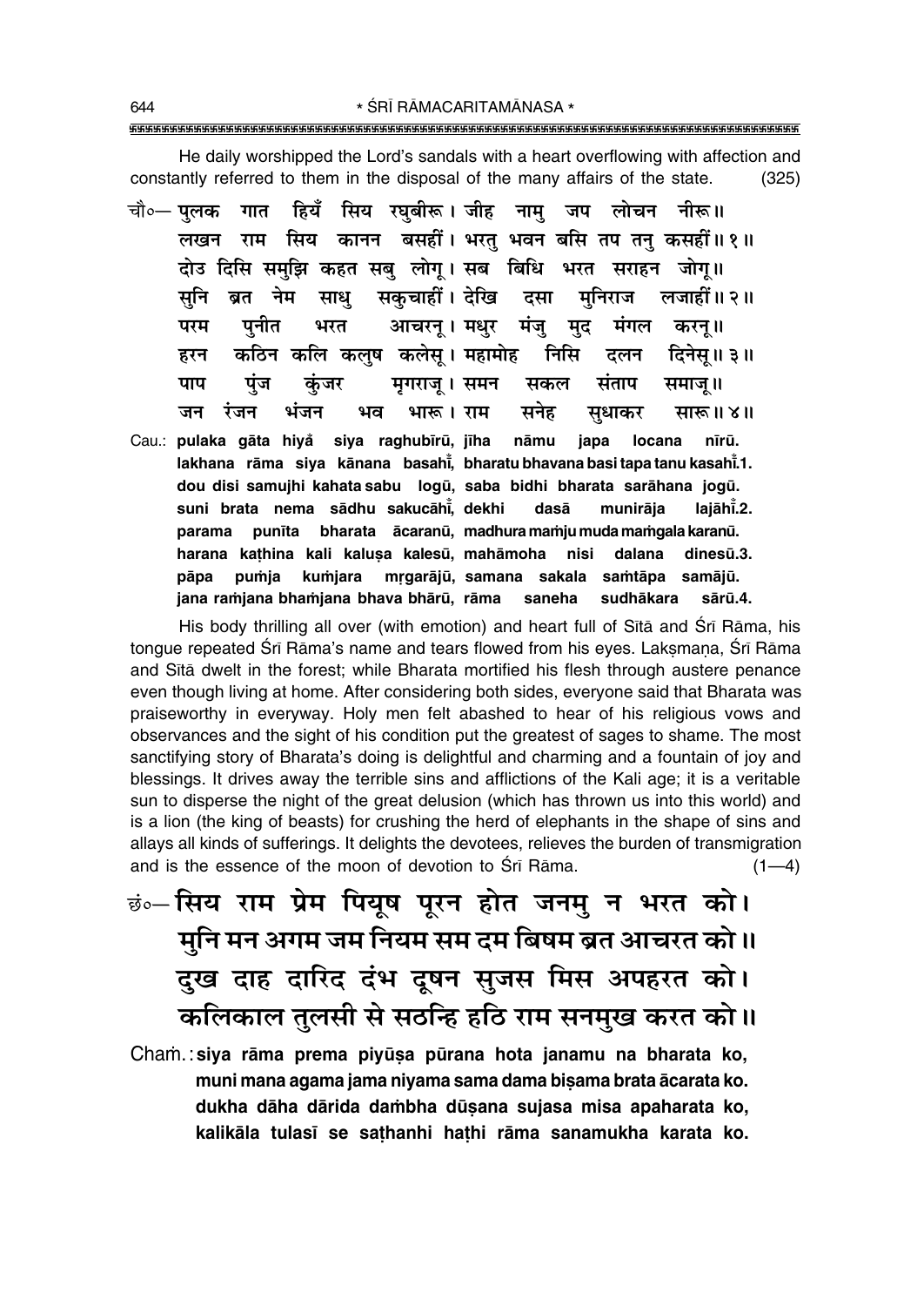He daily worshipped the Lord's sandals with a heart overflowing with affection and constantly referred to them in the disposal of the many affairs of the state. (325)

चौ०— पुलक गात हियँ सिय रघुबीरू। जीह नामु जप लोचन नीरू॥
लखन राम सिय कानन बसहीं। भरतु भवन बसि तप तनु कसहीं॥ १॥
दोउ दिसि समुझि कहत सबु लोगू। सब बिधि भरत सराहन जोगू॥
सुनि ब्रत नेम साधु सकुचाहीं। देखि दसा मुनिराज लजाहीं॥ २॥
परम पुनीत भरत आचरनू। मधुर मंजु मुद मंगल करनू॥
हरन कठिन कलि कलुष कलेसू। महामोह निसि दलन दिनेसू॥ ३॥
पाप पुंज कुंजर मृगराजू। समन सकल संताप समाजू॥
जन रंजन भंजन भव भारू। राम सनेह सुधाकर सारू॥ ४॥

Cau.: **pulaka gāta hiyå siya raghubīrū, jīha nāmu japa locana nīrū.**
**lakhana rāma siya kānana basahī̆, bharatu bhavana basi tapa tanu kasahī̆.1.**
**dou disi samujhi kahata sabu logū, saba bidhi bharata sarāhana jogū.**
**suni brata nema sādhu sakucāhī̆, dekhi dasā munirāja lajāhī̆.2.**
**parama punīta bharata ācaranū, madhura maṁju muda maṁgala karanū.**
**harana kaṭhina kali kaluṣa kalesū, mahāmoha nisi dalana dinesū.3.**
**pāpa puṁja kuṁjara mṛgarājū, samana sakala saṁtāpa samājū.**
**jana raṁjana bhaṁjana bhava bhārū, rāma saneha sudhākara sārū.4.**

His body thrilling all over (with emotion) and heart full of Sītā and Śrī Rāma, his tongue repeated Śrī Rāma's name and tears flowed from his eyes. Lakṣmaṇa, Śrī Rāma and Sītā dwelt in the forest; while Bharata mortified his flesh through austere penance even though living at home. After considering both sides, everyone said that Bharata was praiseworthy in everyway. Holy men felt abashed to hear of his religious vows and observances and the sight of his condition put the greatest of sages to shame. The most sanctifying story of Bharata's doing is delightful and charming and a fountain of joy and blessings. It drives away the terrible sins and afflictions of the Kali age; it is a veritable sun to disperse the night of the great delusion (which has thrown us into this world) and is a lion (the king of beasts) for crushing the herd of elephants in the shape of sins and allays all kinds of sufferings. It delights the devotees, relieves the burden of transmigration and is the essence of the moon of devotion to Śrī Rāma. (1—4)

छं०— सिय राम प्रेम पियूष पूरन होत जनमु न भरत को।
मुनि मन अगम जम नियम सम दम बिषम ब्रत आचरत को॥
दुख दाह दारिद दंभ दूषन सुजस मिस अपहरत को।
कलिकाल तुलसी से सठन्हि हठि राम सनमुख करत को॥

Chaṁ.: **siya rāma prema piyūṣa pūrana hota janamu na bharata ko,**
**muni mana agama jama niyama sama dama biṣama brata ācarata ko.**
**dukha dāha dārida daṁbha dūṣana sujasa misa apaharata ko,**
**kalikāla tulasī se saṭhanhi haṭhi rāma sanamukha karata ko.**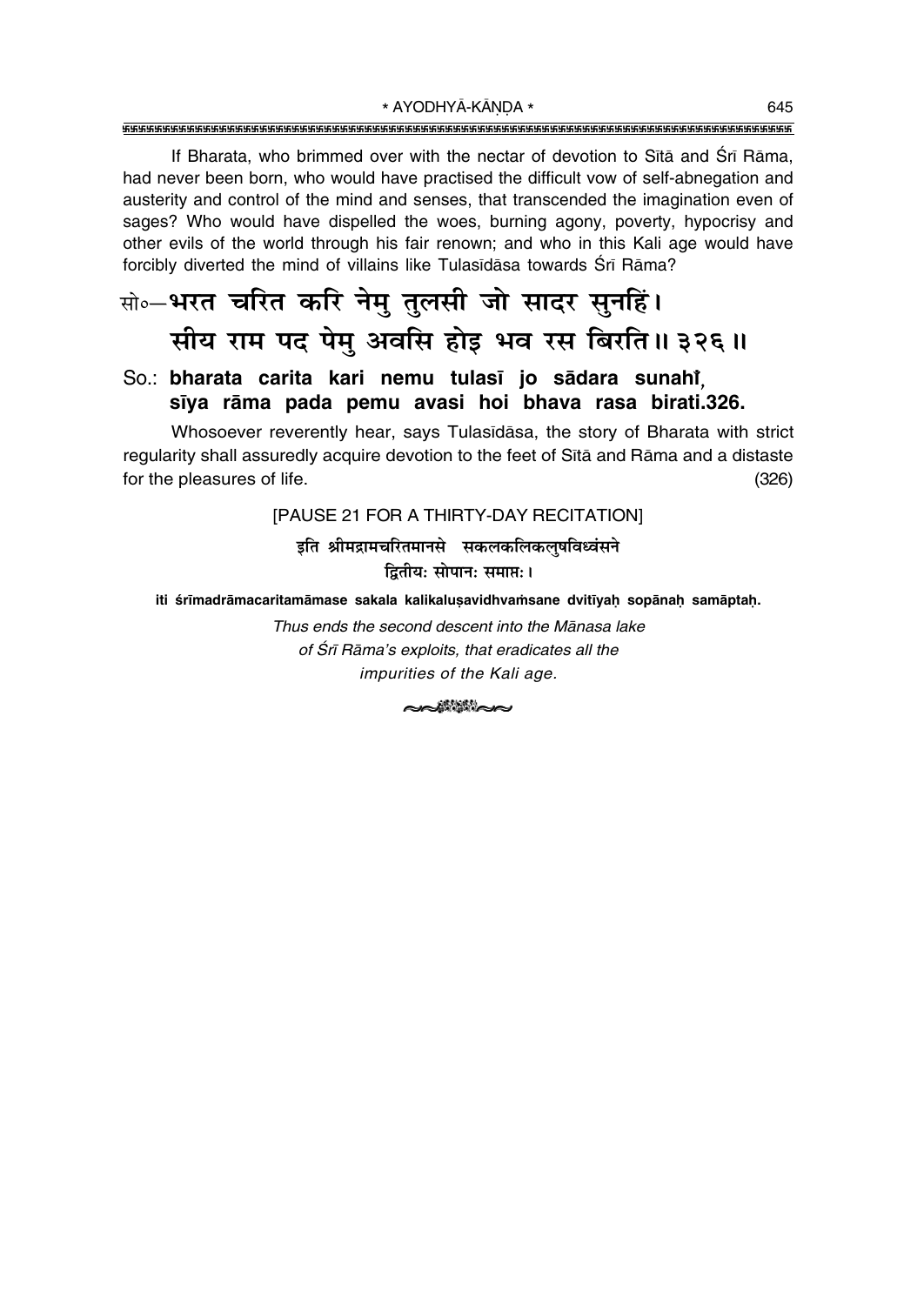If Bharata, who brimmed over with the nectar of devotion to Sītā and Śrī Rāma, had never been born, who would have practised the difficult vow of self-abnegation and austerity and control of the mind and senses, that transcended the imagination even of sages? Who would have dispelled the woes, burning agony, poverty, hypocrisy and other evils of the world through his fair renown; and who in this Kali age would have forcibly diverted the mind of villains like Tulasīdāsa towards Śrī Rāma?

सो०—**भरत चरित करि नेमु तुलसी जो सादर सुनहिं।**
**सीय राम पद पेमु अवसि होइ भव रस बिरति॥ ३२६॥**

So.: **bharata carita kari nemu tulasī jo sādara sunahi̐,**
**sīya rāma pada pemu avasi hoi bhava rasa birati.326.**

Whosoever reverently hear, says Tulasīdāsa, the story of Bharata with strict regularity shall assuredly acquire devotion to the feet of Sītā and Rāma and a distaste for the pleasures of life. (326)

[PAUSE 21 FOR A THIRTY-DAY RECITATION]

इति श्रीमद्रामचरितमानसे सकलकलिकलुषविध्वंसने
द्वितीयः सोपानः समाप्तः।

**iti śrīmadrāmacaritamāmase sakala kalikaluṣavidhvaṁsane dvitīyaḥ sopānaḥ samāptaḥ.**

*Thus ends the second descent into the Mānasa lake*
*of Śrī Rāma's exploits, that eradicates all the*
*impurities of the Kali age.*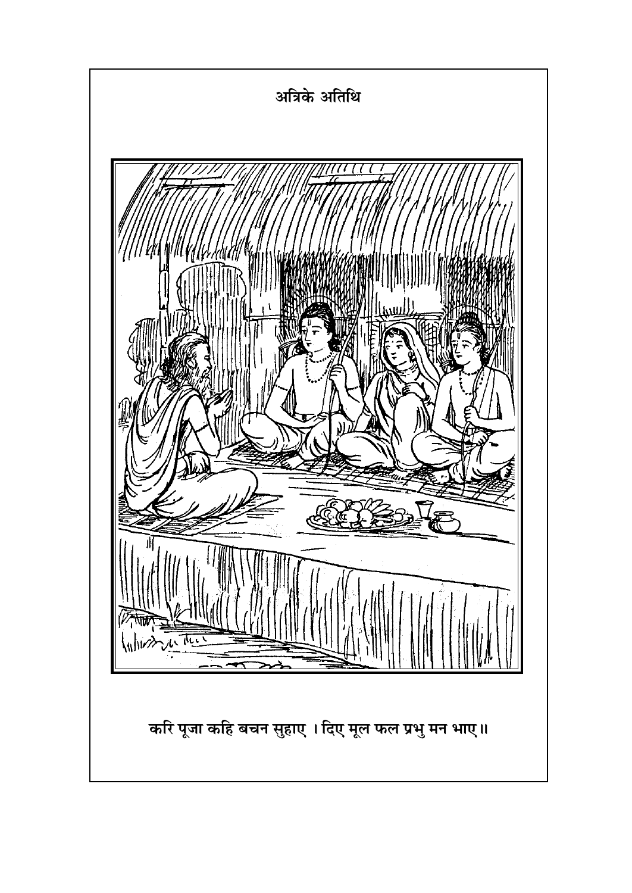अत्रिके अतिथि

करि पूजा कहि बचन सुहाए । दिए मूल फल प्रभु मन भाए ॥